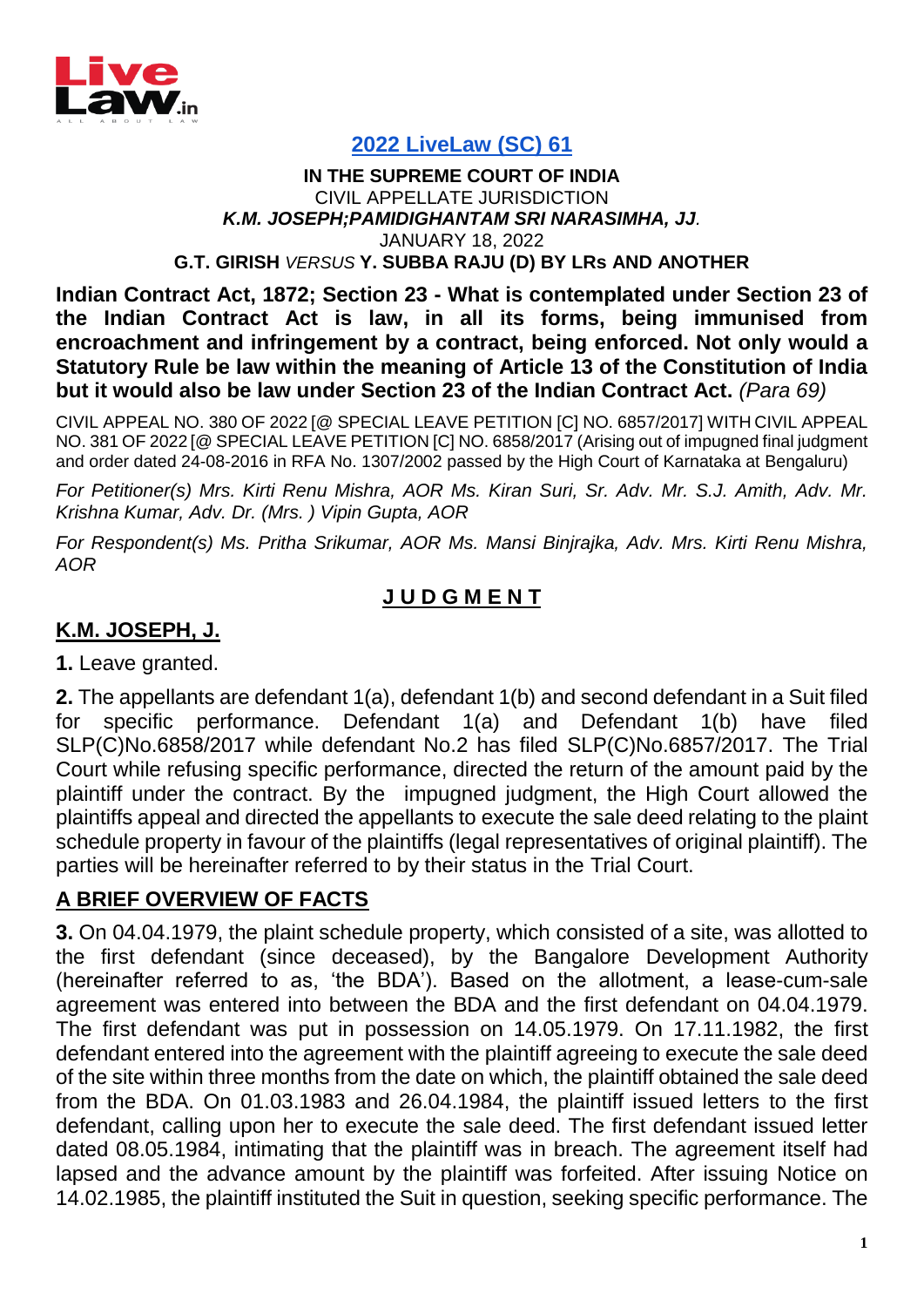## 2022 LiveLaw (SC) 61

**IN THE SUPREME COURT OF INDIA**
CIVIL APPELLATE JURISDICTION
***K.M. JOSEPH;PAMIDIGHANTAM SRI NARASIMHA, JJ*.**
JANUARY 18, 2022
**G.T. GIRISH** *VERSUS* **Y. SUBBA RAJU (D) BY LRs AND ANOTHER**

**Indian Contract Act, 1872; Section 23 - What is contemplated under Section 23 of the Indian Contract Act is law, in all its forms, being immunised from encroachment and infringement by a contract, being enforced. Not only would a Statutory Rule be law within the meaning of Article 13 of the Constitution of India but it would also be law under Section 23 of the Indian Contract Act.** *(Para 69)*

CIVIL APPEAL NO. 380 OF 2022 [@ SPECIAL LEAVE PETITION [C] NO. 6857/2017] WITH CIVIL APPEAL NO. 381 OF 2022 [@ SPECIAL LEAVE PETITION [C] NO. 6858/2017 (Arising out of impugned final judgment and order dated 24-08-2016 in RFA No. 1307/2002 passed by the High Court of Karnataka at Bengaluru)

*For Petitioner(s) Mrs. Kirti Renu Mishra, AOR Ms. Kiran Suri, Sr. Adv. Mr. S.J. Amith, Adv. Mr. Krishna Kumar, Adv. Dr. (Mrs. ) Vipin Gupta, AOR*

*For Respondent(s) Ms. Pritha Srikumar, AOR Ms. Mansi Binjrajka, Adv. Mrs. Kirti Renu Mishra, AOR*

## J U D G M E N T

### K.M. JOSEPH, J.

**1.** Leave granted.

**2.** The appellants are defendant 1(a), defendant 1(b) and second defendant in a Suit filed for specific performance. Defendant 1(a) and Defendant 1(b) have filed SLP(C)No.6858/2017 while defendant No.2 has filed SLP(C)No.6857/2017. The Trial Court while refusing specific performance, directed the return of the amount paid by the plaintiff under the contract. By the impugned judgment, the High Court allowed the plaintiffs appeal and directed the appellants to execute the sale deed relating to the plaint schedule property in favour of the plaintiffs (legal representatives of original plaintiff). The parties will be hereinafter referred to by their status in the Trial Court.

### A BRIEF OVERVIEW OF FACTS

**3.** On 04.04.1979, the plaint schedule property, which consisted of a site, was allotted to the first defendant (since deceased), by the Bangalore Development Authority (hereinafter referred to as, 'the BDA'). Based on the allotment, a lease-cum-sale agreement was entered into between the BDA and the first defendant on 04.04.1979. The first defendant was put in possession on 14.05.1979. On 17.11.1982, the first defendant entered into the agreement with the plaintiff agreeing to execute the sale deed of the site within three months from the date on which, the plaintiff obtained the sale deed from the BDA. On 01.03.1983 and 26.04.1984, the plaintiff issued letters to the first defendant, calling upon her to execute the sale deed. The first defendant issued letter dated 08.05.1984, intimating that the plaintiff was in breach. The agreement itself had lapsed and the advance amount by the plaintiff was forfeited. After issuing Notice on 14.02.1985, the plaintiff instituted the Suit in question, seeking specific performance. The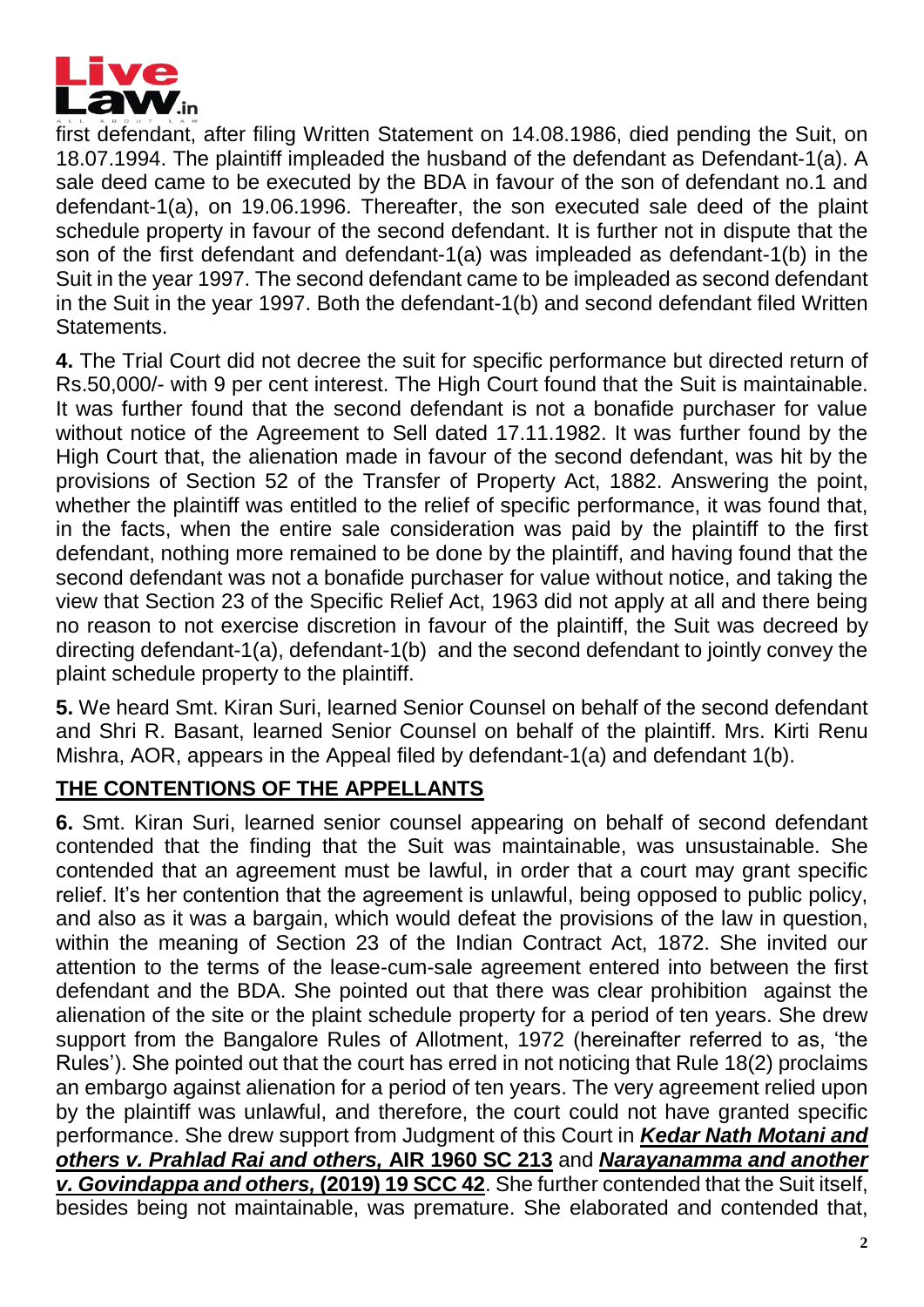first defendant, after filing Written Statement on 14.08.1986, died pending the Suit, on 18.07.1994. The plaintiff impleaded the husband of the defendant as Defendant-1(a). A sale deed came to be executed by the BDA in favour of the son of defendant no.1 and defendant-1(a), on 19.06.1996. Thereafter, the son executed sale deed of the plaint schedule property in favour of the second defendant. It is further not in dispute that the son of the first defendant and defendant-1(a) was impleaded as defendant-1(b) in the Suit in the year 1997. The second defendant came to be impleaded as second defendant in the Suit in the year 1997. Both the defendant-1(b) and second defendant filed Written Statements.

**4.** The Trial Court did not decree the suit for specific performance but directed return of Rs.50,000/- with 9 per cent interest. The High Court found that the Suit is maintainable. It was further found that the second defendant is not a bonafide purchaser for value without notice of the Agreement to Sell dated 17.11.1982. It was further found by the High Court that, the alienation made in favour of the second defendant, was hit by the provisions of Section 52 of the Transfer of Property Act, 1882. Answering the point, whether the plaintiff was entitled to the relief of specific performance, it was found that, in the facts, when the entire sale consideration was paid by the plaintiff to the first defendant, nothing more remained to be done by the plaintiff, and having found that the second defendant was not a bonafide purchaser for value without notice, and taking the view that Section 23 of the Specific Relief Act, 1963 did not apply at all and there being no reason to not exercise discretion in favour of the plaintiff, the Suit was decreed by directing defendant-1(a), defendant-1(b) and the second defendant to jointly convey the plaint schedule property to the plaintiff.

**5.** We heard Smt. Kiran Suri, learned Senior Counsel on behalf of the second defendant and Shri R. Basant, learned Senior Counsel on behalf of the plaintiff. Mrs. Kirti Renu Mishra, AOR, appears in the Appeal filed by defendant-1(a) and defendant 1(b).

## THE CONTENTIONS OF THE APPELLANTS

**6.** Smt. Kiran Suri, learned senior counsel appearing on behalf of second defendant contended that the finding that the Suit was maintainable, was unsustainable. She contended that an agreement must be lawful, in order that a court may grant specific relief. It's her contention that the agreement is unlawful, being opposed to public policy, and also as it was a bargain, which would defeat the provisions of the law in question, within the meaning of Section 23 of the Indian Contract Act, 1872. She invited our attention to the terms of the lease-cum-sale agreement entered into between the first defendant and the BDA. She pointed out that there was clear prohibition against the alienation of the site or the plaint schedule property for a period of ten years. She drew support from the Bangalore Rules of Allotment, 1972 (hereinafter referred to as, 'the Rules'). She pointed out that the court has erred in not noticing that Rule 18(2) proclaims an embargo against alienation for a period of ten years. The very agreement relied upon by the plaintiff was unlawful, and therefore, the court could not have granted specific performance. She drew support from Judgment of this Court in ***Kedar Nath Motani and others v. Prahlad Rai and others,* AIR 1960 SC 213** and ***Narayanamma and another v. Govindappa and others,* (2019) 19 SCC 42**. She further contended that the Suit itself, besides being not maintainable, was premature. She elaborated and contended that,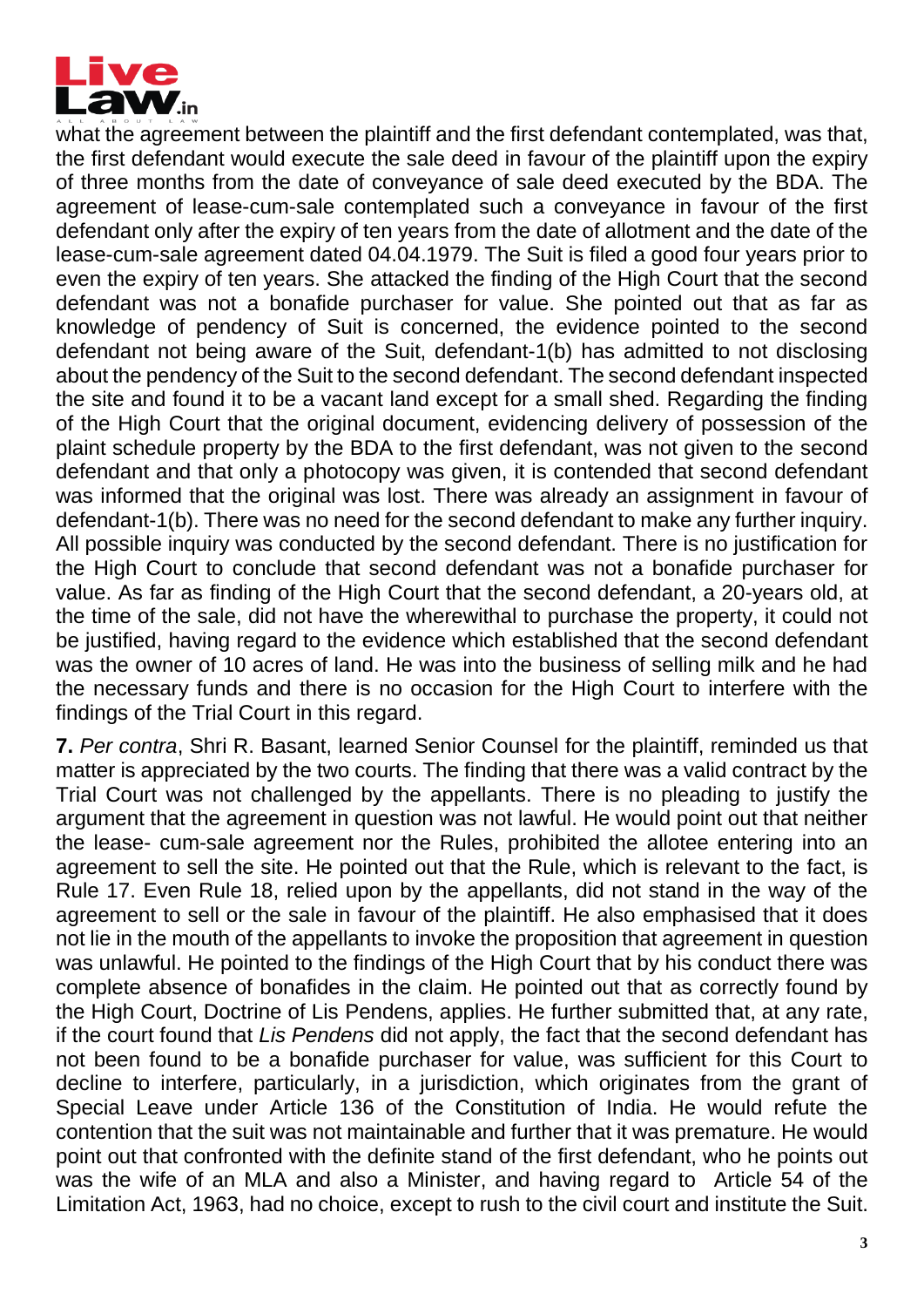what the agreement between the plaintiff and the first defendant contemplated, was that, the first defendant would execute the sale deed in favour of the plaintiff upon the expiry of three months from the date of conveyance of sale deed executed by the BDA. The agreement of lease-cum-sale contemplated such a conveyance in favour of the first defendant only after the expiry of ten years from the date of allotment and the date of the lease-cum-sale agreement dated 04.04.1979. The Suit is filed a good four years prior to even the expiry of ten years. She attacked the finding of the High Court that the second defendant was not a bonafide purchaser for value. She pointed out that as far as knowledge of pendency of Suit is concerned, the evidence pointed to the second defendant not being aware of the Suit, defendant-1(b) has admitted to not disclosing about the pendency of the Suit to the second defendant. The second defendant inspected the site and found it to be a vacant land except for a small shed. Regarding the finding of the High Court that the original document, evidencing delivery of possession of the plaint schedule property by the BDA to the first defendant, was not given to the second defendant and that only a photocopy was given, it is contended that second defendant was informed that the original was lost. There was already an assignment in favour of defendant-1(b). There was no need for the second defendant to make any further inquiry. All possible inquiry was conducted by the second defendant. There is no justification for the High Court to conclude that second defendant was not a bonafide purchaser for value. As far as finding of the High Court that the second defendant, a 20-years old, at the time of the sale, did not have the wherewithal to purchase the property, it could not be justified, having regard to the evidence which established that the second defendant was the owner of 10 acres of land. He was into the business of selling milk and he had the necessary funds and there is no occasion for the High Court to interfere with the findings of the Trial Court in this regard.

**7.** *Per contra*, Shri R. Basant, learned Senior Counsel for the plaintiff, reminded us that matter is appreciated by the two courts. The finding that there was a valid contract by the Trial Court was not challenged by the appellants. There is no pleading to justify the argument that the agreement in question was not lawful. He would point out that neither the lease- cum-sale agreement nor the Rules, prohibited the allotee entering into an agreement to sell the site. He pointed out that the Rule, which is relevant to the fact, is Rule 17. Even Rule 18, relied upon by the appellants, did not stand in the way of the agreement to sell or the sale in favour of the plaintiff. He also emphasised that it does not lie in the mouth of the appellants to invoke the proposition that agreement in question was unlawful. He pointed to the findings of the High Court that by his conduct there was complete absence of bonafides in the claim. He pointed out that as correctly found by the High Court, Doctrine of Lis Pendens, applies. He further submitted that, at any rate, if the court found that *Lis Pendens* did not apply, the fact that the second defendant has not been found to be a bonafide purchaser for value, was sufficient for this Court to decline to interfere, particularly, in a jurisdiction, which originates from the grant of Special Leave under Article 136 of the Constitution of India. He would refute the contention that the suit was not maintainable and further that it was premature. He would point out that confronted with the definite stand of the first defendant, who he points out was the wife of an MLA and also a Minister, and having regard to Article 54 of the Limitation Act, 1963, had no choice, except to rush to the civil court and institute the Suit.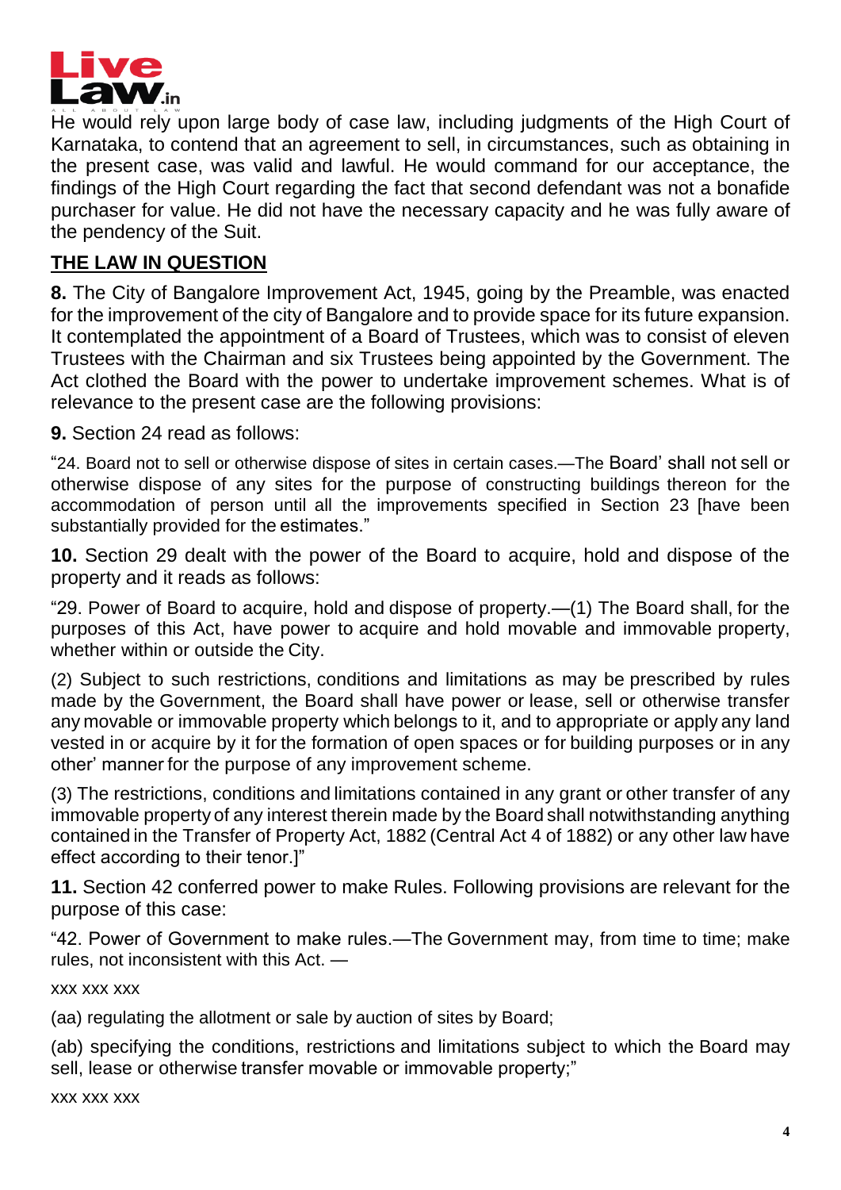He would rely upon large body of case law, including judgments of the High Court of Karnataka, to contend that an agreement to sell, in circumstances, such as obtaining in the present case, was valid and lawful. He would command for our acceptance, the findings of the High Court regarding the fact that second defendant was not a bonafide purchaser for value. He did not have the necessary capacity and he was fully aware of the pendency of the Suit.

## THE LAW IN QUESTION

**8.** The City of Bangalore Improvement Act, 1945, going by the Preamble, was enacted for the improvement of the city of Bangalore and to provide space for its future expansion. It contemplated the appointment of a Board of Trustees, which was to consist of eleven Trustees with the Chairman and six Trustees being appointed by the Government. The Act clothed the Board with the power to undertake improvement schemes. What is of relevance to the present case are the following provisions:

**9.** Section 24 read as follows:

"24. Board not to sell or otherwise dispose of sites in certain cases.—The Board' shall not sell or otherwise dispose of any sites for the purpose of constructing buildings thereon for the accommodation of person until all the improvements specified in Section 23 [have been substantially provided for the estimates."

**10.** Section 29 dealt with the power of the Board to acquire, hold and dispose of the property and it reads as follows:

"29. Power of Board to acquire, hold and dispose of property.—(1) The Board shall, for the purposes of this Act, have power to acquire and hold movable and immovable property, whether within or outside the City.

(2) Subject to such restrictions, conditions and limitations as may be prescribed by rules made by the Government, the Board shall have power or lease, sell or otherwise transfer any movable or immovable property which belongs to it, and to appropriate or apply any land vested in or acquire by it for the formation of open spaces or for building purposes or in any other' manner for the purpose of any improvement scheme.

(3) The restrictions, conditions and limitations contained in any grant or other transfer of any immovable property of any interest therein made by the Board shall notwithstanding anything contained in the Transfer of Property Act, 1882 (Central Act 4 of 1882) or any other law have effect according to their tenor.]"

**11.** Section 42 conferred power to make Rules. Following provisions are relevant for the purpose of this case:

"42. Power of Government to make rules.—The Government may, from time to time; make rules, not inconsistent with this Act. —

xxx xxx xxx

(aa) regulating the allotment or sale by auction of sites by Board;

(ab) specifying the conditions, restrictions and limitations subject to which the Board may sell, lease or otherwise transfer movable or immovable property;"

xxx xxx xxx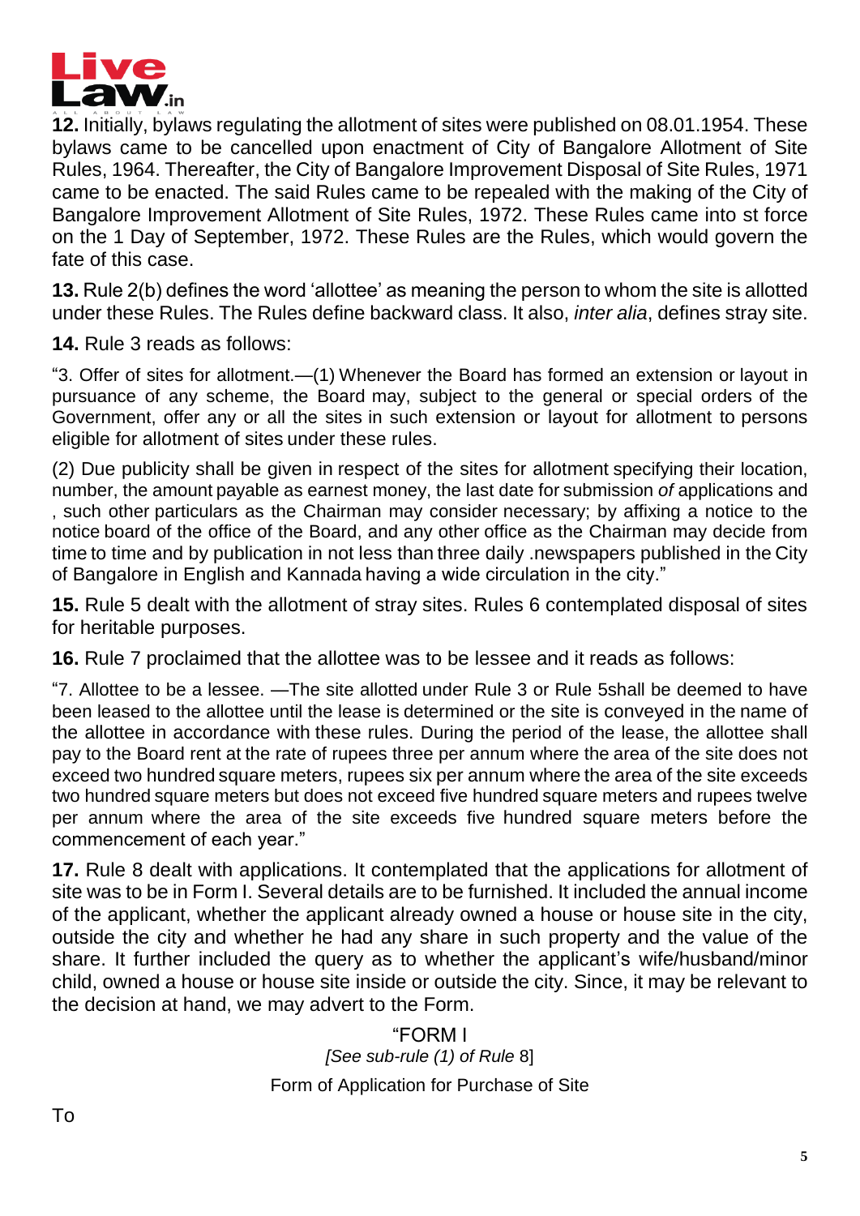**12.** Initially, bylaws regulating the allotment of sites were published on 08.01.1954. These bylaws came to be cancelled upon enactment of City of Bangalore Allotment of Site Rules, 1964. Thereafter, the City of Bangalore Improvement Disposal of Site Rules, 1971 came to be enacted. The said Rules came to be repealed with the making of the City of Bangalore Improvement Allotment of Site Rules, 1972. These Rules came into st force on the 1 Day of September, 1972. These Rules are the Rules, which would govern the fate of this case.

**13.** Rule 2(b) defines the word 'allottee' as meaning the person to whom the site is allotted under these Rules. The Rules define backward class. It also, *inter alia*, defines stray site.

**14.** Rule 3 reads as follows:

"3. Offer of sites for allotment.—(1) Whenever the Board has formed an extension or layout in pursuance of any scheme, the Board may, subject to the general or special orders of the Government, offer any or all the sites in such extension or layout for allotment to persons eligible for allotment of sites under these rules.

(2) Due publicity shall be given in respect of the sites for allotment specifying their location, number, the amount payable as earnest money, the last date for submission *of* applications and , such other particulars as the Chairman may consider necessary; by affixing a notice to the notice board of the office of the Board, and any other office as the Chairman may decide from time to time and by publication in not less than three daily .newspapers published in the City of Bangalore in English and Kannada having a wide circulation in the city."

**15.** Rule 5 dealt with the allotment of stray sites. Rules 6 contemplated disposal of sites for heritable purposes.

**16.** Rule 7 proclaimed that the allottee was to be lessee and it reads as follows:

"7. Allottee to be a lessee. —The site allotted under Rule 3 or Rule 5shall be deemed to have been leased to the allottee until the lease is determined or the site is conveyed in the name of the allottee in accordance with these rules. During the period of the lease, the allottee shall pay to the Board rent at the rate of rupees three per annum where the area of the site does not exceed two hundred square meters, rupees six per annum where the area of the site exceeds two hundred square meters but does not exceed five hundred square meters and rupees twelve per annum where the area of the site exceeds five hundred square meters before the commencement of each year."

**17.** Rule 8 dealt with applications. It contemplated that the applications for allotment of site was to be in Form I. Several details are to be furnished. It included the annual income of the applicant, whether the applicant already owned a house or house site in the city, outside the city and whether he had any share in such property and the value of the share. It further included the query as to whether the applicant's wife/husband/minor child, owned a house or house site inside or outside the city. Since, it may be relevant to the decision at hand, we may advert to the Form.

"FORM I

*[See sub-rule (1) of Rule* 8]

Form of Application for Purchase of Site

To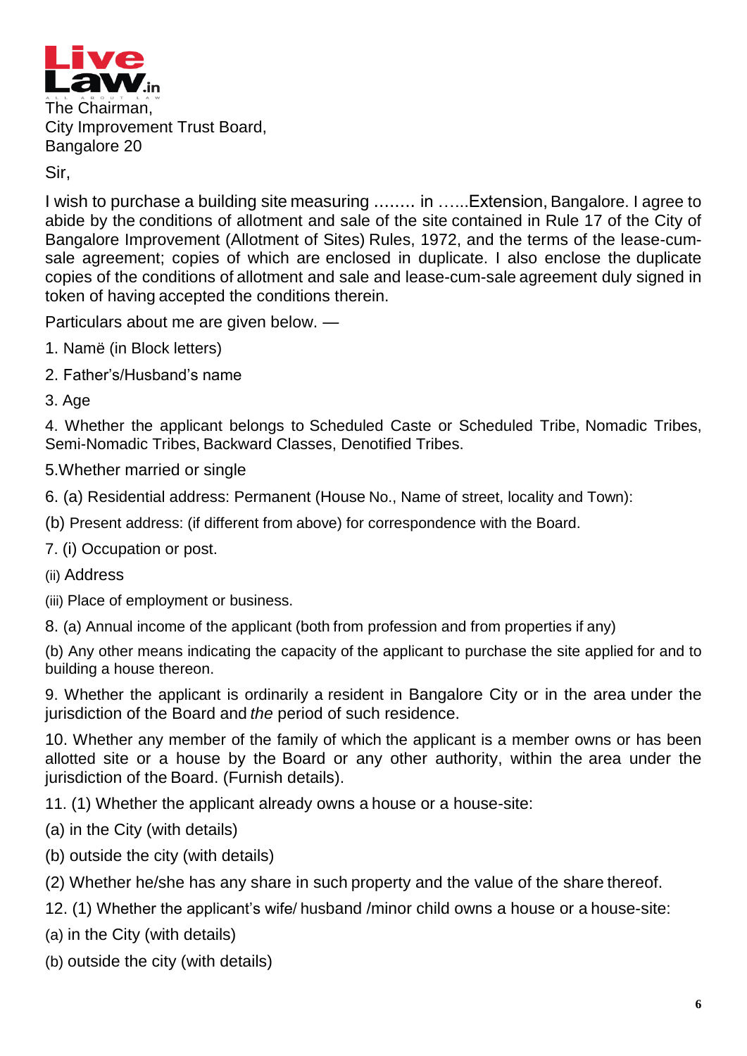The Chairman,
City Improvement Trust Board,
Bangalore 20

Sir,

I wish to purchase a building site measuring …….. in …...Extension, Bangalore. I agree to abide by the conditions of allotment and sale of the site contained in Rule 17 of the City of Bangalore Improvement (Allotment of Sites) Rules, 1972, and the terms of the lease-cum-sale agreement; copies of which are enclosed in duplicate. I also enclose the duplicate copies of the conditions of allotment and sale and lease-cum-sale agreement duly signed in token of having accepted the conditions therein.

Particulars about me are given below. —

1. Namë (in Block letters)

2. Father's/Husband's name

3. Age

4. Whether the applicant belongs to Scheduled Caste or Scheduled Tribe, Nomadic Tribes, Semi-Nomadic Tribes, Backward Classes, Denotified Tribes.

5.Whether married or single

6. (a) Residential address: Permanent (House No., Name of street, locality and Town):

(b) Present address: (if different from above) for correspondence with the Board.

7. (i) Occupation or post.

(ii) Address

(iii) Place of employment or business.

8. (a) Annual income of the applicant (both from profession and from properties if any)

(b) Any other means indicating the capacity of the applicant to purchase the site applied for and to building a house thereon.

9. Whether the applicant is ordinarily a resident in Bangalore City or in the area under the jurisdiction of the Board and *the* period of such residence.

10. Whether any member of the family of which the applicant is a member owns or has been allotted site or a house by the Board or any other authority, within the area under the jurisdiction of the Board. (Furnish details).

11. (1) Whether the applicant already owns a house or a house-site:

(a) in the City (with details)

(b) outside the city (with details)

(2) Whether he/she has any share in such property and the value of the share thereof.

12. (1) Whether the applicant's wife/ husband /minor child owns a house or a house-site:

(a) in the City (with details)

(b) outside the city (with details)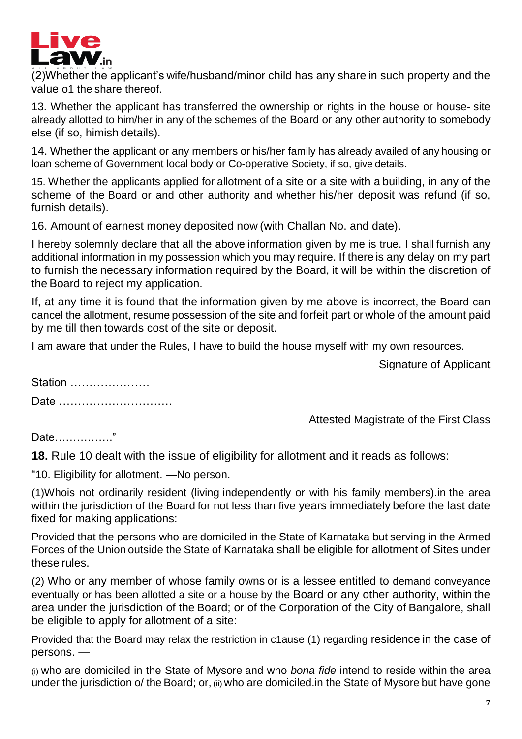(2)Whether the applicant's wife/husband/minor child has any share in such property and the value o1 the share thereof.

13. Whether the applicant has transferred the ownership or rights in the house or house- site already allotted to him/her in any of the schemes of the Board or any other authority to somebody else (if so, himish details).

14. Whether the applicant or any members or his/her family has already availed of any housing or loan scheme of Government local body or Co-operative Society, if so, give details.

15. Whether the applicants applied for allotment of a site or a site with a building, in any of the scheme of the Board or and other authority and whether his/her deposit was refund (if so, furnish details).

16. Amount of earnest money deposited now (with Challan No. and date).

I hereby solemnly declare that all the above information given by me is true. I shall furnish any additional information in my possession which you may require. If there is any delay on my part to furnish the necessary information required by the Board, it will be within the discretion of the Board to reject my application.

If, at any time it is found that the information given by me above is incorrect, the Board can cancel the allotment, resume possession of the site and forfeit part or whole of the amount paid by me till then towards cost of the site or deposit.

I am aware that under the Rules, I have to build the house myself with my own resources.

Signature of Applicant

Station …………………

Date …………………………

Attested Magistrate of the First Class

Date……………."

**18.** Rule 10 dealt with the issue of eligibility for allotment and it reads as follows:

"10. Eligibility for allotment. —No person.

(1)Whois not ordinarily resident (living independently or with his family members).in the area within the jurisdiction of the Board for not less than five years immediately before the last date fixed for making applications:

Provided that the persons who are domiciled in the State of Karnataka but serving in the Armed Forces of the Union outside the State of Karnataka shall be eligible for allotment of Sites under these rules.

(2) Who or any member of whose family owns or is a lessee entitled to demand conveyance eventually or has been allotted a site or a house by the Board or any other authority, within the area under the jurisdiction of the Board; or of the Corporation of the City of Bangalore, shall be eligible to apply for allotment of a site:

Provided that the Board may relax the restriction in c1ause (1) regarding residence in the case of persons. —

(i) who are domiciled in the State of Mysore and who *bona fide* intend to reside within the area under the jurisdiction o/ the Board; or, (ii) who are domiciled.in the State of Mysore but have gone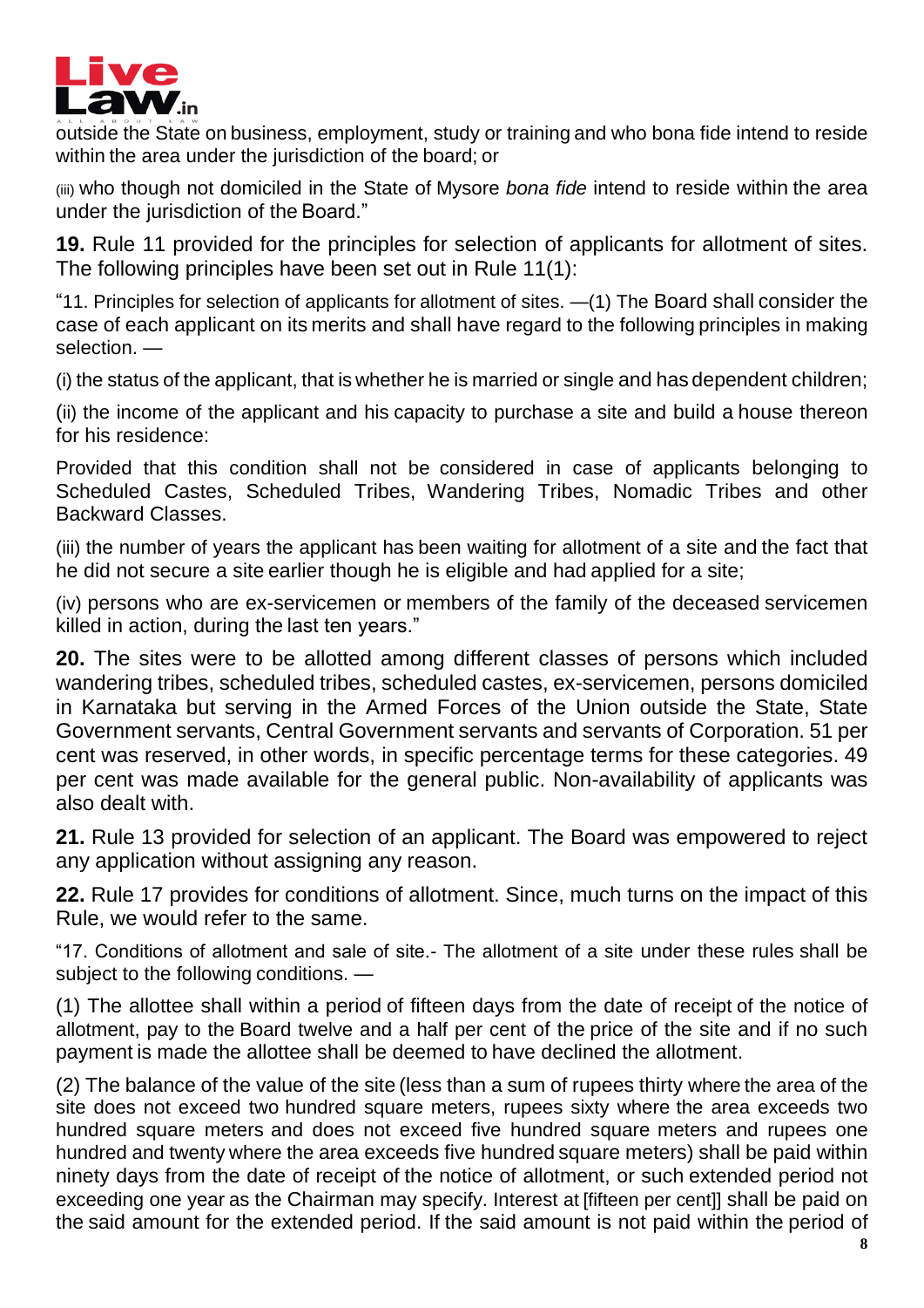outside the State on business, employment, study or training and who bona fide intend to reside within the area under the jurisdiction of the board; or

(iii) who though not domiciled in the State of Mysore *bona fide* intend to reside within the area under the jurisdiction of the Board."

**19.** Rule 11 provided for the principles for selection of applicants for allotment of sites. The following principles have been set out in Rule 11(1):

"11. Principles for selection of applicants for allotment of sites. —(1) The Board shall consider the case of each applicant on its merits and shall have regard to the following principles in making selection. —

(i) the status of the applicant, that is whether he is married or single and has dependent children;

(ii) the income of the applicant and his capacity to purchase a site and build a house thereon for his residence:

Provided that this condition shall not be considered in case of applicants belonging to Scheduled Castes, Scheduled Tribes, Wandering Tribes, Nomadic Tribes and other Backward Classes.

(iii) the number of years the applicant has been waiting for allotment of a site and the fact that he did not secure a site earlier though he is eligible and had applied for a site;

(iv) persons who are ex-servicemen or members of the family of the deceased servicemen killed in action, during the last ten years."

**20.** The sites were to be allotted among different classes of persons which included wandering tribes, scheduled tribes, scheduled castes, ex-servicemen, persons domiciled in Karnataka but serving in the Armed Forces of the Union outside the State, State Government servants, Central Government servants and servants of Corporation. 51 per cent was reserved, in other words, in specific percentage terms for these categories. 49 per cent was made available for the general public. Non-availability of applicants was also dealt with.

**21.** Rule 13 provided for selection of an applicant. The Board was empowered to reject any application without assigning any reason.

**22.** Rule 17 provides for conditions of allotment. Since, much turns on the impact of this Rule, we would refer to the same.

"17. Conditions of allotment and sale of site.- The allotment of a site under these rules shall be subject to the following conditions. —

(1) The allottee shall within a period of fifteen days from the date of receipt of the notice of allotment, pay to the Board twelve and a half per cent of the price of the site and if no such payment is made the allottee shall be deemed to have declined the allotment.

(2) The balance of the value of the site (less than a sum of rupees thirty where the area of the site does not exceed two hundred square meters, rupees sixty where the area exceeds two hundred square meters and does not exceed five hundred square meters and rupees one hundred and twenty where the area exceeds five hundred square meters) shall be paid within ninety days from the date of receipt of the notice of allotment, or such extended period not exceeding one year as the Chairman may specify. Interest at [fifteen per cent]] shall be paid on the said amount for the extended period. If the said amount is not paid within the period of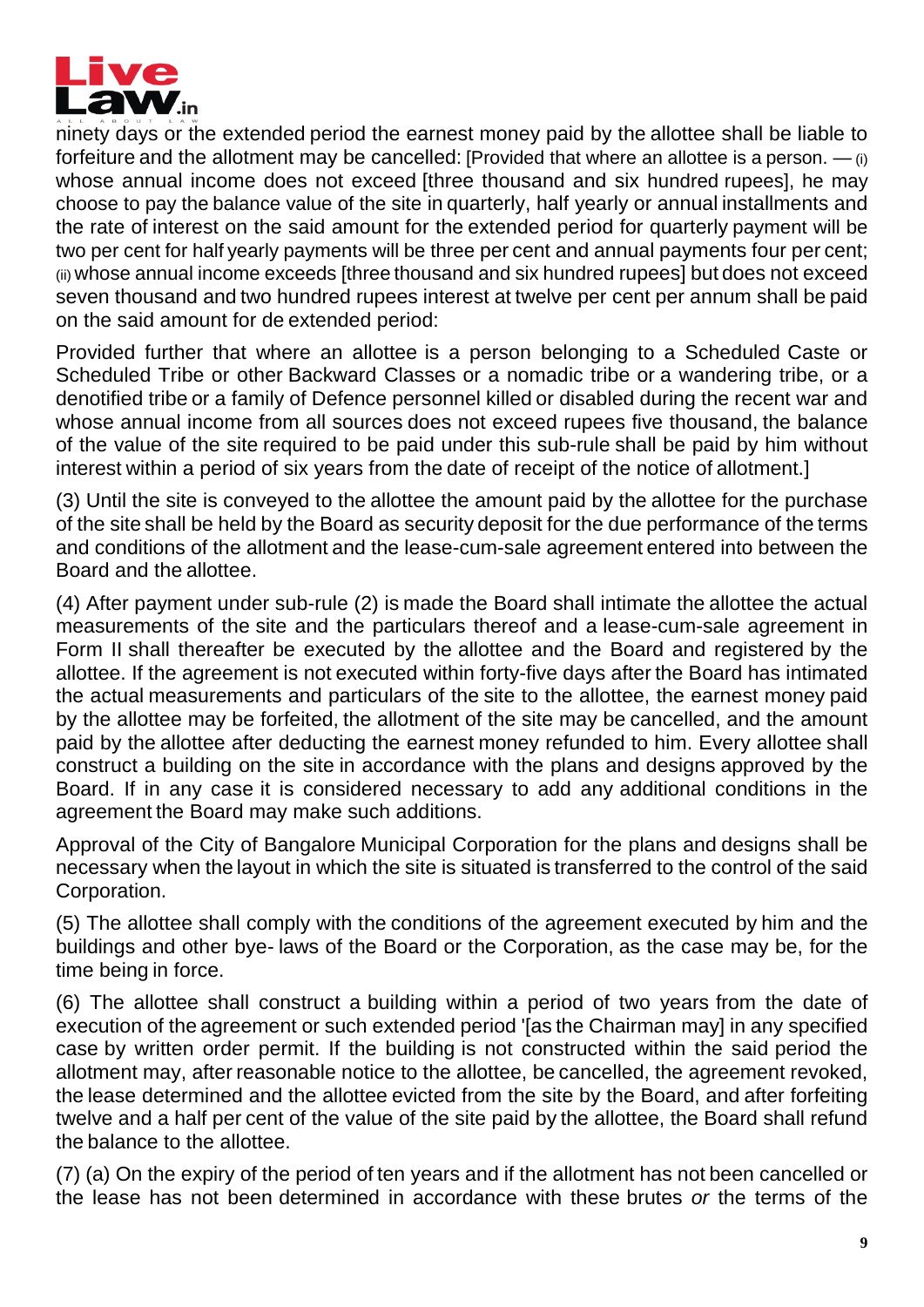ninety days or the extended period the earnest money paid by the allottee shall be liable to forfeiture and the allotment may be cancelled: [Provided that where an allottee is a person. — (i) whose annual income does not exceed [three thousand and six hundred rupees], he may choose to pay the balance value of the site in quarterly, half yearly or annual installments and the rate of interest on the said amount for the extended period for quarterly payment will be two per cent for half yearly payments will be three per cent and annual payments four per cent; (ii) whose annual income exceeds [three thousand and six hundred rupees] but does not exceed seven thousand and two hundred rupees interest at twelve per cent per annum shall be paid on the said amount for de extended period:

Provided further that where an allottee is a person belonging to a Scheduled Caste or Scheduled Tribe or other Backward Classes or a nomadic tribe or a wandering tribe, or a denotified tribe or a family of Defence personnel killed or disabled during the recent war and whose annual income from all sources does not exceed rupees five thousand, the balance of the value of the site required to be paid under this sub-rule shall be paid by him without interest within a period of six years from the date of receipt of the notice of allotment.]

(3) Until the site is conveyed to the allottee the amount paid by the allottee for the purchase of the site shall be held by the Board as security deposit for the due performance of the terms and conditions of the allotment and the lease-cum-sale agreement entered into between the Board and the allottee.

(4) After payment under sub-rule (2) is made the Board shall intimate the allottee the actual measurements of the site and the particulars thereof and a lease-cum-sale agreement in Form II shall thereafter be executed by the allottee and the Board and registered by the allottee. If the agreement is not executed within forty-five days after the Board has intimated the actual measurements and particulars of the site to the allottee, the earnest money paid by the allottee may be forfeited, the allotment of the site may be cancelled, and the amount paid by the allottee after deducting the earnest money refunded to him. Every allottee shall construct a building on the site in accordance with the plans and designs approved by the Board. If in any case it is considered necessary to add any additional conditions in the agreement the Board may make such additions.

Approval of the City of Bangalore Municipal Corporation for the plans and designs shall be necessary when the layout in which the site is situated is transferred to the control of the said Corporation.

(5) The allottee shall comply with the conditions of the agreement executed by him and the buildings and other bye- laws of the Board or the Corporation, as the case may be, for the time being in force.

(6) The allottee shall construct a building within a period of two years from the date of execution of the agreement or such extended period '[as the Chairman may] in any specified case by written order permit. If the building is not constructed within the said period the allotment may, after reasonable notice to the allottee, be cancelled, the agreement revoked, the lease determined and the allottee evicted from the site by the Board, and after forfeiting twelve and a half per cent of the value of the site paid by the allottee, the Board shall refund the balance to the allottee.

(7) (a) On the expiry of the period of ten years and if the allotment has not been cancelled or the lease has not been determined in accordance with these brutes *or* the terms of the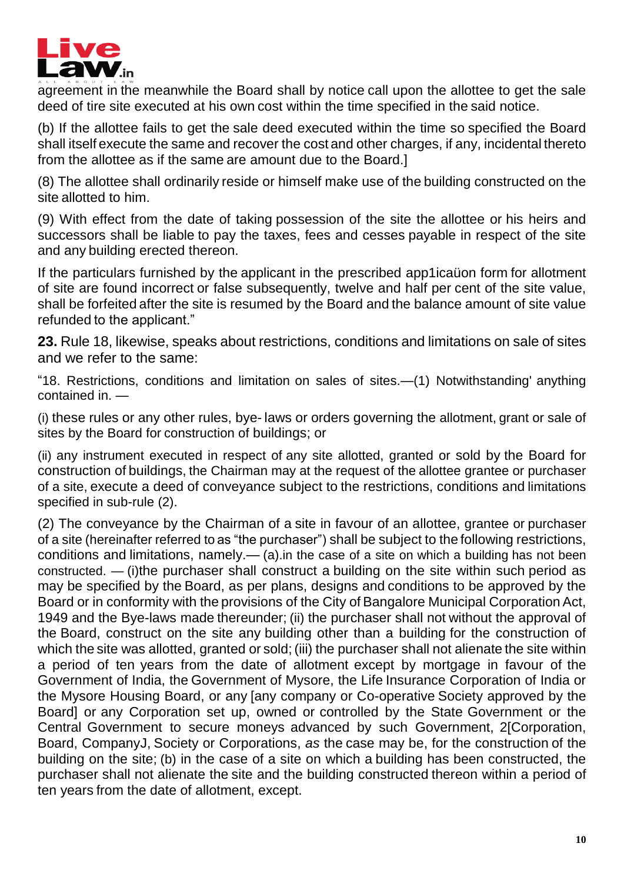agreement in the meanwhile the Board shall by notice call upon the allottee to get the sale deed of tire site executed at his own cost within the time specified in the said notice.

(b) If the allottee fails to get the sale deed executed within the time so specified the Board shall itself execute the same and recover the cost and other charges, if any, incidental thereto from the allottee as if the same are amount due to the Board.]

(8) The allottee shall ordinarily reside or himself make use of the building constructed on the site allotted to him.

(9) With effect from the date of taking possession of the site the allottee or his heirs and successors shall be liable to pay the taxes, fees and cesses payable in respect of the site and any building erected thereon.

If the particulars furnished by the applicant in the prescribed app1icaüon form for allotment of site are found incorrect or false subsequently, twelve and half per cent of the site value, shall be forfeited after the site is resumed by the Board and the balance amount of site value refunded to the applicant."

**23.** Rule 18, likewise, speaks about restrictions, conditions and limitations on sale of sites and we refer to the same:

"18. Restrictions, conditions and limitation on sales of sites.—(1) Notwithstanding' anything contained in. —

(i) these rules or any other rules, bye- laws or orders governing the allotment, grant or sale of sites by the Board for construction of buildings; or

(ii) any instrument executed in respect of any site allotted, granted or sold by the Board for construction of buildings, the Chairman may at the request of the allottee grantee or purchaser of a site, execute a deed of conveyance subject to the restrictions, conditions and limitations specified in sub-rule (2).

(2) The conveyance by the Chairman of a site in favour of an allottee, grantee or purchaser of a site (hereinafter referred to as "the purchaser") shall be subject to the following restrictions, conditions and limitations, namely.— (a).in the case of a site on which a building has not been constructed. — (i)the purchaser shall construct a building on the site within such period as may be specified by the Board, as per plans, designs and conditions to be approved by the Board or in conformity with the provisions of the City of Bangalore Municipal Corporation Act, 1949 and the Bye-laws made thereunder; (ii) the purchaser shall not without the approval of the Board, construct on the site any building other than a building for the construction of which the site was allotted, granted or sold; (iii) the purchaser shall not alienate the site within a period of ten years from the date of allotment except by mortgage in favour of the Government of India, the Government of Mysore, the Life Insurance Corporation of India or the Mysore Housing Board, or any [any company or Co-operative Society approved by the Board] or any Corporation set up, owned or controlled by the State Government or the Central Government to secure moneys advanced by such Government, 2[Corporation, Board, CompanyJ, Society or Corporations, *as* the case may be, for the construction of the building on the site; (b) in the case of a site on which a building has been constructed, the purchaser shall not alienate the site and the building constructed thereon within a period of ten years from the date of allotment, except.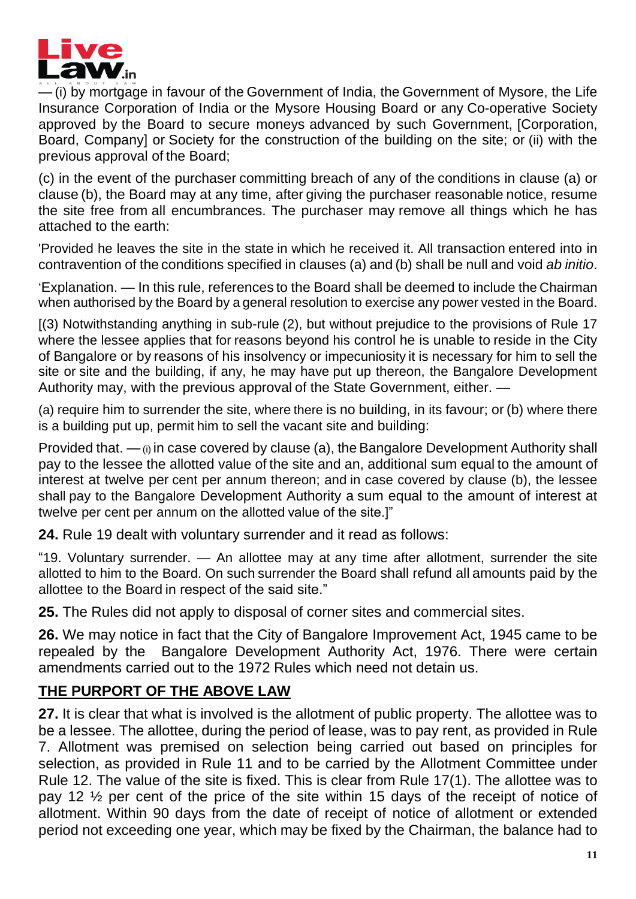— (i) by mortgage in favour of the Government of India, the Government of Mysore, the Life Insurance Corporation of India or the Mysore Housing Board or any Co-operative Society approved by the Board to secure moneys advanced by such Government, [Corporation, Board, Company] or Society for the construction of the building on the site; or (ii) with the previous approval of the Board;

(c) in the event of the purchaser committing breach of any of the conditions in clause (a) or clause (b), the Board may at any time, after giving the purchaser reasonable notice, resume the site free from all encumbrances. The purchaser may remove all things which he has attached to the earth:

'Provided he leaves the site in the state in which he received it. All transaction entered into in contravention of the conditions specified in clauses (a) and (b) shall be null and void *ab initio*.

'Explanation. — In this rule, references to the Board shall be deemed to include the Chairman when authorised by the Board by a general resolution to exercise any power vested in the Board.

[(3) Notwithstanding anything in sub-rule (2), but without prejudice to the provisions of Rule 17 where the lessee applies that for reasons beyond his control he is unable to reside in the City of Bangalore or by reasons of his insolvency or impecuniosity it is necessary for him to sell the site or site and the building, if any, he may have put up thereon, the Bangalore Development Authority may, with the previous approval of the State Government, either. —

(a) require him to surrender the site, where there is no building, in its favour; or (b) where there is a building put up, permit him to sell the vacant site and building:

Provided that. — (i) in case covered by clause (a), the Bangalore Development Authority shall pay to the lessee the allotted value of the site and an, additional sum equal to the amount of interest at twelve per cent per annum thereon; and in case covered by clause (b), the lessee shall pay to the Bangalore Development Authority a sum equal to the amount of interest at twelve per cent per annum on the allotted value of the site.]"

**24.** Rule 19 dealt with voluntary surrender and it read as follows:

"19. Voluntary surrender. — An allottee may at any time after allotment, surrender the site allotted to him to the Board. On such surrender the Board shall refund all amounts paid by the allottee to the Board in respect of the said site."

**25.** The Rules did not apply to disposal of corner sites and commercial sites.

**26.** We may notice in fact that the City of Bangalore Improvement Act, 1945 came to be repealed by the Bangalore Development Authority Act, 1976. There were certain amendments carried out to the 1972 Rules which need not detain us.

**THE PURPORT OF THE ABOVE LAW**

**27.** It is clear that what is involved is the allotment of public property. The allottee was to be a lessee. The allottee, during the period of lease, was to pay rent, as provided in Rule 7. Allotment was premised on selection being carried out based on principles for selection, as provided in Rule 11 and to be carried by the Allotment Committee under Rule 12. The value of the site is fixed. This is clear from Rule 17(1). The allottee was to pay 12 ½ per cent of the price of the site within 15 days of the receipt of notice of allotment. Within 90 days from the date of receipt of notice of allotment or extended period not exceeding one year, which may be fixed by the Chairman, the balance had to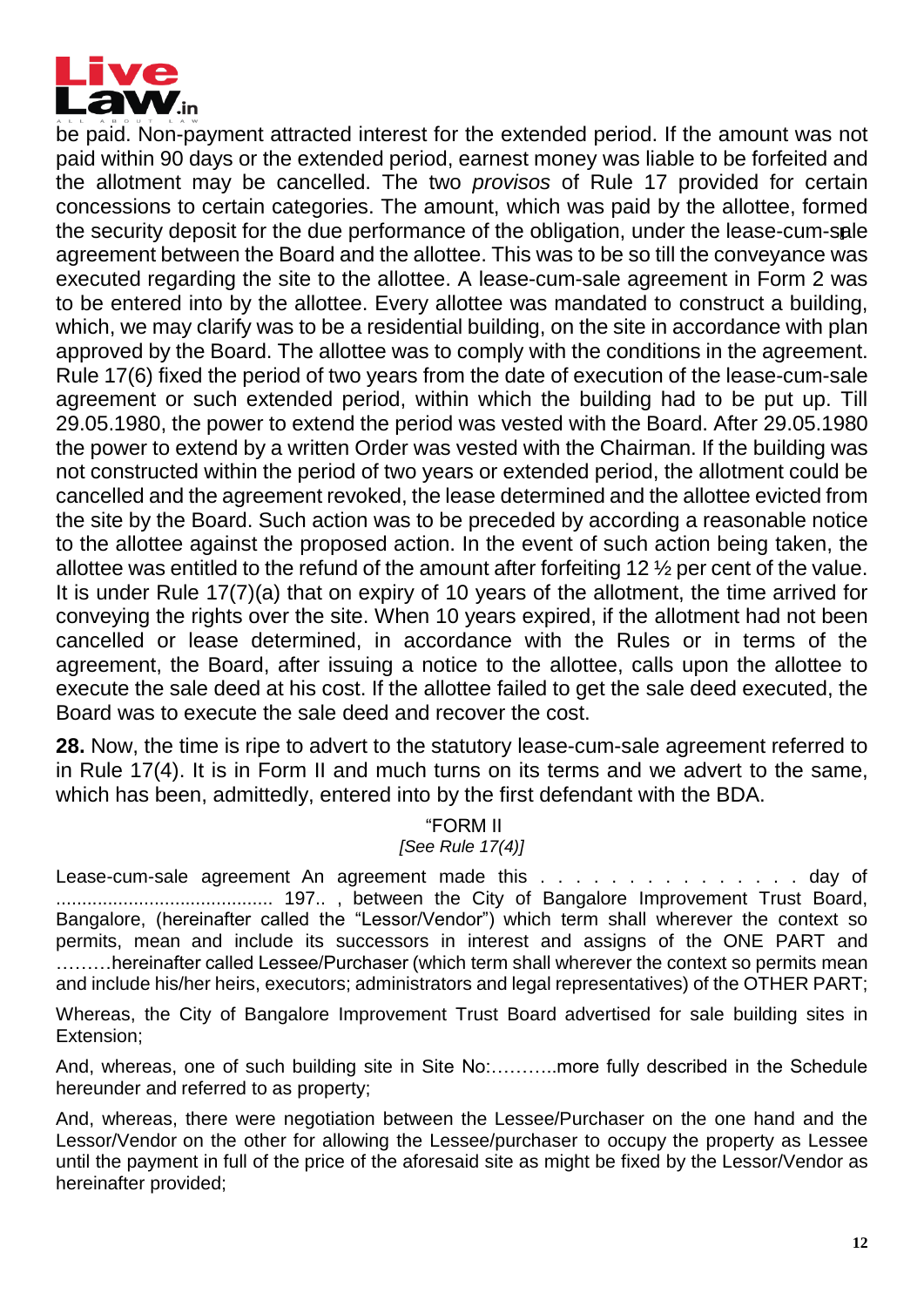be paid. Non-payment attracted interest for the extended period. If the amount was not paid within 90 days or the extended period, earnest money was liable to be forfeited and the allotment may be cancelled. The two *provisos* of Rule 17 provided for certain concessions to certain categories. The amount, which was paid by the allottee, formed the security deposit for the due performance of the obligation, under the lease-cum-sale agreement between the Board and the allottee. This was to be so till the conveyance was executed regarding the site to the allottee. A lease-cum-sale agreement in Form 2 was to be entered into by the allottee. Every allottee was mandated to construct a building, which, we may clarify was to be a residential building, on the site in accordance with plan approved by the Board. The allottee was to comply with the conditions in the agreement. Rule 17(6) fixed the period of two years from the date of execution of the lease-cum-sale agreement or such extended period, within which the building had to be put up. Till 29.05.1980, the power to extend the period was vested with the Board. After 29.05.1980 the power to extend by a written Order was vested with the Chairman. If the building was not constructed within the period of two years or extended period, the allotment could be cancelled and the agreement revoked, the lease determined and the allottee evicted from the site by the Board. Such action was to be preceded by according a reasonable notice to the allottee against the proposed action. In the event of such action being taken, the allottee was entitled to the refund of the amount after forfeiting 12 ½ per cent of the value. It is under Rule 17(7)(a) that on expiry of 10 years of the allotment, the time arrived for conveying the rights over the site. When 10 years expired, if the allotment had not been cancelled or lease determined, in accordance with the Rules or in terms of the agreement, the Board, after issuing a notice to the allottee, calls upon the allottee to execute the sale deed at his cost. If the allottee failed to get the sale deed executed, the Board was to execute the sale deed and recover the cost.

**28.** Now, the time is ripe to advert to the statutory lease-cum-sale agreement referred to in Rule 17(4). It is in Form II and much turns on its terms and we advert to the same, which has been, admittedly, entered into by the first defendant with the BDA.

"FORM II
*[See Rule 17(4)]*

Lease-cum-sale agreement An agreement made this . . . . . . . . . . . . . . . day of .......................................... 197.. , between the City of Bangalore Improvement Trust Board, Bangalore, (hereinafter called the "Lessor/Vendor") which term shall wherever the context so permits, mean and include its successors in interest and assigns of the ONE PART and ………hereinafter called Lessee/Purchaser (which term shall wherever the context so permits mean and include his/her heirs, executors; administrators and legal representatives) of the OTHER PART;

Whereas, the City of Bangalore Improvement Trust Board advertised for sale building sites in Extension;

And, whereas, one of such building site in Site No:………..more fully described in the Schedule hereunder and referred to as property;

And, whereas, there were negotiation between the Lessee/Purchaser on the one hand and the Lessor/Vendor on the other for allowing the Lessee/purchaser to occupy the property as Lessee until the payment in full of the price of the aforesaid site as might be fixed by the Lessor/Vendor as hereinafter provided;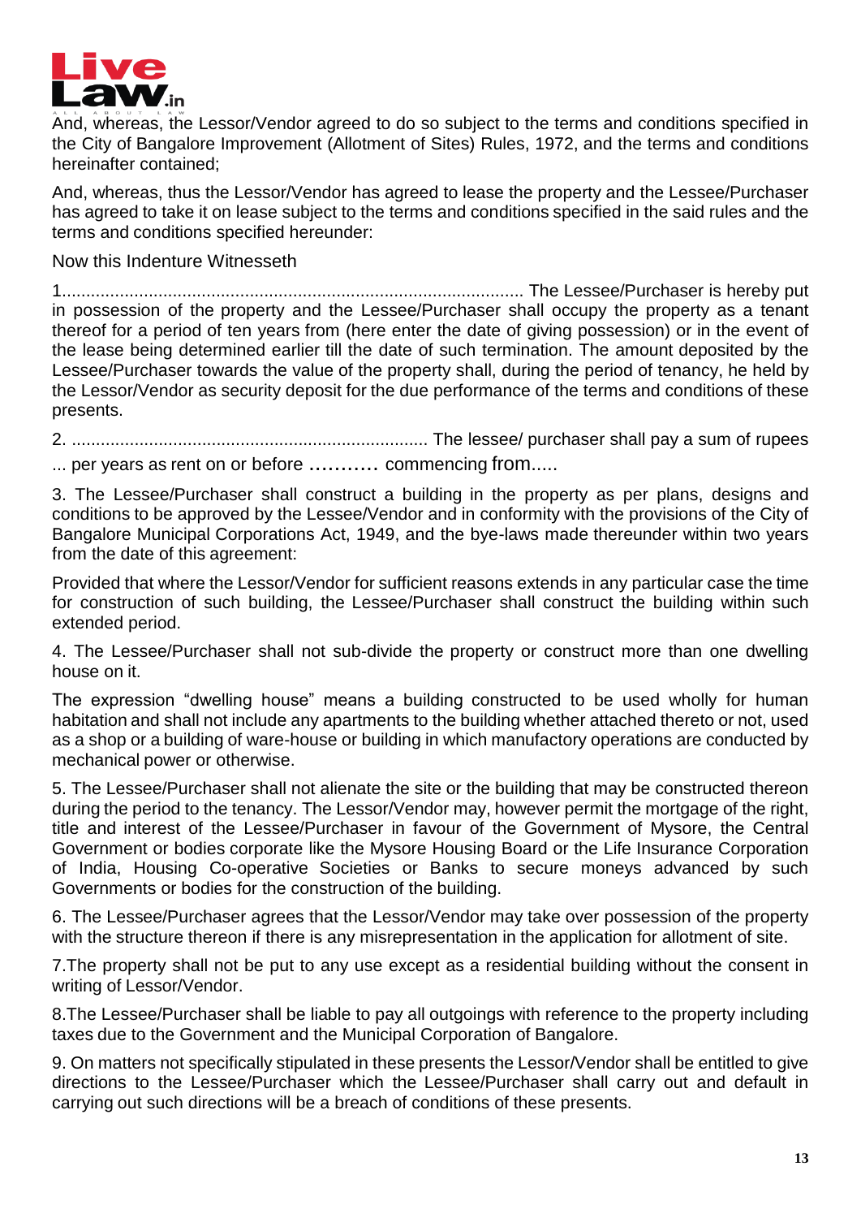And, whereas, the Lessor/Vendor agreed to do so subject to the terms and conditions specified in the City of Bangalore Improvement (Allotment of Sites) Rules, 1972, and the terms and conditions hereinafter contained;

And, whereas, thus the Lessor/Vendor has agreed to lease the property and the Lessee/Purchaser has agreed to take it on lease subject to the terms and conditions specified in the said rules and the terms and conditions specified hereunder:

Now this Indenture Witnesseth

1.................................................................................................. The Lessee/Purchaser is hereby put in possession of the property and the Lessee/Purchaser shall occupy the property as a tenant thereof for a period of ten years from (here enter the date of giving possession) or in the event of the lease being determined earlier till the date of such termination. The amount deposited by the Lessee/Purchaser towards the value of the property shall, during the period of tenancy, he held by the Lessor/Vendor as security deposit for the due performance of the terms and conditions of these presents.

2. .......................................................................... The lessee/ purchaser shall pay a sum of rupees ... per years as rent on or before ........... commencing from.....

3. The Lessee/Purchaser shall construct a building in the property as per plans, designs and conditions to be approved by the Lessee/Vendor and in conformity with the provisions of the City of Bangalore Municipal Corporations Act, 1949, and the bye-laws made thereunder within two years from the date of this agreement:

Provided that where the Lessor/Vendor for sufficient reasons extends in any particular case the time for construction of such building, the Lessee/Purchaser shall construct the building within such extended period.

4. The Lessee/Purchaser shall not sub-divide the property or construct more than one dwelling house on it.

The expression "dwelling house" means a building constructed to be used wholly for human habitation and shall not include any apartments to the building whether attached thereto or not, used as a shop or a building of ware-house or building in which manufactory operations are conducted by mechanical power or otherwise.

5. The Lessee/Purchaser shall not alienate the site or the building that may be constructed thereon during the period to the tenancy. The Lessor/Vendor may, however permit the mortgage of the right, title and interest of the Lessee/Purchaser in favour of the Government of Mysore, the Central Government or bodies corporate like the Mysore Housing Board or the Life Insurance Corporation of India, Housing Co-operative Societies or Banks to secure moneys advanced by such Governments or bodies for the construction of the building.

6. The Lessee/Purchaser agrees that the Lessor/Vendor may take over possession of the property with the structure thereon if there is any misrepresentation in the application for allotment of site.

7.The property shall not be put to any use except as a residential building without the consent in writing of Lessor/Vendor.

8.The Lessee/Purchaser shall be liable to pay all outgoings with reference to the property including taxes due to the Government and the Municipal Corporation of Bangalore.

9. On matters not specifically stipulated in these presents the Lessor/Vendor shall be entitled to give directions to the Lessee/Purchaser which the Lessee/Purchaser shall carry out and default in carrying out such directions will be a breach of conditions of these presents.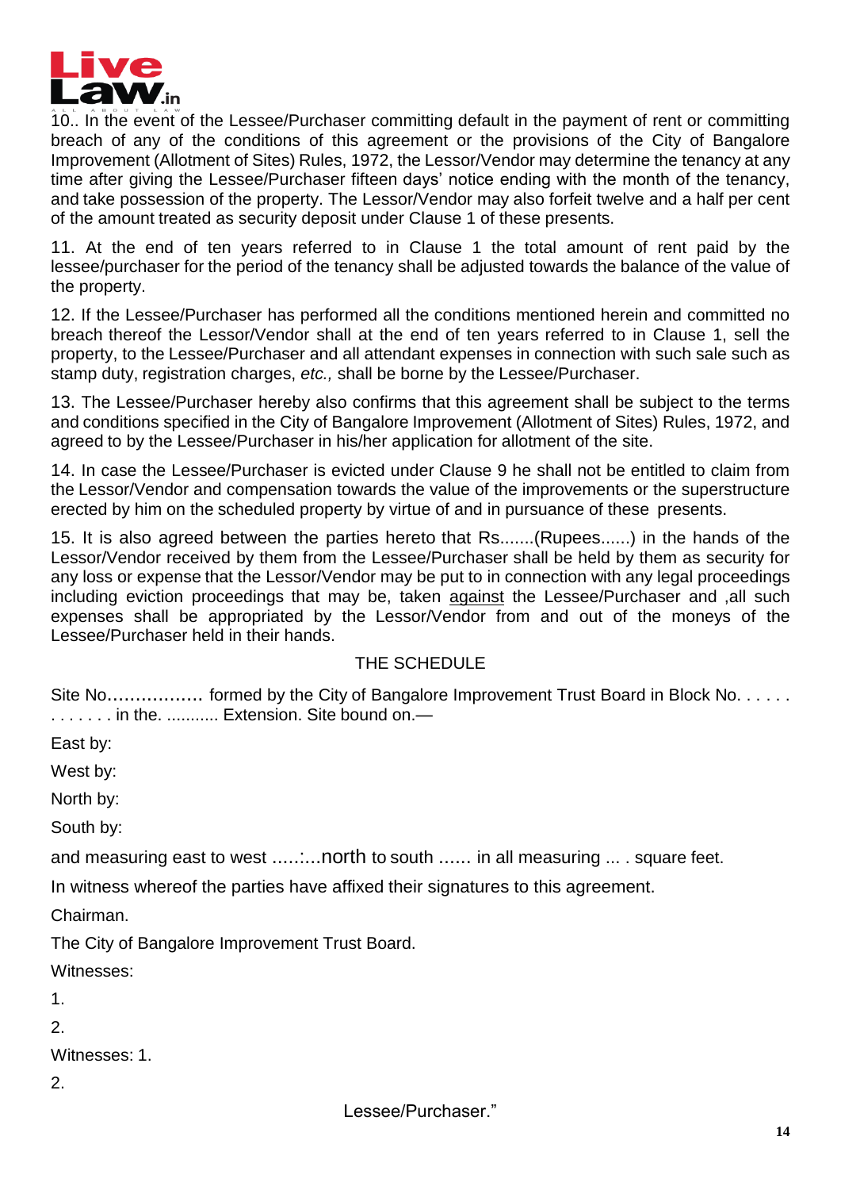10.. In the event of the Lessee/Purchaser committing default in the payment of rent or committing breach of any of the conditions of this agreement or the provisions of the City of Bangalore Improvement (Allotment of Sites) Rules, 1972, the Lessor/Vendor may determine the tenancy at any time after giving the Lessee/Purchaser fifteen days' notice ending with the month of the tenancy, and take possession of the property. The Lessor/Vendor may also forfeit twelve and a half per cent of the amount treated as security deposit under Clause 1 of these presents.

11. At the end of ten years referred to in Clause 1 the total amount of rent paid by the lessee/purchaser for the period of the tenancy shall be adjusted towards the balance of the value of the property.

12. If the Lessee/Purchaser has performed all the conditions mentioned herein and committed no breach thereof the Lessor/Vendor shall at the end of ten years referred to in Clause 1, sell the property, to the Lessee/Purchaser and all attendant expenses in connection with such sale such as stamp duty, registration charges, *etc.,* shall be borne by the Lessee/Purchaser.

13. The Lessee/Purchaser hereby also confirms that this agreement shall be subject to the terms and conditions specified in the City of Bangalore Improvement (Allotment of Sites) Rules, 1972, and agreed to by the Lessee/Purchaser in his/her application for allotment of the site.

14. In case the Lessee/Purchaser is evicted under Clause 9 he shall not be entitled to claim from the Lessor/Vendor and compensation towards the value of the improvements or the superstructure erected by him on the scheduled property by virtue of and in pursuance of these presents.

15. It is also agreed between the parties hereto that Rs.......(Rupees......) in the hands of the Lessor/Vendor received by them from the Lessee/Purchaser shall be held by them as security for any loss or expense that the Lessor/Vendor may be put to in connection with any legal proceedings including eviction proceedings that may be, taken <u>against</u> the Lessee/Purchaser and ,all such expenses shall be appropriated by the Lessor/Vendor from and out of the moneys of the Lessee/Purchaser held in their hands.

THE SCHEDULE

Site No................. formed by the City of Bangalore Improvement Trust Board in Block No. . . . . . . . . . . . . in the. ........... Extension. Site bound on.—

East by:

West by:

North by:

South by:

and measuring east to west .....:...north to south ...... in all measuring ... . square feet.

In witness whereof the parties have affixed their signatures to this agreement.

Chairman.

The City of Bangalore Improvement Trust Board.

Witnesses:

1.

2.

Witnesses: 1.

2.

Lessee/Purchaser."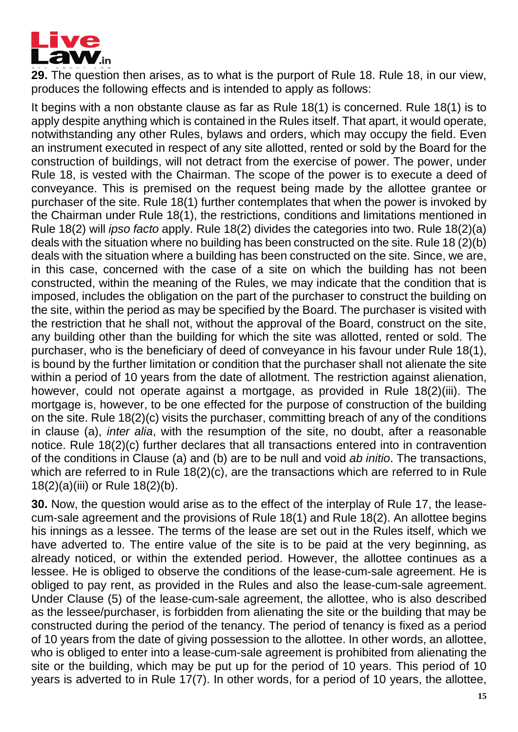**29.** The question then arises, as to what is the purport of Rule 18. Rule 18, in our view, produces the following effects and is intended to apply as follows:

It begins with a non obstante clause as far as Rule 18(1) is concerned. Rule 18(1) is to apply despite anything which is contained in the Rules itself. That apart, it would operate, notwithstanding any other Rules, bylaws and orders, which may occupy the field. Even an instrument executed in respect of any site allotted, rented or sold by the Board for the construction of buildings, will not detract from the exercise of power. The power, under Rule 18, is vested with the Chairman. The scope of the power is to execute a deed of conveyance. This is premised on the request being made by the allottee grantee or purchaser of the site. Rule 18(1) further contemplates that when the power is invoked by the Chairman under Rule 18(1), the restrictions, conditions and limitations mentioned in Rule 18(2) will *ipso facto* apply. Rule 18(2) divides the categories into two. Rule 18(2)(a) deals with the situation where no building has been constructed on the site. Rule 18 (2)(b) deals with the situation where a building has been constructed on the site. Since, we are, in this case, concerned with the case of a site on which the building has not been constructed, within the meaning of the Rules, we may indicate that the condition that is imposed, includes the obligation on the part of the purchaser to construct the building on the site, within the period as may be specified by the Board. The purchaser is visited with the restriction that he shall not, without the approval of the Board, construct on the site, any building other than the building for which the site was allotted, rented or sold. The purchaser, who is the beneficiary of deed of conveyance in his favour under Rule 18(1), is bound by the further limitation or condition that the purchaser shall not alienate the site within a period of 10 years from the date of allotment. The restriction against alienation, however, could not operate against a mortgage, as provided in Rule 18(2)(iii). The mortgage is, however, to be one effected for the purpose of construction of the building on the site. Rule 18(2)(c) visits the purchaser, committing breach of any of the conditions in clause (a), *inter alia*, with the resumption of the site, no doubt, after a reasonable notice. Rule 18(2)(c) further declares that all transactions entered into in contravention of the conditions in Clause (a) and (b) are to be null and void *ab initio*. The transactions, which are referred to in Rule 18(2)(c), are the transactions which are referred to in Rule 18(2)(a)(iii) or Rule 18(2)(b).

**30.** Now, the question would arise as to the effect of the interplay of Rule 17, the lease-cum-sale agreement and the provisions of Rule 18(1) and Rule 18(2). An allottee begins his innings as a lessee. The terms of the lease are set out in the Rules itself, which we have adverted to. The entire value of the site is to be paid at the very beginning, as already noticed, or within the extended period. However, the allottee continues as a lessee. He is obliged to observe the conditions of the lease-cum-sale agreement. He is obliged to pay rent, as provided in the Rules and also the lease-cum-sale agreement. Under Clause (5) of the lease-cum-sale agreement, the allottee, who is also described as the lessee/purchaser, is forbidden from alienating the site or the building that may be constructed during the period of the tenancy. The period of tenancy is fixed as a period of 10 years from the date of giving possession to the allottee. In other words, an allottee, who is obliged to enter into a lease-cum-sale agreement is prohibited from alienating the site or the building, which may be put up for the period of 10 years. This period of 10 years is adverted to in Rule 17(7). In other words, for a period of 10 years, the allottee,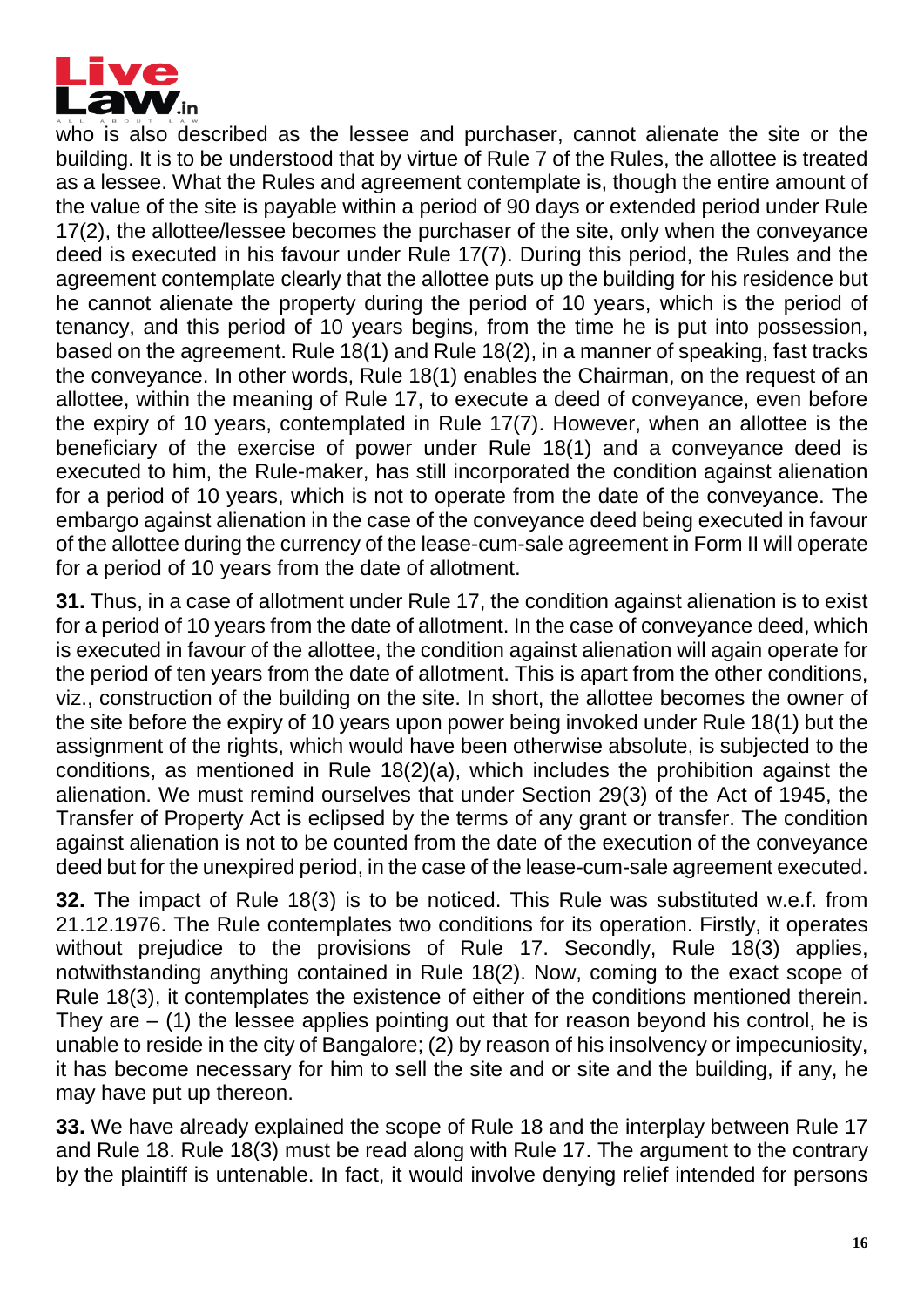who is also described as the lessee and purchaser, cannot alienate the site or the building. It is to be understood that by virtue of Rule 7 of the Rules, the allottee is treated as a lessee. What the Rules and agreement contemplate is, though the entire amount of the value of the site is payable within a period of 90 days or extended period under Rule 17(2), the allottee/lessee becomes the purchaser of the site, only when the conveyance deed is executed in his favour under Rule 17(7). During this period, the Rules and the agreement contemplate clearly that the allottee puts up the building for his residence but he cannot alienate the property during the period of 10 years, which is the period of tenancy, and this period of 10 years begins, from the time he is put into possession, based on the agreement. Rule 18(1) and Rule 18(2), in a manner of speaking, fast tracks the conveyance. In other words, Rule 18(1) enables the Chairman, on the request of an allottee, within the meaning of Rule 17, to execute a deed of conveyance, even before the expiry of 10 years, contemplated in Rule 17(7). However, when an allottee is the beneficiary of the exercise of power under Rule 18(1) and a conveyance deed is executed to him, the Rule-maker, has still incorporated the condition against alienation for a period of 10 years, which is not to operate from the date of the conveyance. The embargo against alienation in the case of the conveyance deed being executed in favour of the allottee during the currency of the lease-cum-sale agreement in Form II will operate for a period of 10 years from the date of allotment.

**31.** Thus, in a case of allotment under Rule 17, the condition against alienation is to exist for a period of 10 years from the date of allotment. In the case of conveyance deed, which is executed in favour of the allottee, the condition against alienation will again operate for the period of ten years from the date of allotment. This is apart from the other conditions, viz., construction of the building on the site. In short, the allottee becomes the owner of the site before the expiry of 10 years upon power being invoked under Rule 18(1) but the assignment of the rights, which would have been otherwise absolute, is subjected to the conditions, as mentioned in Rule 18(2)(a), which includes the prohibition against the alienation. We must remind ourselves that under Section 29(3) of the Act of 1945, the Transfer of Property Act is eclipsed by the terms of any grant or transfer. The condition against alienation is not to be counted from the date of the execution of the conveyance deed but for the unexpired period, in the case of the lease-cum-sale agreement executed.

**32.** The impact of Rule 18(3) is to be noticed. This Rule was substituted w.e.f. from 21.12.1976. The Rule contemplates two conditions for its operation. Firstly, it operates without prejudice to the provisions of Rule 17. Secondly, Rule 18(3) applies, notwithstanding anything contained in Rule 18(2). Now, coming to the exact scope of Rule 18(3), it contemplates the existence of either of the conditions mentioned therein. They are – (1) the lessee applies pointing out that for reason beyond his control, he is unable to reside in the city of Bangalore; (2) by reason of his insolvency or impecuniosity, it has become necessary for him to sell the site and or site and the building, if any, he may have put up thereon.

**33.** We have already explained the scope of Rule 18 and the interplay between Rule 17 and Rule 18. Rule 18(3) must be read along with Rule 17. The argument to the contrary by the plaintiff is untenable. In fact, it would involve denying relief intended for persons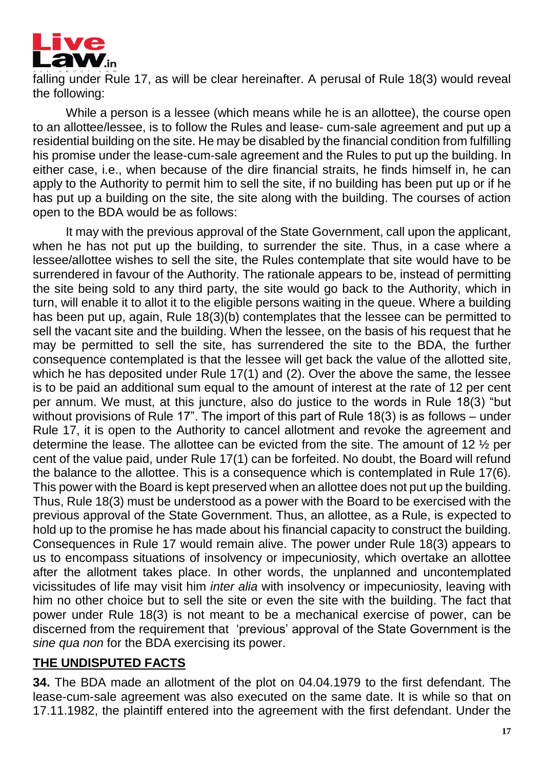falling under Rule 17, as will be clear hereinafter. A perusal of Rule 18(3) would reveal the following:

While a person is a lessee (which means while he is an allottee), the course open to an allottee/lessee, is to follow the Rules and lease- cum-sale agreement and put up a residential building on the site. He may be disabled by the financial condition from fulfilling his promise under the lease-cum-sale agreement and the Rules to put up the building. In either case, i.e., when because of the dire financial straits, he finds himself in, he can apply to the Authority to permit him to sell the site, if no building has been put up or if he has put up a building on the site, the site along with the building. The courses of action open to the BDA would be as follows:

It may with the previous approval of the State Government, call upon the applicant, when he has not put up the building, to surrender the site. Thus, in a case where a lessee/allottee wishes to sell the site, the Rules contemplate that site would have to be surrendered in favour of the Authority. The rationale appears to be, instead of permitting the site being sold to any third party, the site would go back to the Authority, which in turn, will enable it to allot it to the eligible persons waiting in the queue. Where a building has been put up, again, Rule 18(3)(b) contemplates that the lessee can be permitted to sell the vacant site and the building. When the lessee, on the basis of his request that he may be permitted to sell the site, has surrendered the site to the BDA, the further consequence contemplated is that the lessee will get back the value of the allotted site, which he has deposited under Rule 17(1) and (2). Over the above the same, the lessee is to be paid an additional sum equal to the amount of interest at the rate of 12 per cent per annum. We must, at this juncture, also do justice to the words in Rule 18(3) "but without provisions of Rule 17". The import of this part of Rule 18(3) is as follows – under Rule 17, it is open to the Authority to cancel allotment and revoke the agreement and determine the lease. The allottee can be evicted from the site. The amount of 12 ½ per cent of the value paid, under Rule 17(1) can be forfeited. No doubt, the Board will refund the balance to the allottee. This is a consequence which is contemplated in Rule 17(6). This power with the Board is kept preserved when an allottee does not put up the building. Thus, Rule 18(3) must be understood as a power with the Board to be exercised with the previous approval of the State Government. Thus, an allottee, as a Rule, is expected to hold up to the promise he has made about his financial capacity to construct the building. Consequences in Rule 17 would remain alive. The power under Rule 18(3) appears to us to encompass situations of insolvency or impecuniosity, which overtake an allottee after the allotment takes place. In other words, the unplanned and uncontemplated vicissitudes of life may visit him *inter alia* with insolvency or impecuniosity, leaving with him no other choice but to sell the site or even the site with the building. The fact that power under Rule 18(3) is not meant to be a mechanical exercise of power, can be discerned from the requirement that 'previous' approval of the State Government is the *sine qua non* for the BDA exercising its power.

## THE UNDISPUTED FACTS

**34.** The BDA made an allotment of the plot on 04.04.1979 to the first defendant. The lease-cum-sale agreement was also executed on the same date. It is while so that on 17.11.1982, the plaintiff entered into the agreement with the first defendant. Under the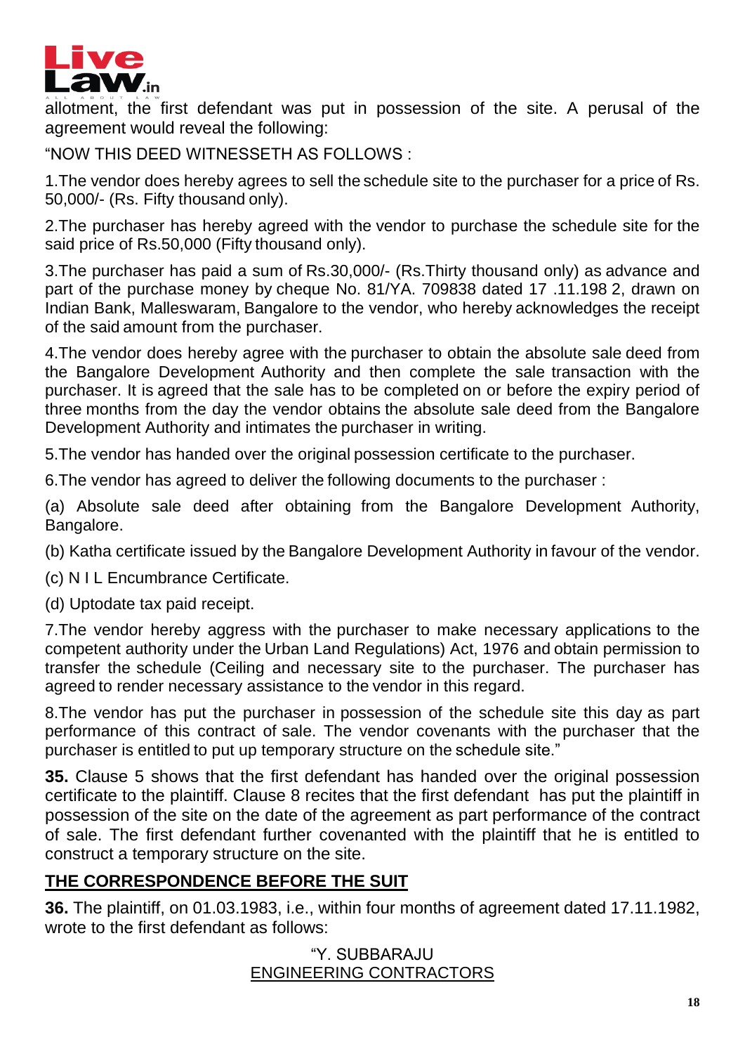allotment, the first defendant was put in possession of the site. A perusal of the agreement would reveal the following:

"NOW THIS DEED WITNESSETH AS FOLLOWS :

1.The vendor does hereby agrees to sell the schedule site to the purchaser for a price of Rs. 50,000/- (Rs. Fifty thousand only).

2.The purchaser has hereby agreed with the vendor to purchase the schedule site for the said price of Rs.50,000 (Fifty thousand only).

3.The purchaser has paid a sum of Rs.30,000/- (Rs.Thirty thousand only) as advance and part of the purchase money by cheque No. 81/YA. 709838 dated 17 .11.198 2, drawn on Indian Bank, Malleswaram, Bangalore to the vendor, who hereby acknowledges the receipt of the said amount from the purchaser.

4.The vendor does hereby agree with the purchaser to obtain the absolute sale deed from the Bangalore Development Authority and then complete the sale transaction with the purchaser. It is agreed that the sale has to be completed on or before the expiry period of three months from the day the vendor obtains the absolute sale deed from the Bangalore Development Authority and intimates the purchaser in writing.

5.The vendor has handed over the original possession certificate to the purchaser.

6.The vendor has agreed to deliver the following documents to the purchaser :

(a) Absolute sale deed after obtaining from the Bangalore Development Authority, Bangalore.

(b) Katha certificate issued by the Bangalore Development Authority in favour of the vendor.

(c) N I L Encumbrance Certificate.

(d) Uptodate tax paid receipt.

7.The vendor hereby aggress with the purchaser to make necessary applications to the competent authority under the Urban Land Regulations) Act, 1976 and obtain permission to transfer the schedule (Ceiling and necessary site to the purchaser. The purchaser has agreed to render necessary assistance to the vendor in this regard.

8.The vendor has put the purchaser in possession of the schedule site this day as part performance of this contract of sale. The vendor covenants with the purchaser that the purchaser is entitled to put up temporary structure on the schedule site."

**35.** Clause 5 shows that the first defendant has handed over the original possession certificate to the plaintiff. Clause 8 recites that the first defendant has put the plaintiff in possession of the site on the date of the agreement as part performance of the contract of sale. The first defendant further covenanted with the plaintiff that he is entitled to construct a temporary structure on the site.

## THE CORRESPONDENCE BEFORE THE SUIT

**36.** The plaintiff, on 01.03.1983, i.e., within four months of agreement dated 17.11.1982, wrote to the first defendant as follows:

"Y. SUBBARAJU
ENGINEERING CONTRACTORS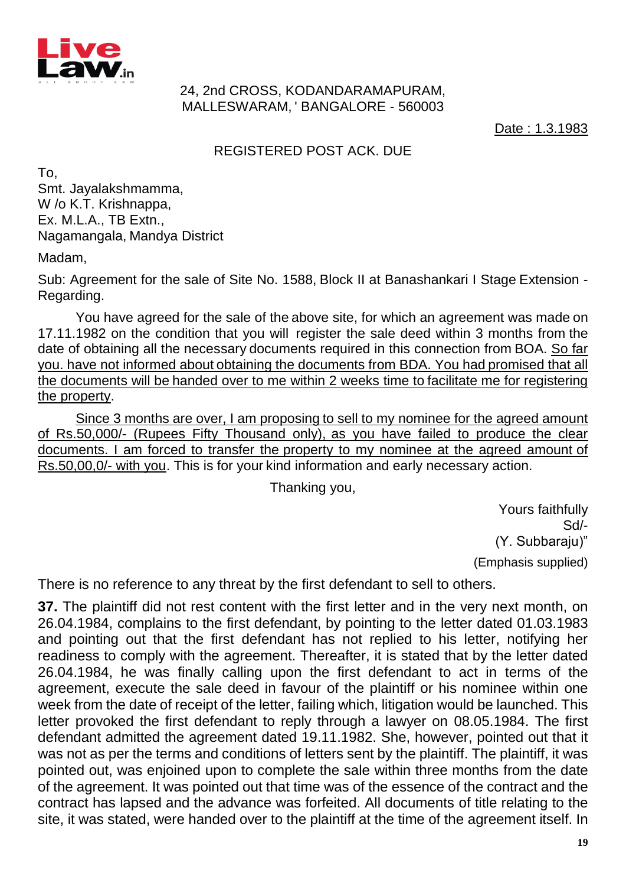24, 2nd CROSS, KODANDARAMAPURAM, MALLESWARAM, ' BANGALORE - 560003

Date : 1.3.1983

REGISTERED POST ACK. DUE

To,
Smt. Jayalakshmamma,
W /o K.T. Krishnappa,
Ex. M.L.A., TB Extn.,
Nagamangala, Mandya District

Madam,

Sub: Agreement for the sale of Site No. 1588, Block II at Banashankari I Stage Extension - Regarding.

You have agreed for the sale of the above site, for which an agreement was made on 17.11.1982 on the condition that you will register the sale deed within 3 months from the date of obtaining all the necessary documents required in this connection from BOA. <u>So far you. have not informed about obtaining the documents from BDA. You had promised that all the documents will be handed over to me within 2 weeks time to facilitate me for registering the property</u>.

<u>Since 3 months are over, I am proposing to sell to my nominee for the agreed amount of Rs.50,000/- (Rupees Fifty Thousand only), as you have failed to produce the clear documents. I am forced to transfer the property to my nominee at the agreed amount of Rs.50,00,0/- with you</u>. This is for your kind information and early necessary action.

Thanking you,

Yours faithfully
Sd/-
(Y. Subbaraju)"

(Emphasis supplied)

There is no reference to any threat by the first defendant to sell to others.

**37.** The plaintiff did not rest content with the first letter and in the very next month, on 26.04.1984, complains to the first defendant, by pointing to the letter dated 01.03.1983 and pointing out that the first defendant has not replied to his letter, notifying her readiness to comply with the agreement. Thereafter, it is stated that by the letter dated 26.04.1984, he was finally calling upon the first defendant to act in terms of the agreement, execute the sale deed in favour of the plaintiff or his nominee within one week from the date of receipt of the letter, failing which, litigation would be launched. This letter provoked the first defendant to reply through a lawyer on 08.05.1984. The first defendant admitted the agreement dated 19.11.1982. She, however, pointed out that it was not as per the terms and conditions of letters sent by the plaintiff. The plaintiff, it was pointed out, was enjoined upon to complete the sale within three months from the date of the agreement. It was pointed out that time was of the essence of the contract and the contract has lapsed and the advance was forfeited. All documents of title relating to the site, it was stated, were handed over to the plaintiff at the time of the agreement itself. In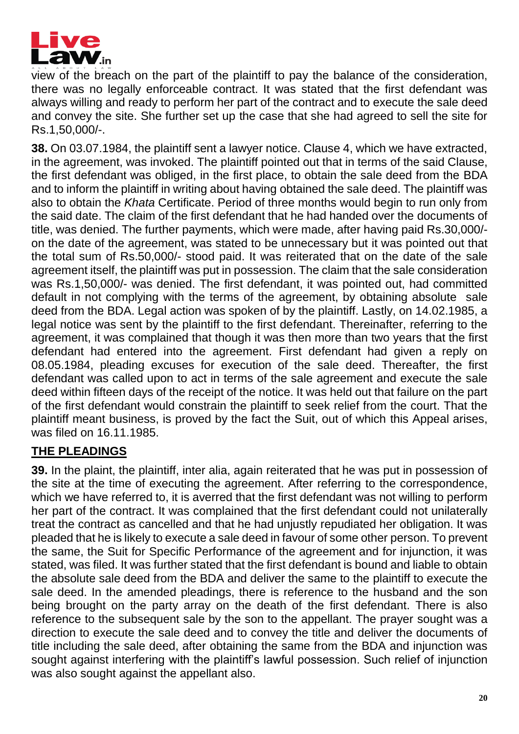view of the breach on the part of the plaintiff to pay the balance of the consideration, there was no legally enforceable contract. It was stated that the first defendant was always willing and ready to perform her part of the contract and to execute the sale deed and convey the site. She further set up the case that she had agreed to sell the site for Rs.1,50,000/-.

**38.** On 03.07.1984, the plaintiff sent a lawyer notice. Clause 4, which we have extracted, in the agreement, was invoked. The plaintiff pointed out that in terms of the said Clause, the first defendant was obliged, in the first place, to obtain the sale deed from the BDA and to inform the plaintiff in writing about having obtained the sale deed. The plaintiff was also to obtain the *Khata* Certificate. Period of three months would begin to run only from the said date. The claim of the first defendant that he had handed over the documents of title, was denied. The further payments, which were made, after having paid Rs.30,000/- on the date of the agreement, was stated to be unnecessary but it was pointed out that the total sum of Rs.50,000/- stood paid. It was reiterated that on the date of the sale agreement itself, the plaintiff was put in possession. The claim that the sale consideration was Rs.1,50,000/- was denied. The first defendant, it was pointed out, had committed default in not complying with the terms of the agreement, by obtaining absolute sale deed from the BDA. Legal action was spoken of by the plaintiff. Lastly, on 14.02.1985, a legal notice was sent by the plaintiff to the first defendant. Thereinafter, referring to the agreement, it was complained that though it was then more than two years that the first defendant had entered into the agreement. First defendant had given a reply on 08.05.1984, pleading excuses for execution of the sale deed. Thereafter, the first defendant was called upon to act in terms of the sale agreement and execute the sale deed within fifteen days of the receipt of the notice. It was held out that failure on the part of the first defendant would constrain the plaintiff to seek relief from the court. That the plaintiff meant business, is proved by the fact the Suit, out of which this Appeal arises, was filed on 16.11.1985.

## THE PLEADINGS

**39.** In the plaint, the plaintiff, inter alia, again reiterated that he was put in possession of the site at the time of executing the agreement. After referring to the correspondence, which we have referred to, it is averred that the first defendant was not willing to perform her part of the contract. It was complained that the first defendant could not unilaterally treat the contract as cancelled and that he had unjustly repudiated her obligation. It was pleaded that he is likely to execute a sale deed in favour of some other person. To prevent the same, the Suit for Specific Performance of the agreement and for injunction, it was stated, was filed. It was further stated that the first defendant is bound and liable to obtain the absolute sale deed from the BDA and deliver the same to the plaintiff to execute the sale deed. In the amended pleadings, there is reference to the husband and the son being brought on the party array on the death of the first defendant. There is also reference to the subsequent sale by the son to the appellant. The prayer sought was a direction to execute the sale deed and to convey the title and deliver the documents of title including the sale deed, after obtaining the same from the BDA and injunction was sought against interfering with the plaintiff's lawful possession. Such relief of injunction was also sought against the appellant also.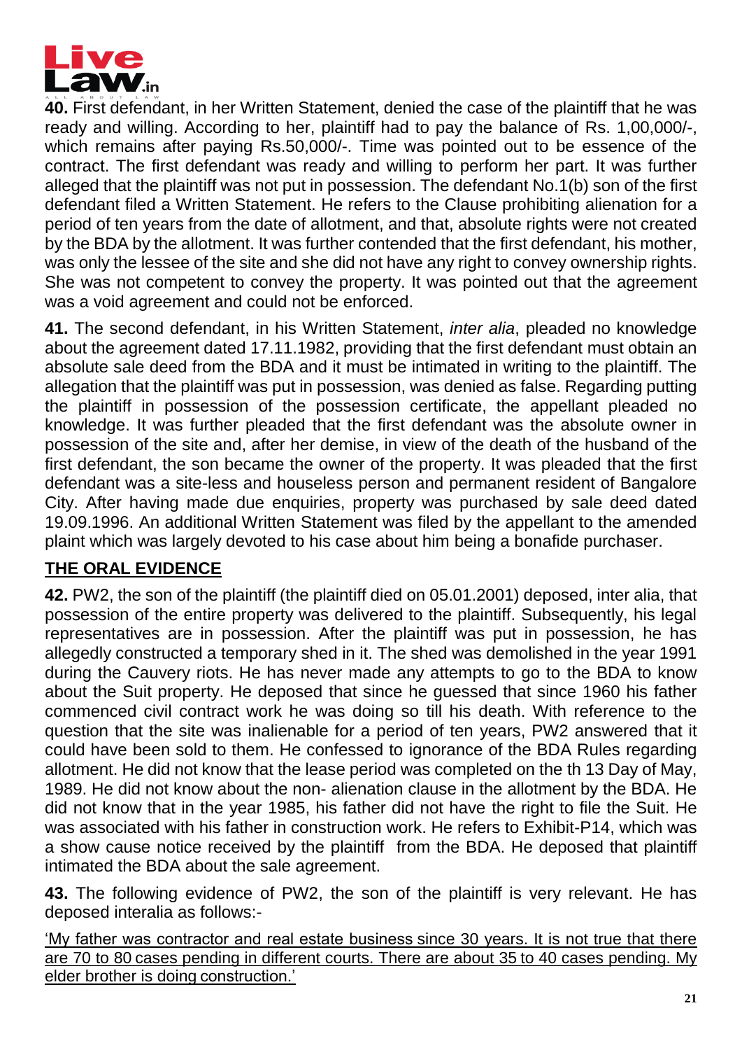**40.** First defendant, in her Written Statement, denied the case of the plaintiff that he was ready and willing. According to her, plaintiff had to pay the balance of Rs. 1,00,000/-, which remains after paying Rs.50,000/-. Time was pointed out to be essence of the contract. The first defendant was ready and willing to perform her part. It was further alleged that the plaintiff was not put in possession. The defendant No.1(b) son of the first defendant filed a Written Statement. He refers to the Clause prohibiting alienation for a period of ten years from the date of allotment, and that, absolute rights were not created by the BDA by the allotment. It was further contended that the first defendant, his mother, was only the lessee of the site and she did not have any right to convey ownership rights. She was not competent to convey the property. It was pointed out that the agreement was a void agreement and could not be enforced.

**41.** The second defendant, in his Written Statement, *inter alia*, pleaded no knowledge about the agreement dated 17.11.1982, providing that the first defendant must obtain an absolute sale deed from the BDA and it must be intimated in writing to the plaintiff. The allegation that the plaintiff was put in possession, was denied as false. Regarding putting the plaintiff in possession of the possession certificate, the appellant pleaded no knowledge. It was further pleaded that the first defendant was the absolute owner in possession of the site and, after her demise, in view of the death of the husband of the first defendant, the son became the owner of the property. It was pleaded that the first defendant was a site-less and houseless person and permanent resident of Bangalore City. After having made due enquiries, property was purchased by sale deed dated 19.09.1996. An additional Written Statement was filed by the appellant to the amended plaint which was largely devoted to his case about him being a bonafide purchaser.

## THE ORAL EVIDENCE

**42.** PW2, the son of the plaintiff (the plaintiff died on 05.01.2001) deposed, inter alia, that possession of the entire property was delivered to the plaintiff. Subsequently, his legal representatives are in possession. After the plaintiff was put in possession, he has allegedly constructed a temporary shed in it. The shed was demolished in the year 1991 during the Cauvery riots. He has never made any attempts to go to the BDA to know about the Suit property. He deposed that since he guessed that since 1960 his father commenced civil contract work he was doing so till his death. With reference to the question that the site was inalienable for a period of ten years, PW2 answered that it could have been sold to them. He confessed to ignorance of the BDA Rules regarding allotment. He did not know that the lease period was completed on the th 13 Day of May, 1989. He did not know about the non- alienation clause in the allotment by the BDA. He did not know that in the year 1985, his father did not have the right to file the Suit. He was associated with his father in construction work. He refers to Exhibit-P14, which was a show cause notice received by the plaintiff from the BDA. He deposed that plaintiff intimated the BDA about the sale agreement.

**43.** The following evidence of PW2, the son of the plaintiff is very relevant. He has deposed interalia as follows:-

'My father was contractor and real estate business since 30 years. It is not true that there are 70 to 80 cases pending in different courts. There are about 35 to 40 cases pending. My elder brother is doing construction.'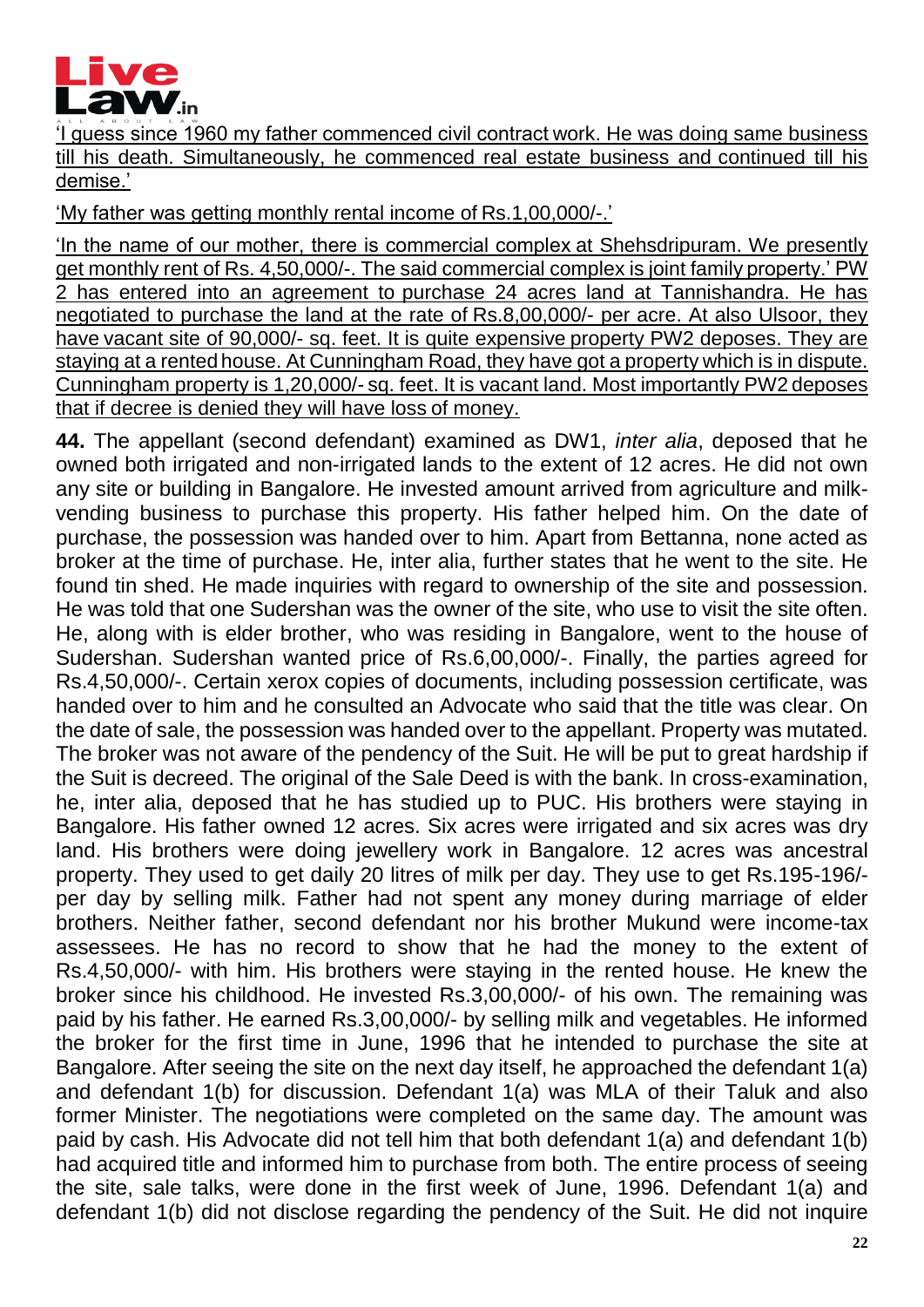'I guess since 1960 my father commenced civil contract work. He was doing same business till his death. Simultaneously, he commenced real estate business and continued till his demise.'

'My father was getting monthly rental income of Rs.1,00,000/-.'

'In the name of our mother, there is commercial complex at Shehsdripuram. We presently get monthly rent of Rs. 4,50,000/-. The said commercial complex is joint family property.' PW 2 has entered into an agreement to purchase 24 acres land at Tannishandra. He has negotiated to purchase the land at the rate of Rs.8,00,000/- per acre. At also Ulsoor, they have vacant site of 90,000/- sq. feet. It is quite expensive property PW2 deposes. They are staying at a rented house. At Cunningham Road, they have got a property which is in dispute. Cunningham property is 1,20,000/- sq. feet. It is vacant land. Most importantly PW2 deposes that if decree is denied they will have loss of money.

**44.** The appellant (second defendant) examined as DW1, *inter alia*, deposed that he owned both irrigated and non-irrigated lands to the extent of 12 acres. He did not own any site or building in Bangalore. He invested amount arrived from agriculture and milk-vending business to purchase this property. His father helped him. On the date of purchase, the possession was handed over to him. Apart from Bettanna, none acted as broker at the time of purchase. He, inter alia, further states that he went to the site. He found tin shed. He made inquiries with regard to ownership of the site and possession. He was told that one Sudershan was the owner of the site, who use to visit the site often. He, along with is elder brother, who was residing in Bangalore, went to the house of Sudershan. Sudershan wanted price of Rs.6,00,000/-. Finally, the parties agreed for Rs.4,50,000/-. Certain xerox copies of documents, including possession certificate, was handed over to him and he consulted an Advocate who said that the title was clear. On the date of sale, the possession was handed over to the appellant. Property was mutated. The broker was not aware of the pendency of the Suit. He will be put to great hardship if the Suit is decreed. The original of the Sale Deed is with the bank. In cross-examination, he, inter alia, deposed that he has studied up to PUC. His brothers were staying in Bangalore. His father owned 12 acres. Six acres were irrigated and six acres was dry land. His brothers were doing jewellery work in Bangalore. 12 acres was ancestral property. They used to get daily 20 litres of milk per day. They use to get Rs.195-196/- per day by selling milk. Father had not spent any money during marriage of elder brothers. Neither father, second defendant nor his brother Mukund were income-tax assessees. He has no record to show that he had the money to the extent of Rs.4,50,000/- with him. His brothers were staying in the rented house. He knew the broker since his childhood. He invested Rs.3,00,000/- of his own. The remaining was paid by his father. He earned Rs.3,00,000/- by selling milk and vegetables. He informed the broker for the first time in June, 1996 that he intended to purchase the site at Bangalore. After seeing the site on the next day itself, he approached the defendant 1(a) and defendant 1(b) for discussion. Defendant 1(a) was MLA of their Taluk and also former Minister. The negotiations were completed on the same day. The amount was paid by cash. His Advocate did not tell him that both defendant 1(a) and defendant 1(b) had acquired title and informed him to purchase from both. The entire process of seeing the site, sale talks, were done in the first week of June, 1996. Defendant 1(a) and defendant 1(b) did not disclose regarding the pendency of the Suit. He did not inquire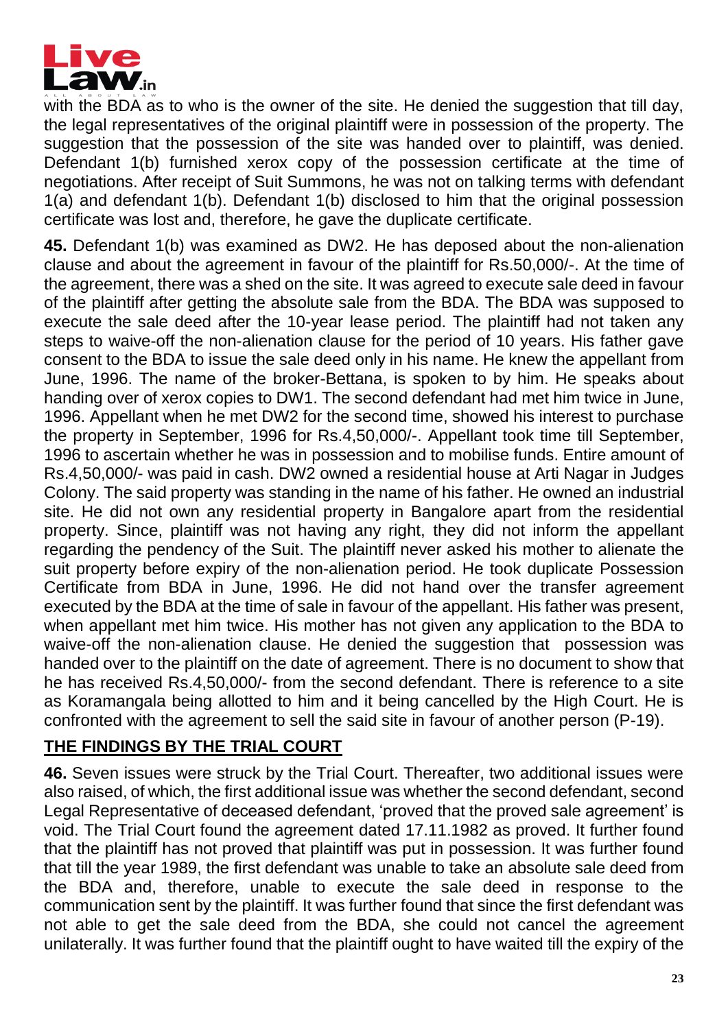with the BDA as to who is the owner of the site. He denied the suggestion that till day, the legal representatives of the original plaintiff were in possession of the property. The suggestion that the possession of the site was handed over to plaintiff, was denied. Defendant 1(b) furnished xerox copy of the possession certificate at the time of negotiations. After receipt of Suit Summons, he was not on talking terms with defendant 1(a) and defendant 1(b). Defendant 1(b) disclosed to him that the original possession certificate was lost and, therefore, he gave the duplicate certificate.

**45.** Defendant 1(b) was examined as DW2. He has deposed about the non-alienation clause and about the agreement in favour of the plaintiff for Rs.50,000/-. At the time of the agreement, there was a shed on the site. It was agreed to execute sale deed in favour of the plaintiff after getting the absolute sale from the BDA. The BDA was supposed to execute the sale deed after the 10-year lease period. The plaintiff had not taken any steps to waive-off the non-alienation clause for the period of 10 years. His father gave consent to the BDA to issue the sale deed only in his name. He knew the appellant from June, 1996. The name of the broker-Bettana, is spoken to by him. He speaks about handing over of xerox copies to DW1. The second defendant had met him twice in June, 1996. Appellant when he met DW2 for the second time, showed his interest to purchase the property in September, 1996 for Rs.4,50,000/-. Appellant took time till September, 1996 to ascertain whether he was in possession and to mobilise funds. Entire amount of Rs.4,50,000/- was paid in cash. DW2 owned a residential house at Arti Nagar in Judges Colony. The said property was standing in the name of his father. He owned an industrial site. He did not own any residential property in Bangalore apart from the residential property. Since, plaintiff was not having any right, they did not inform the appellant regarding the pendency of the Suit. The plaintiff never asked his mother to alienate the suit property before expiry of the non-alienation period. He took duplicate Possession Certificate from BDA in June, 1996. He did not hand over the transfer agreement executed by the BDA at the time of sale in favour of the appellant. His father was present, when appellant met him twice. His mother has not given any application to the BDA to waive-off the non-alienation clause. He denied the suggestion that possession was handed over to the plaintiff on the date of agreement. There is no document to show that he has received Rs.4,50,000/- from the second defendant. There is reference to a site as Koramangala being allotted to him and it being cancelled by the High Court. He is confronted with the agreement to sell the said site in favour of another person (P-19).

## THE FINDINGS BY THE TRIAL COURT

**46.** Seven issues were struck by the Trial Court. Thereafter, two additional issues were also raised, of which, the first additional issue was whether the second defendant, second Legal Representative of deceased defendant, 'proved that the proved sale agreement' is void. The Trial Court found the agreement dated 17.11.1982 as proved. It further found that the plaintiff has not proved that plaintiff was put in possession. It was further found that till the year 1989, the first defendant was unable to take an absolute sale deed from the BDA and, therefore, unable to execute the sale deed in response to the communication sent by the plaintiff. It was further found that since the first defendant was not able to get the sale deed from the BDA, she could not cancel the agreement unilaterally. It was further found that the plaintiff ought to have waited till the expiry of the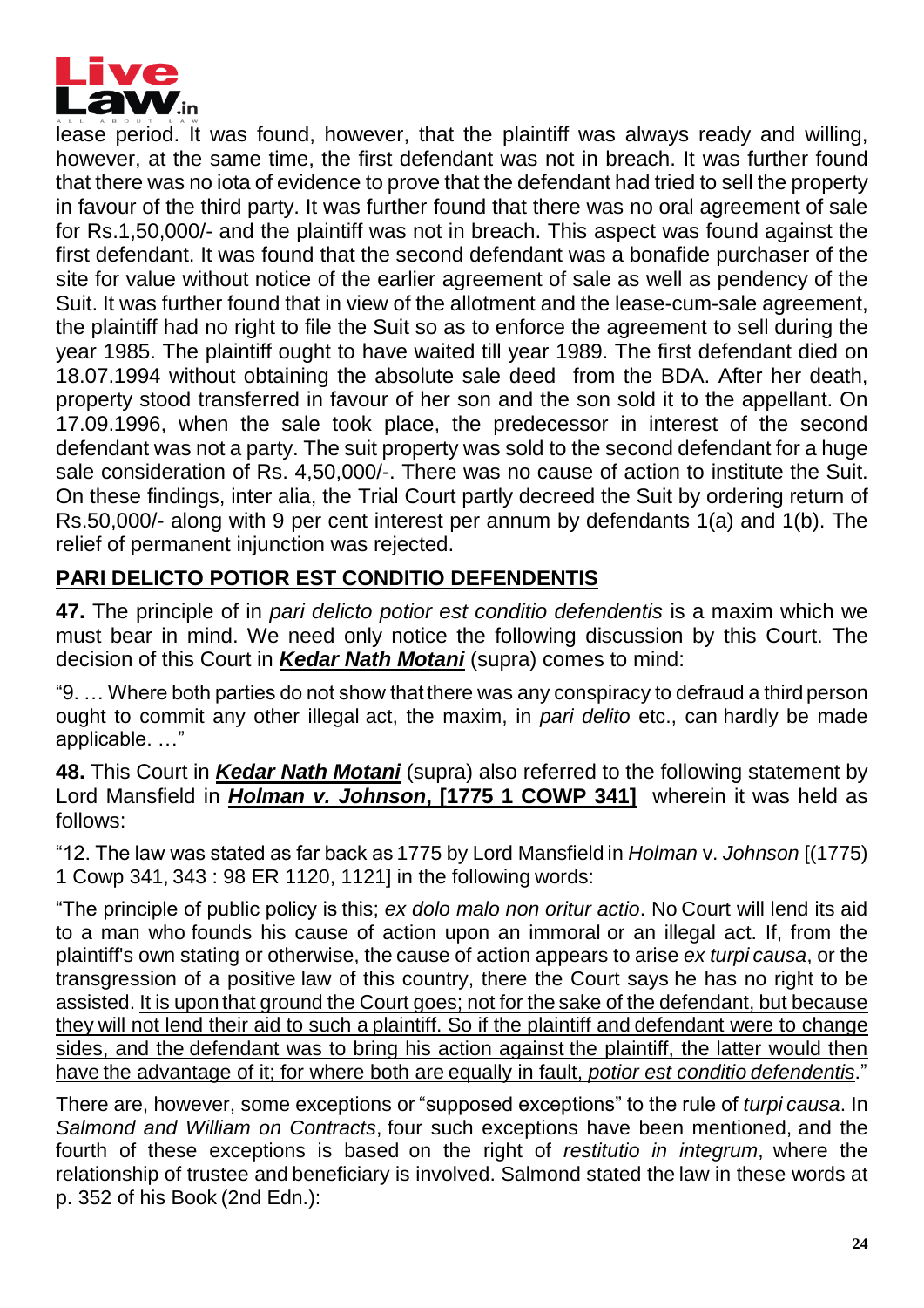lease period. It was found, however, that the plaintiff was always ready and willing, however, at the same time, the first defendant was not in breach. It was further found that there was no iota of evidence to prove that the defendant had tried to sell the property in favour of the third party. It was further found that there was no oral agreement of sale for Rs.1,50,000/- and the plaintiff was not in breach. This aspect was found against the first defendant. It was found that the second defendant was a bonafide purchaser of the site for value without notice of the earlier agreement of sale as well as pendency of the Suit. It was further found that in view of the allotment and the lease-cum-sale agreement, the plaintiff had no right to file the Suit so as to enforce the agreement to sell during the year 1985. The plaintiff ought to have waited till year 1989. The first defendant died on 18.07.1994 without obtaining the absolute sale deed from the BDA. After her death, property stood transferred in favour of her son and the son sold it to the appellant. On 17.09.1996, when the sale took place, the predecessor in interest of the second defendant was not a party. The suit property was sold to the second defendant for a huge sale consideration of Rs. 4,50,000/-. There was no cause of action to institute the Suit. On these findings, inter alia, the Trial Court partly decreed the Suit by ordering return of Rs.50,000/- along with 9 per cent interest per annum by defendants 1(a) and 1(b). The relief of permanent injunction was rejected.

## PARI DELICTO POTIOR EST CONDITIO DEFENDENTIS

**47.** The principle of in *pari delicto potior est conditio defendentis* is a maxim which we must bear in mind. We need only notice the following discussion by this Court. The decision of this Court in ***Kedar Nath Motani*** (supra) comes to mind:

"9. … Where both parties do not show that there was any conspiracy to defraud a third person ought to commit any other illegal act, the maxim, in *pari delito* etc., can hardly be made applicable. …"

**48.** This Court in ***Kedar Nath Motani*** (supra) also referred to the following statement by Lord Mansfield in ***Holman v. Johnson*, [1775 1 COWP 341]** wherein it was held as follows:

"12. The law was stated as far back as 1775 by Lord Mansfield in *Holman* v. *Johnson* [(1775) 1 Cowp 341, 343 : 98 ER 1120, 1121] in the following words:

"The principle of public policy is this; *ex dolo malo non oritur actio*. No Court will lend its aid to a man who founds his cause of action upon an immoral or an illegal act. If, from the plaintiff's own stating or otherwise, the cause of action appears to arise *ex turpi causa*, or the transgression of a positive law of this country, there the Court says he has no right to be assisted. It is upon that ground the Court goes; not for the sake of the defendant, but because they will not lend their aid to such a plaintiff. So if the plaintiff and defendant were to change sides, and the defendant was to bring his action against the plaintiff, the latter would then have the advantage of it; for where both are equally in fault, *potior est conditio defendentis*."

There are, however, some exceptions or "supposed exceptions" to the rule of *turpi causa*. In *Salmond and William on Contracts*, four such exceptions have been mentioned, and the fourth of these exceptions is based on the right of *restitutio in integrum*, where the relationship of trustee and beneficiary is involved. Salmond stated the law in these words at p. 352 of his Book (2nd Edn.):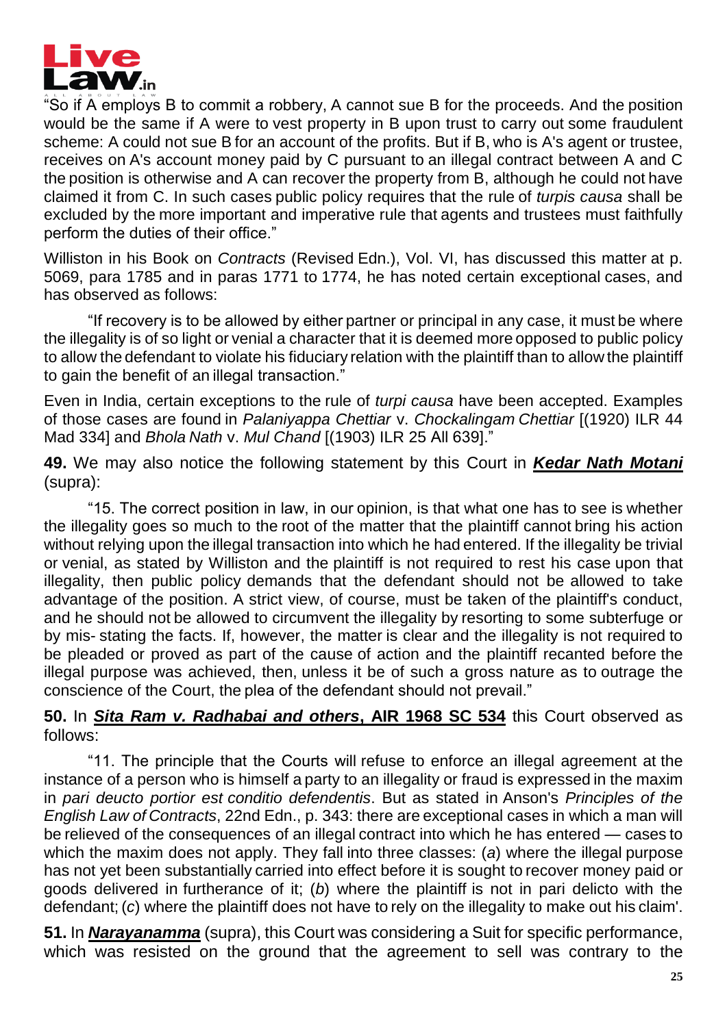"So if A employs B to commit a robbery, A cannot sue B for the proceeds. And the position would be the same if A were to vest property in B upon trust to carry out some fraudulent scheme: A could not sue B for an account of the profits. But if B, who is A's agent or trustee, receives on A's account money paid by C pursuant to an illegal contract between A and C the position is otherwise and A can recover the property from B, although he could not have claimed it from C. In such cases public policy requires that the rule of *turpis causa* shall be excluded by the more important and imperative rule that agents and trustees must faithfully perform the duties of their office."

Williston in his Book on *Contracts* (Revised Edn.), Vol. VI, has discussed this matter at p. 5069, para 1785 and in paras 1771 to 1774, he has noted certain exceptional cases, and has observed as follows:

"If recovery is to be allowed by either partner or principal in any case, it must be where the illegality is of so light or venial a character that it is deemed more opposed to public policy to allow the defendant to violate his fiduciary relation with the plaintiff than to allow the plaintiff to gain the benefit of an illegal transaction."

Even in India, certain exceptions to the rule of *turpi causa* have been accepted. Examples of those cases are found in *Palaniyappa Chettiar* v. *Chockalingam Chettiar* [(1920) ILR 44 Mad 334] and *Bhola Nath* v. *Mul Chand* [(1903) ILR 25 All 639]."

**49.** We may also notice the following statement by this Court in ***Kedar Nath Motani*** (supra):

"15. The correct position in law, in our opinion, is that what one has to see is whether the illegality goes so much to the root of the matter that the plaintiff cannot bring his action without relying upon the illegal transaction into which he had entered. If the illegality be trivial or venial, as stated by Williston and the plaintiff is not required to rest his case upon that illegality, then public policy demands that the defendant should not be allowed to take advantage of the position. A strict view, of course, must be taken of the plaintiff's conduct, and he should not be allowed to circumvent the illegality by resorting to some subterfuge or by mis- stating the facts. If, however, the matter is clear and the illegality is not required to be pleaded or proved as part of the cause of action and the plaintiff recanted before the illegal purpose was achieved, then, unless it be of such a gross nature as to outrage the conscience of the Court, the plea of the defendant should not prevail."

**50.** In ***Sita Ram v. Radhabai and others*, AIR 1968 SC 534** this Court observed as follows:

"11. The principle that the Courts will refuse to enforce an illegal agreement at the instance of a person who is himself a party to an illegality or fraud is expressed in the maxim in *pari deucto portior est conditio defendentis*. But as stated in Anson's *Principles of the English Law of Contracts*, 22nd Edn., p. 343: there are exceptional cases in which a man will be relieved of the consequences of an illegal contract into which he has entered — cases to which the maxim does not apply. They fall into three classes: (*a*) where the illegal purpose has not yet been substantially carried into effect before it is sought to recover money paid or goods delivered in furtherance of it; (*b*) where the plaintiff is not in pari delicto with the defendant; (*c*) where the plaintiff does not have to rely on the illegality to make out his claim'.

**51.** In ***Narayanamma*** (supra), this Court was considering a Suit for specific performance, which was resisted on the ground that the agreement to sell was contrary to the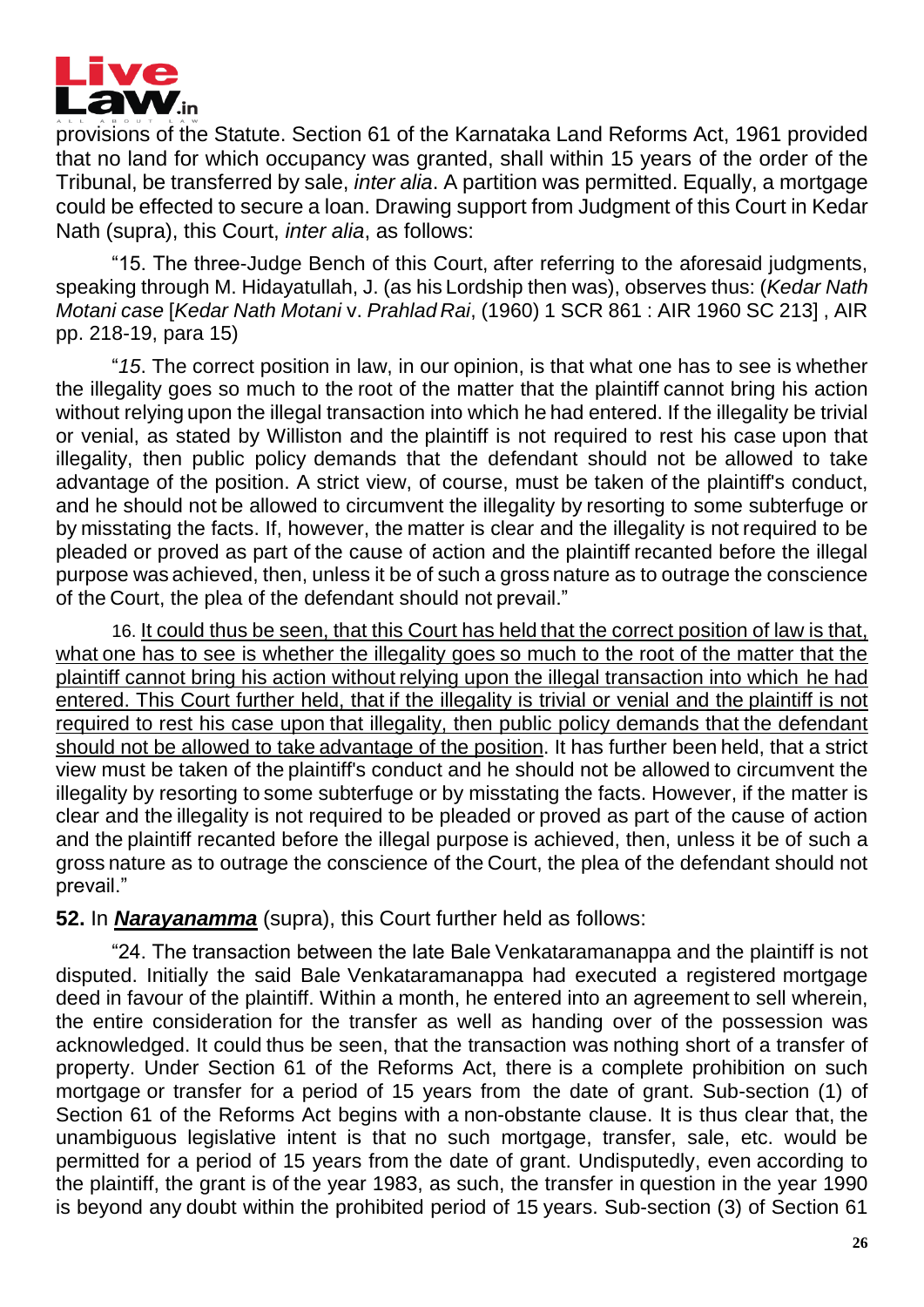provisions of the Statute. Section 61 of the Karnataka Land Reforms Act, 1961 provided that no land for which occupancy was granted, shall within 15 years of the order of the Tribunal, be transferred by sale, *inter alia*. A partition was permitted. Equally, a mortgage could be effected to secure a loan. Drawing support from Judgment of this Court in Kedar Nath (supra), this Court, *inter alia*, as follows:

"15. The three-Judge Bench of this Court, after referring to the aforesaid judgments, speaking through M. Hidayatullah, J. (as his Lordship then was), observes thus: (*Kedar Nath Motani case* [*Kedar Nath Motani* v. *Prahlad Rai*, (1960) 1 SCR 861 : AIR 1960 SC 213] , AIR pp. 218-19, para 15)

"*15*. The correct position in law, in our opinion, is that what one has to see is whether the illegality goes so much to the root of the matter that the plaintiff cannot bring his action without relying upon the illegal transaction into which he had entered. If the illegality be trivial or venial, as stated by Williston and the plaintiff is not required to rest his case upon that illegality, then public policy demands that the defendant should not be allowed to take advantage of the position. A strict view, of course, must be taken of the plaintiff's conduct, and he should not be allowed to circumvent the illegality by resorting to some subterfuge or by misstating the facts. If, however, the matter is clear and the illegality is not required to be pleaded or proved as part of the cause of action and the plaintiff recanted before the illegal purpose was achieved, then, unless it be of such a gross nature as to outrage the conscience of the Court, the plea of the defendant should not prevail."

16. <u>It could thus be seen, that this Court has held that the correct position of law is that, what one has to see is whether the illegality goes so much to the root of the matter that the plaintiff cannot bring his action without relying upon the illegal transaction into which he had entered. This Court further held, that if the illegality is trivial or venial and the plaintiff is not required to rest his case upon that illegality, then public policy demands that the defendant should not be allowed to take advantage of the position</u>. It has further been held, that a strict view must be taken of the plaintiff's conduct and he should not be allowed to circumvent the illegality by resorting to some subterfuge or by misstating the facts. However, if the matter is clear and the illegality is not required to be pleaded or proved as part of the cause of action and the plaintiff recanted before the illegal purpose is achieved, then, unless it be of such a gross nature as to outrage the conscience of the Court, the plea of the defendant should not prevail."

**52.** In ***<u>Narayanamma</u>*** (supra), this Court further held as follows:

"24. The transaction between the late Bale Venkataramanappa and the plaintiff is not disputed. Initially the said Bale Venkataramanappa had executed a registered mortgage deed in favour of the plaintiff. Within a month, he entered into an agreement to sell wherein, the entire consideration for the transfer as well as handing over of the possession was acknowledged. It could thus be seen, that the transaction was nothing short of a transfer of property. Under Section 61 of the Reforms Act, there is a complete prohibition on such mortgage or transfer for a period of 15 years from the date of grant. Sub-section (1) of Section 61 of the Reforms Act begins with a non-obstante clause. It is thus clear that, the unambiguous legislative intent is that no such mortgage, transfer, sale, etc. would be permitted for a period of 15 years from the date of grant. Undisputedly, even according to the plaintiff, the grant is of the year 1983, as such, the transfer in question in the year 1990 is beyond any doubt within the prohibited period of 15 years. Sub-section (3) of Section 61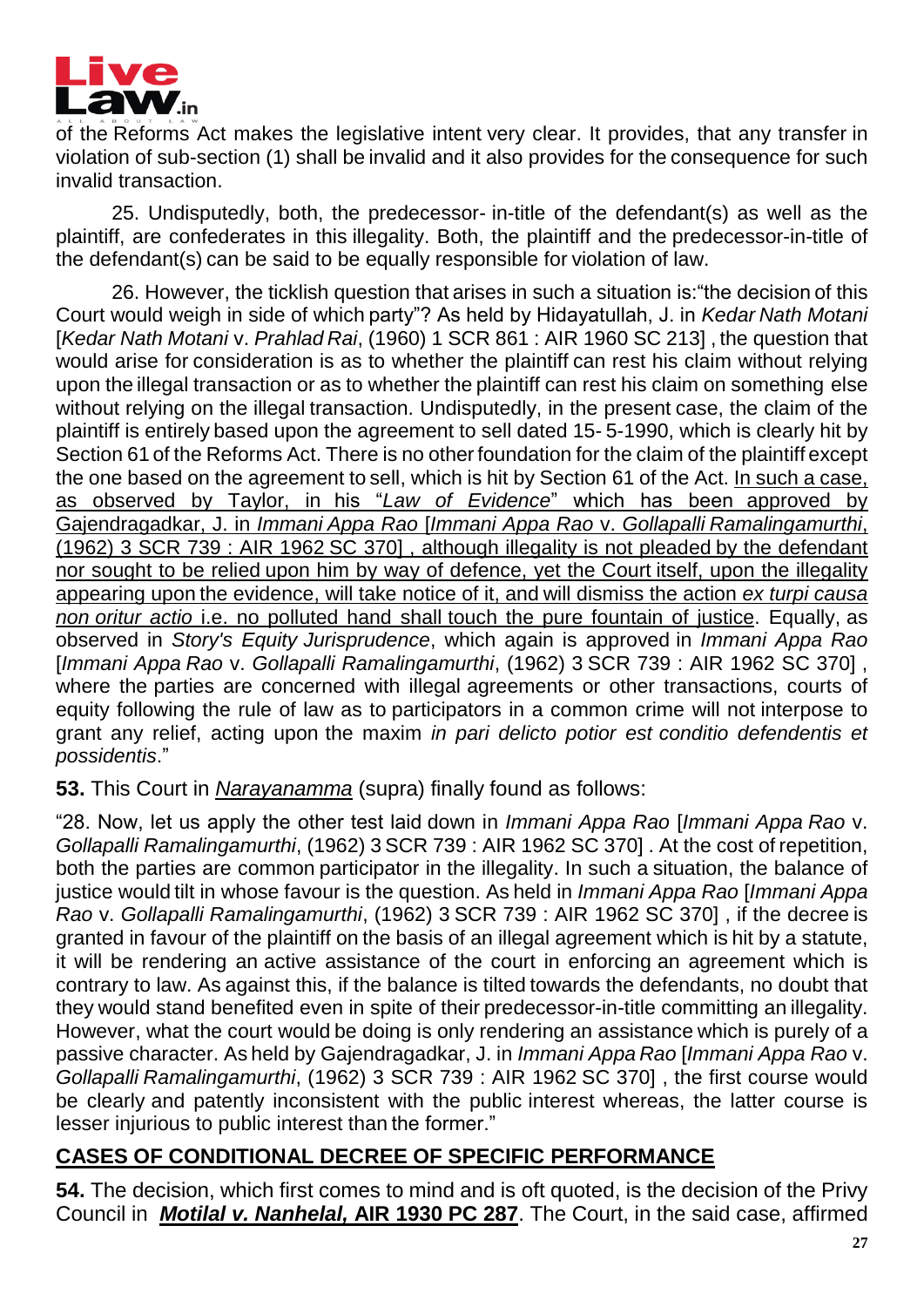of the Reforms Act makes the legislative intent very clear. It provides, that any transfer in violation of sub-section (1) shall be invalid and it also provides for the consequence for such invalid transaction.

25. Undisputedly, both, the predecessor- in-title of the defendant(s) as well as the plaintiff, are confederates in this illegality. Both, the plaintiff and the predecessor-in-title of the defendant(s) can be said to be equally responsible for violation of law.

26. However, the ticklish question that arises in such a situation is:"the decision of this Court would weigh in side of which party"? As held by Hidayatullah, J. in *Kedar Nath Motani* [*Kedar Nath Motani* v. *Prahlad Rai*, (1960) 1 SCR 861 : AIR 1960 SC 213] , the question that would arise for consideration is as to whether the plaintiff can rest his claim without relying upon the illegal transaction or as to whether the plaintiff can rest his claim on something else without relying on the illegal transaction. Undisputedly, in the present case, the claim of the plaintiff is entirely based upon the agreement to sell dated 15- 5-1990, which is clearly hit by Section 61 of the Reforms Act. There is no other foundation for the claim of the plaintiff except the one based on the agreement to sell, which is hit by Section 61 of the Act. <u>In such a case, as observed by Taylor, in his "*Law of Evidence*" which has been approved by Gajendragadkar, J. in *Immani Appa Rao* [*Immani Appa Rao* v. *Gollapalli Ramalingamurthi*, (1962) 3 SCR 739 : AIR 1962 SC 370] , although illegality is not pleaded by the defendant nor sought to be relied upon him by way of defence, yet the Court itself, upon the illegality appearing upon the evidence, will take notice of it, and will dismiss the action *ex turpi causa non oritur actio* i.e. no polluted hand shall touch the pure fountain of justice</u>. Equally, as observed in *Story's Equity Jurisprudence*, which again is approved in *Immani Appa Rao* [*Immani Appa Rao* v. *Gollapalli Ramalingamurthi*, (1962) 3 SCR 739 : AIR 1962 SC 370] , where the parties are concerned with illegal agreements or other transactions, courts of equity following the rule of law as to participators in a common crime will not interpose to grant any relief, acting upon the maxim *in pari delicto potior est conditio defendentis et possidentis*."

**53.** This Court in <u>*Narayanamma*</u> (supra) finally found as follows:

"28. Now, let us apply the other test laid down in *Immani Appa Rao* [*Immani Appa Rao* v. *Gollapalli Ramalingamurthi*, (1962) 3 SCR 739 : AIR 1962 SC 370] . At the cost of repetition, both the parties are common participator in the illegality. In such a situation, the balance of justice would tilt in whose favour is the question. As held in *Immani Appa Rao* [*Immani Appa Rao* v. *Gollapalli Ramalingamurthi*, (1962) 3 SCR 739 : AIR 1962 SC 370] , if the decree is granted in favour of the plaintiff on the basis of an illegal agreement which is hit by a statute, it will be rendering an active assistance of the court in enforcing an agreement which is contrary to law. As against this, if the balance is tilted towards the defendants, no doubt that they would stand benefited even in spite of their predecessor-in-title committing an illegality. However, what the court would be doing is only rendering an assistance which is purely of a passive character. As held by Gajendragadkar, J. in *Immani Appa Rao* [*Immani Appa Rao* v. *Gollapalli Ramalingamurthi*, (1962) 3 SCR 739 : AIR 1962 SC 370] , the first course would be clearly and patently inconsistent with the public interest whereas, the latter course is lesser injurious to public interest than the former."

## <u>CASES OF CONDITIONAL DECREE OF SPECIFIC PERFORMANCE</u>

**54.** The decision, which first comes to mind and is oft quoted, is the decision of the Privy Council in <u>***Motilal v. Nanhelal,* AIR 1930 PC 287**</u>. The Court, in the said case, affirmed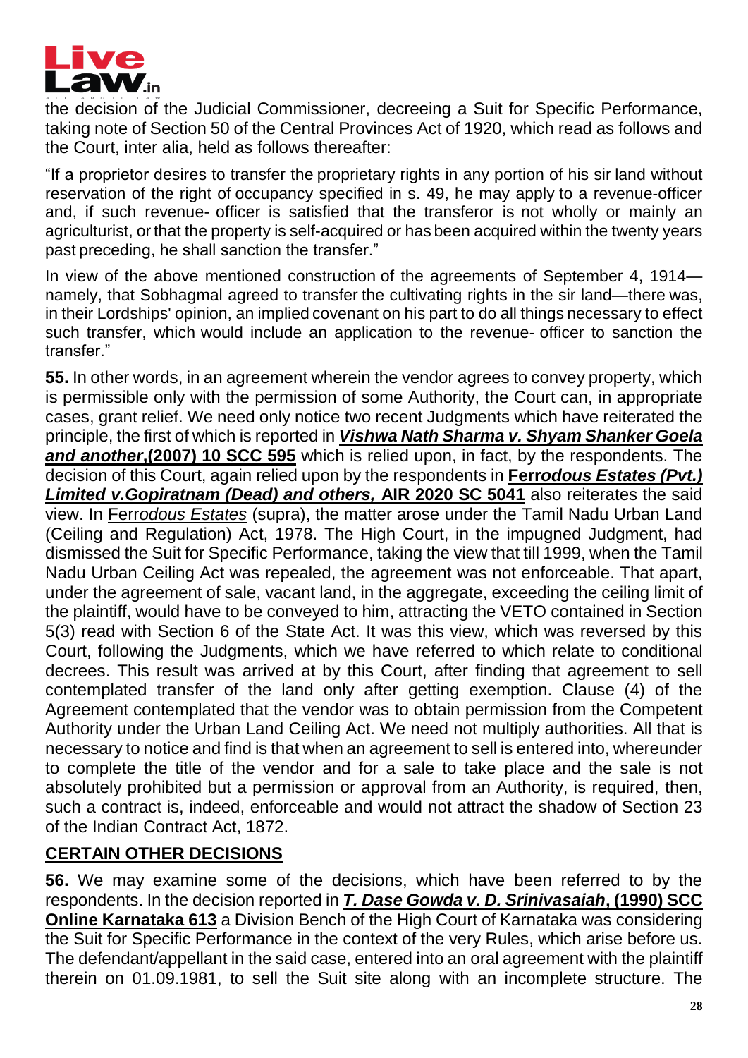the decision of the Judicial Commissioner, decreeing a Suit for Specific Performance, taking note of Section 50 of the Central Provinces Act of 1920, which read as follows and the Court, inter alia, held as follows thereafter:

"If a proprietor desires to transfer the proprietary rights in any portion of his sir land without reservation of the right of occupancy specified in s. 49, he may apply to a revenue-officer and, if such revenue- officer is satisfied that the transferor is not wholly or mainly an agriculturist, or that the property is self-acquired or has been acquired within the twenty years past preceding, he shall sanction the transfer."

In view of the above mentioned construction of the agreements of September 4, 1914—namely, that Sobhagmal agreed to transfer the cultivating rights in the sir land—there was, in their Lordships' opinion, an implied covenant on his part to do all things necessary to effect such transfer, which would include an application to the revenue- officer to sanction the transfer."

**55.** In other words, in an agreement wherein the vendor agrees to convey property, which is permissible only with the permission of some Authority, the Court can, in appropriate cases, grant relief. We need only notice two recent Judgments which have reiterated the principle, the first of which is reported in ***Vishwa Nath Sharma v. Shyam Shanker Goela and another*,(2007) 10 SCC 595** which is relied upon, in fact, by the respondents. The decision of this Court, again relied upon by the respondents in **Ferr*odous Estates (Pvt.) Limited v.Gopiratnam (Dead) and others,* AIR 2020 SC 5041** also reiterates the said view. In Ferr*odous Estates* (supra), the matter arose under the Tamil Nadu Urban Land (Ceiling and Regulation) Act, 1978. The High Court, in the impugned Judgment, had dismissed the Suit for Specific Performance, taking the view that till 1999, when the Tamil Nadu Urban Ceiling Act was repealed, the agreement was not enforceable. That apart, under the agreement of sale, vacant land, in the aggregate, exceeding the ceiling limit of the plaintiff, would have to be conveyed to him, attracting the VETO contained in Section 5(3) read with Section 6 of the State Act. It was this view, which was reversed by this Court, following the Judgments, which we have referred to which relate to conditional decrees. This result was arrived at by this Court, after finding that agreement to sell contemplated transfer of the land only after getting exemption. Clause (4) of the Agreement contemplated that the vendor was to obtain permission from the Competent Authority under the Urban Land Ceiling Act. We need not multiply authorities. All that is necessary to notice and find is that when an agreement to sell is entered into, whereunder to complete the title of the vendor and for a sale to take place and the sale is not absolutely prohibited but a permission or approval from an Authority, is required, then, such a contract is, indeed, enforceable and would not attract the shadow of Section 23 of the Indian Contract Act, 1872.

## CERTAIN OTHER DECISIONS

**56.** We may examine some of the decisions, which have been referred to by the respondents. In the decision reported in ***T. Dase Gowda v. D. Srinivasaiah*, (1990) SCC Online Karnataka 613** a Division Bench of the High Court of Karnataka was considering the Suit for Specific Performance in the context of the very Rules, which arise before us. The defendant/appellant in the said case, entered into an oral agreement with the plaintiff therein on 01.09.1981, to sell the Suit site along with an incomplete structure. The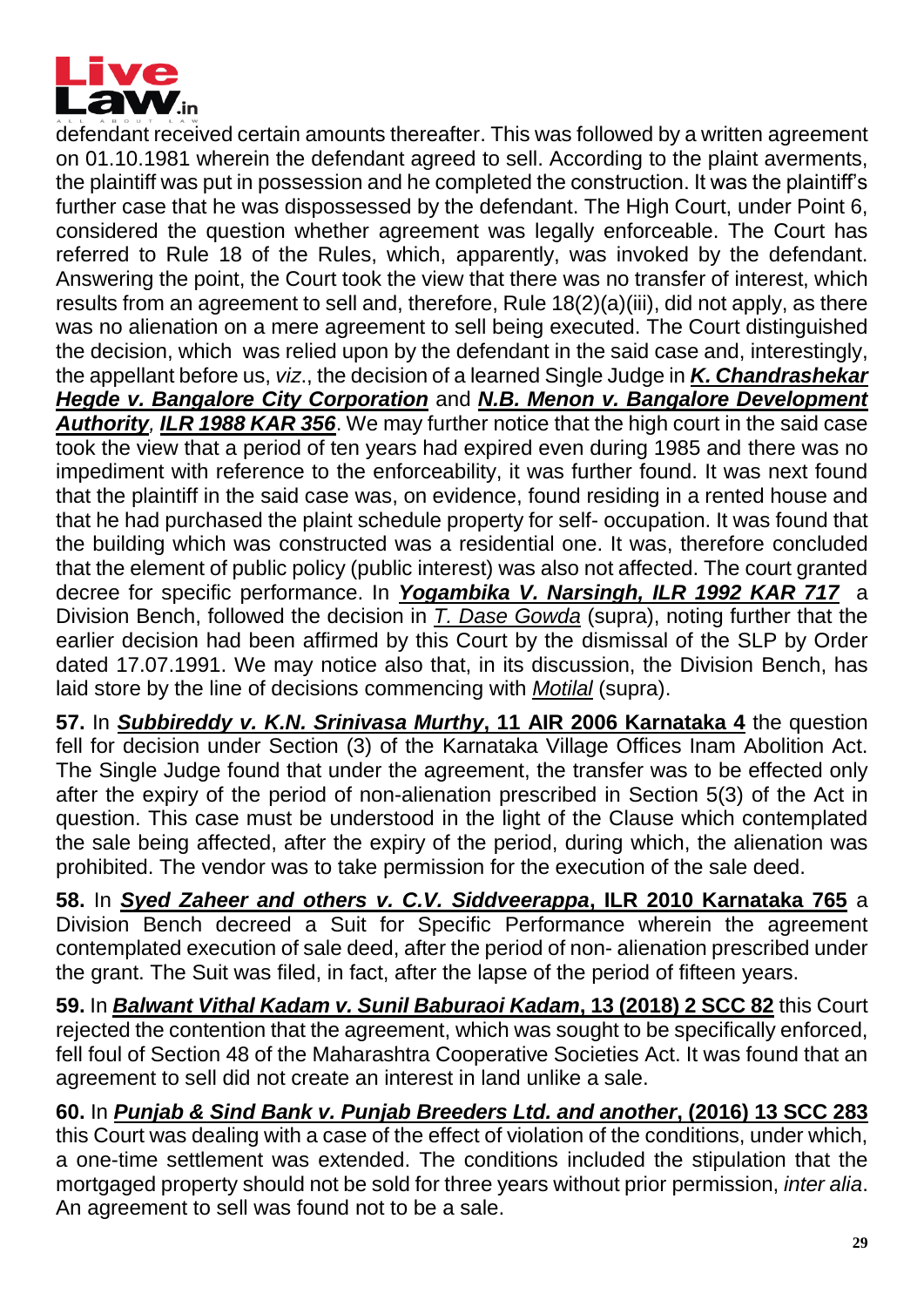defendant received certain amounts thereafter. This was followed by a written agreement on 01.10.1981 wherein the defendant agreed to sell. According to the plaint averments, the plaintiff was put in possession and he completed the construction. It was the plaintiff's further case that he was dispossessed by the defendant. The High Court, under Point 6, considered the question whether agreement was legally enforceable. The Court has referred to Rule 18 of the Rules, which, apparently, was invoked by the defendant. Answering the point, the Court took the view that there was no transfer of interest, which results from an agreement to sell and, therefore, Rule 18(2)(a)(iii), did not apply, as there was no alienation on a mere agreement to sell being executed. The Court distinguished the decision, which was relied upon by the defendant in the said case and, interestingly, the appellant before us, *viz*., the decision of a learned Single Judge in ***K. Chandrashekar Hegde v. Bangalore City Corporation*** and ***N.B. Menon v. Bangalore Development Authority**, **ILR 1988 KAR 356***. We may further notice that the high court in the said case took the view that a period of ten years had expired even during 1985 and there was no impediment with reference to the enforceability, it was further found. It was next found that the plaintiff in the said case was, on evidence, found residing in a rented house and that he had purchased the plaint schedule property for self- occupation. It was found that the building which was constructed was a residential one. It was, therefore concluded that the element of public policy (public interest) was also not affected. The court granted decree for specific performance. In ***Yogambika V. Narsingh, ILR 1992 KAR 717*** a Division Bench, followed the decision in *T. Dase Gowda* (supra), noting further that the earlier decision had been affirmed by this Court by the dismissal of the SLP by Order dated 17.07.1991. We may notice also that, in its discussion, the Division Bench, has laid store by the line of decisions commencing with *Motilal* (supra).

**57.** In ***Subbireddy v. K.N. Srinivasa Murthy*, 11 AIR 2006 Karnataka 4** the question fell for decision under Section (3) of the Karnataka Village Offices Inam Abolition Act. The Single Judge found that under the agreement, the transfer was to be effected only after the expiry of the period of non-alienation prescribed in Section 5(3) of the Act in question. This case must be understood in the light of the Clause which contemplated the sale being affected, after the expiry of the period, during which, the alienation was prohibited. The vendor was to take permission for the execution of the sale deed.

**58.** In ***Syed Zaheer and others v. C.V. Siddveerappa*, ILR 2010 Karnataka 765** a Division Bench decreed a Suit for Specific Performance wherein the agreement contemplated execution of sale deed, after the period of non- alienation prescribed under the grant. The Suit was filed, in fact, after the lapse of the period of fifteen years.

**59.** In ***Balwant Vithal Kadam v. Sunil Baburaoi Kadam*, 13 (2018) 2 SCC 82** this Court rejected the contention that the agreement, which was sought to be specifically enforced, fell foul of Section 48 of the Maharashtra Cooperative Societies Act. It was found that an agreement to sell did not create an interest in land unlike a sale.

**60.** In ***Punjab & Sind Bank v. Punjab Breeders Ltd. and another*, (2016) 13 SCC 283** this Court was dealing with a case of the effect of violation of the conditions, under which, a one-time settlement was extended. The conditions included the stipulation that the mortgaged property should not be sold for three years without prior permission, *inter alia*. An agreement to sell was found not to be a sale.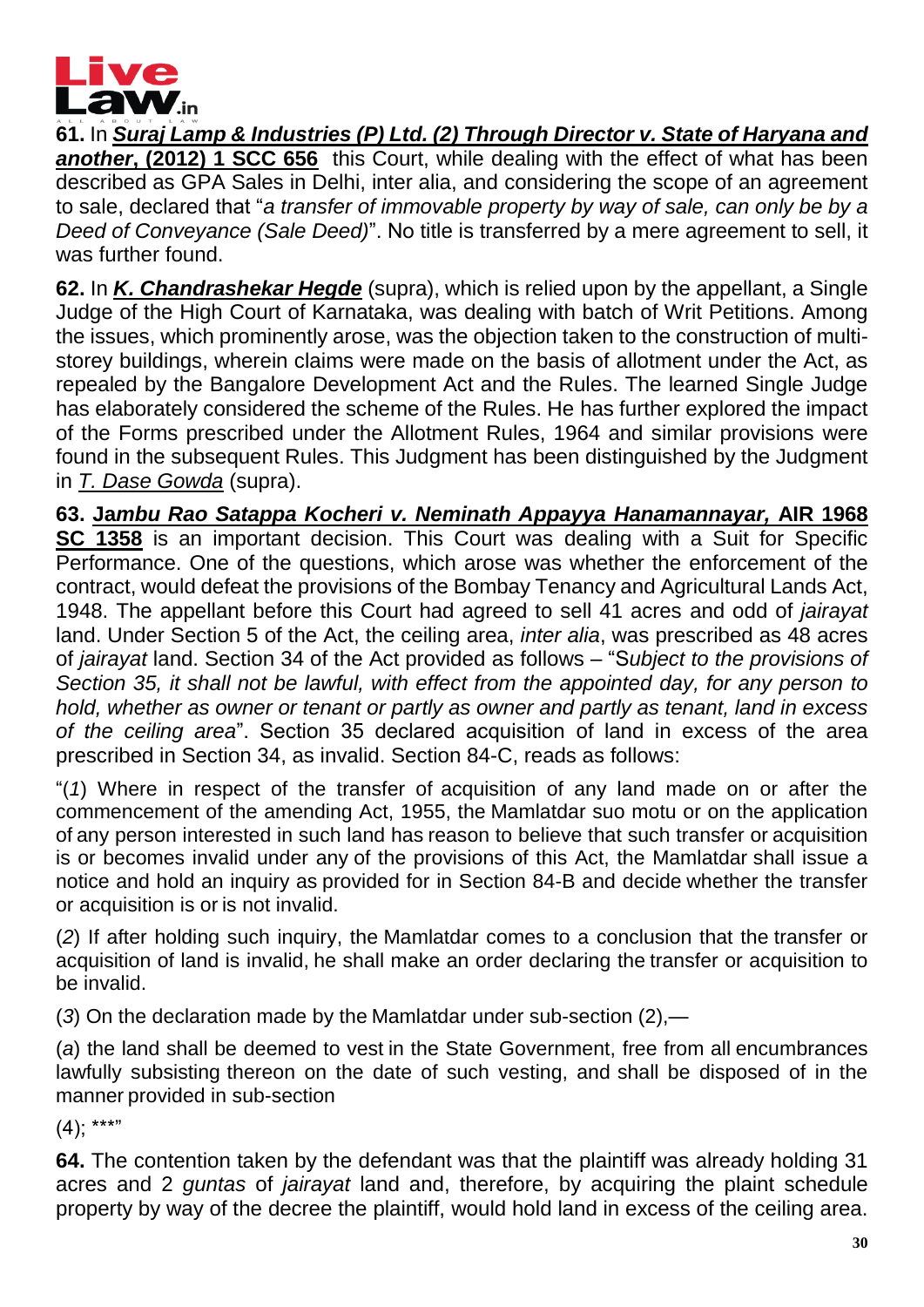**61.** In ***Suraj Lamp & Industries (P) Ltd. (2) Through Director v. State of Haryana and another*, (2012) 1 SCC 656** this Court, while dealing with the effect of what has been described as GPA Sales in Delhi, inter alia, and considering the scope of an agreement to sale, declared that "*a transfer of immovable property by way of sale, can only be by a Deed of Conveyance (Sale Deed)*". No title is transferred by a mere agreement to sell, it was further found.

**62.** In ***K. Chandrashekar Hegde*** (supra), which is relied upon by the appellant, a Single Judge of the High Court of Karnataka, was dealing with batch of Writ Petitions. Among the issues, which prominently arose, was the objection taken to the construction of multi-storey buildings, wherein claims were made on the basis of allotment under the Act, as repealed by the Bangalore Development Act and the Rules. The learned Single Judge has elaborately considered the scheme of the Rules. He has further explored the impact of the Forms prescribed under the Allotment Rules, 1964 and similar provisions were found in the subsequent Rules. This Judgment has been distinguished by the Judgment in *T. Dase Gowda* (supra).

**63. J*ambu Rao Satappa Kocheri v. Neminath Appayya Hanamannayar,* AIR 1968 SC 1358** is an important decision. This Court was dealing with a Suit for Specific Performance. One of the questions, which arose was whether the enforcement of the contract, would defeat the provisions of the Bombay Tenancy and Agricultural Lands Act, 1948. The appellant before this Court had agreed to sell 41 acres and odd of *jairayat* land. Under Section 5 of the Act, the ceiling area, *inter alia*, was prescribed as 48 acres of *jairayat* land. Section 34 of the Act provided as follows – "S*ubject to the provisions of Section 35, it shall not be lawful, with effect from the appointed day, for any person to hold, whether as owner or tenant or partly as owner and partly as tenant, land in excess of the ceiling area*". Section 35 declared acquisition of land in excess of the area prescribed in Section 34, as invalid. Section 84-C, reads as follows:

"(*1*) Where in respect of the transfer of acquisition of any land made on or after the commencement of the amending Act, 1955, the Mamlatdar suo motu or on the application of any person interested in such land has reason to believe that such transfer or acquisition is or becomes invalid under any of the provisions of this Act, the Mamlatdar shall issue a notice and hold an inquiry as provided for in Section 84-B and decide whether the transfer or acquisition is or is not invalid.

(*2*) If after holding such inquiry, the Mamlatdar comes to a conclusion that the transfer or acquisition of land is invalid, he shall make an order declaring the transfer or acquisition to be invalid.

(*3*) On the declaration made by the Mamlatdar under sub-section (2),—

(*a*) the land shall be deemed to vest in the State Government, free from all encumbrances lawfully subsisting thereon on the date of such vesting, and shall be disposed of in the manner provided in sub-section

(4); \*\*\*"

**64.** The contention taken by the defendant was that the plaintiff was already holding 31 acres and 2 *guntas* of *jairayat* land and, therefore, by acquiring the plaint schedule property by way of the decree the plaintiff, would hold land in excess of the ceiling area.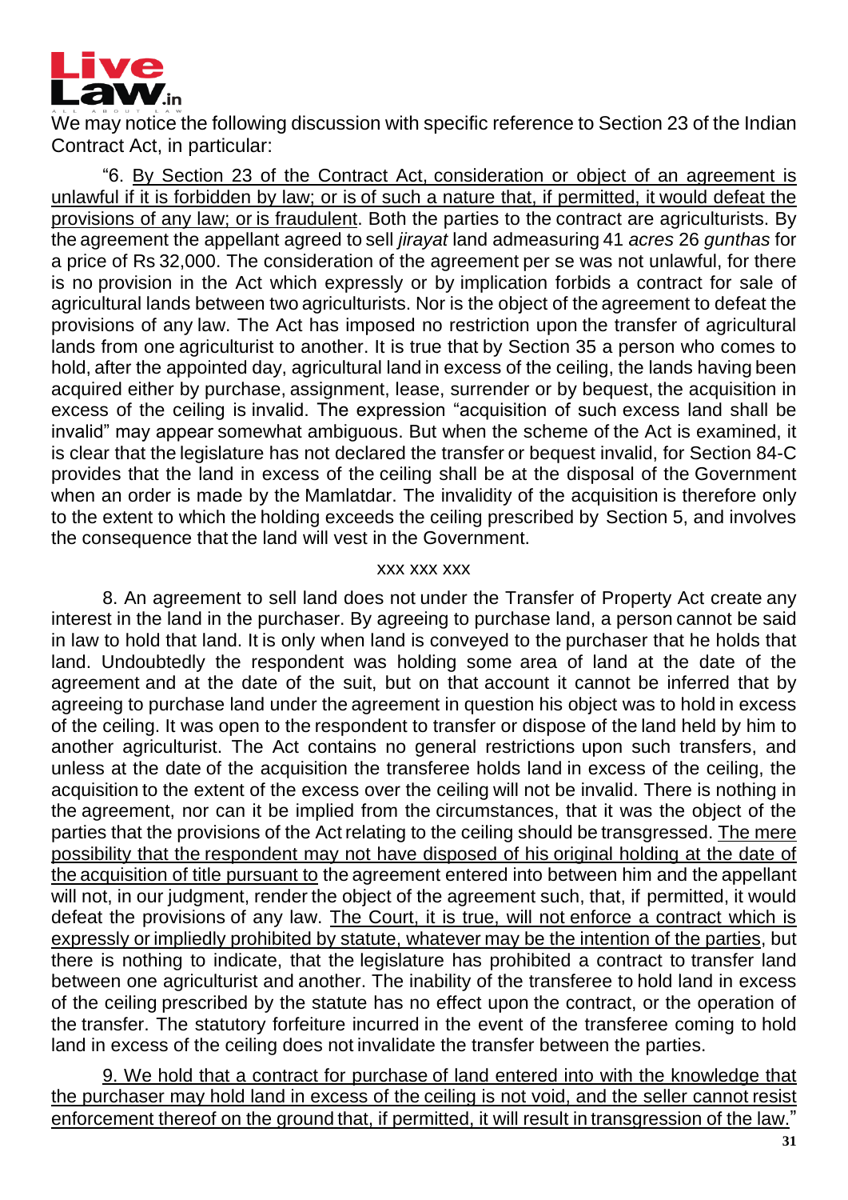We may notice the following discussion with specific reference to Section 23 of the Indian Contract Act, in particular:

> "6. By Section 23 of the Contract Act, consideration or object of an agreement is unlawful if it is forbidden by law; or is of such a nature that, if permitted, it would defeat the provisions of any law; or is fraudulent. Both the parties to the contract are agriculturists. By the agreement the appellant agreed to sell *jirayat* land admeasuring 41 *acres* 26 *gunthas* for a price of Rs 32,000. The consideration of the agreement per se was not unlawful, for there is no provision in the Act which expressly or by implication forbids a contract for sale of agricultural lands between two agriculturists. Nor is the object of the agreement to defeat the provisions of any law. The Act has imposed no restriction upon the transfer of agricultural lands from one agriculturist to another. It is true that by Section 35 a person who comes to hold, after the appointed day, agricultural land in excess of the ceiling, the lands having been acquired either by purchase, assignment, lease, surrender or by bequest, the acquisition in excess of the ceiling is invalid. The expression "acquisition of such excess land shall be invalid" may appear somewhat ambiguous. But when the scheme of the Act is examined, it is clear that the legislature has not declared the transfer or bequest invalid, for Section 84-C provides that the land in excess of the ceiling shall be at the disposal of the Government when an order is made by the Mamlatdar. The invalidity of the acquisition is therefore only to the extent to which the holding exceeds the ceiling prescribed by Section 5, and involves the consequence that the land will vest in the Government.
>
> xxx xxx xxx
>
> 8. An agreement to sell land does not under the Transfer of Property Act create any interest in the land in the purchaser. By agreeing to purchase land, a person cannot be said in law to hold that land. It is only when land is conveyed to the purchaser that he holds that land. Undoubtedly the respondent was holding some area of land at the date of the agreement and at the date of the suit, but on that account it cannot be inferred that by agreeing to purchase land under the agreement in question his object was to hold in excess of the ceiling. It was open to the respondent to transfer or dispose of the land held by him to another agriculturist. The Act contains no general restrictions upon such transfers, and unless at the date of the acquisition the transferee holds land in excess of the ceiling, the acquisition to the extent of the excess over the ceiling will not be invalid. There is nothing in the agreement, nor can it be implied from the circumstances, that it was the object of the parties that the provisions of the Act relating to the ceiling should be transgressed. The mere possibility that the respondent may not have disposed of his original holding at the date of the acquisition of title pursuant to the agreement entered into between him and the appellant will not, in our judgment, render the object of the agreement such, that, if permitted, it would defeat the provisions of any law. The Court, it is true, will not enforce a contract which is expressly or impliedly prohibited by statute, whatever may be the intention of the parties, but there is nothing to indicate, that the legislature has prohibited a contract to transfer land between one agriculturist and another. The inability of the transferee to hold land in excess of the ceiling prescribed by the statute has no effect upon the contract, or the operation of the transfer. The statutory forfeiture incurred in the event of the transferee coming to hold land in excess of the ceiling does not invalidate the transfer between the parties.
>
> 9. We hold that a contract for purchase of land entered into with the knowledge that the purchaser may hold land in excess of the ceiling is not void, and the seller cannot resist enforcement thereof on the ground that, if permitted, it will result in transgression of the law."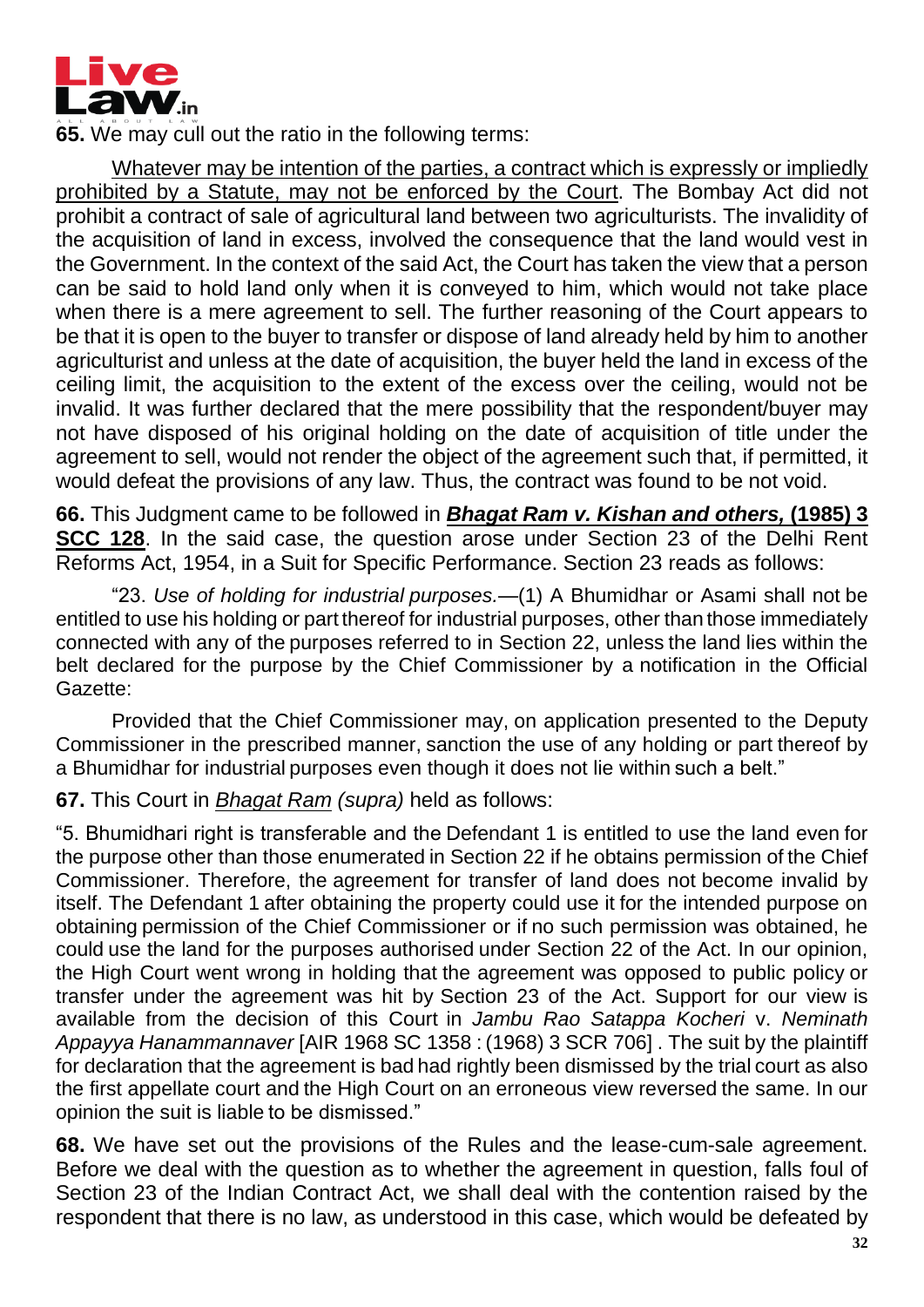**65.** We may cull out the ratio in the following terms:

Whatever may be intention of the parties, a contract which is expressly or impliedly prohibited by a Statute, may not be enforced by the Court. The Bombay Act did not prohibit a contract of sale of agricultural land between two agriculturists. The invalidity of the acquisition of land in excess, involved the consequence that the land would vest in the Government. In the context of the said Act, the Court has taken the view that a person can be said to hold land only when it is conveyed to him, which would not take place when there is a mere agreement to sell. The further reasoning of the Court appears to be that it is open to the buyer to transfer or dispose of land already held by him to another agriculturist and unless at the date of acquisition, the buyer held the land in excess of the ceiling limit, the acquisition to the extent of the excess over the ceiling, would not be invalid. It was further declared that the mere possibility that the respondent/buyer may not have disposed of his original holding on the date of acquisition of title under the agreement to sell, would not render the object of the agreement such that, if permitted, it would defeat the provisions of any law. Thus, the contract was found to be not void.

**66.** This Judgment came to be followed in ***Bhagat Ram v. Kishan and others,* (1985) 3 SCC 128**. In the said case, the question arose under Section 23 of the Delhi Rent Reforms Act, 1954, in a Suit for Specific Performance. Section 23 reads as follows:

"23. *Use of holding for industrial purposes.*—(1) A Bhumidhar or Asami shall not be entitled to use his holding or part thereof for industrial purposes, other than those immediately connected with any of the purposes referred to in Section 22, unless the land lies within the belt declared for the purpose by the Chief Commissioner by a notification in the Official Gazette:

Provided that the Chief Commissioner may, on application presented to the Deputy Commissioner in the prescribed manner, sanction the use of any holding or part thereof by a Bhumidhar for industrial purposes even though it does not lie within such a belt."

**67.** This Court in *Bhagat Ram (supra)* held as follows:

"5. Bhumidhari right is transferable and the Defendant 1 is entitled to use the land even for the purpose other than those enumerated in Section 22 if he obtains permission of the Chief Commissioner. Therefore, the agreement for transfer of land does not become invalid by itself. The Defendant 1 after obtaining the property could use it for the intended purpose on obtaining permission of the Chief Commissioner or if no such permission was obtained, he could use the land for the purposes authorised under Section 22 of the Act. In our opinion, the High Court went wrong in holding that the agreement was opposed to public policy or transfer under the agreement was hit by Section 23 of the Act. Support for our view is available from the decision of this Court in *Jambu Rao Satappa Kocheri* v. *Neminath Appayya Hanammannaver* [AIR 1968 SC 1358 : (1968) 3 SCR 706] . The suit by the plaintiff for declaration that the agreement is bad had rightly been dismissed by the trial court as also the first appellate court and the High Court on an erroneous view reversed the same. In our opinion the suit is liable to be dismissed."

**68.** We have set out the provisions of the Rules and the lease-cum-sale agreement. Before we deal with the question as to whether the agreement in question, falls foul of Section 23 of the Indian Contract Act, we shall deal with the contention raised by the respondent that there is no law, as understood in this case, which would be defeated by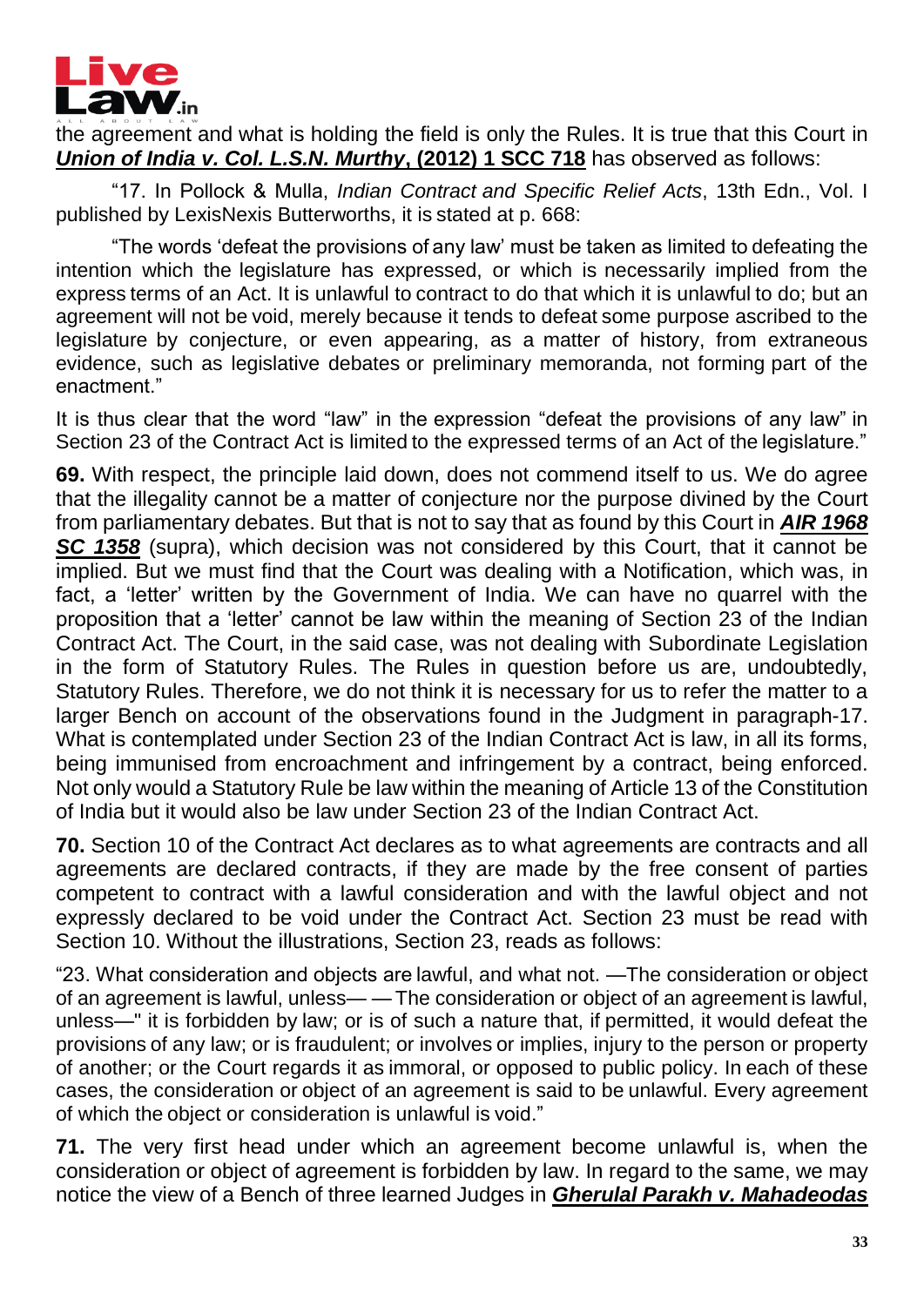the agreement and what is holding the field is only the Rules. It is true that this Court in ***Union of India v. Col. L.S.N. Murthy*, (2012) 1 SCC 718** has observed as follows:

"17. In Pollock & Mulla, *Indian Contract and Specific Relief Acts*, 13th Edn., Vol. I published by LexisNexis Butterworths, it is stated at p. 668:

"The words 'defeat the provisions of any law' must be taken as limited to defeating the intention which the legislature has expressed, or which is necessarily implied from the express terms of an Act. It is unlawful to contract to do that which it is unlawful to do; but an agreement will not be void, merely because it tends to defeat some purpose ascribed to the legislature by conjecture, or even appearing, as a matter of history, from extraneous evidence, such as legislative debates or preliminary memoranda, not forming part of the enactment."

It is thus clear that the word "law" in the expression "defeat the provisions of any law" in Section 23 of the Contract Act is limited to the expressed terms of an Act of the legislature."

**69.** With respect, the principle laid down, does not commend itself to us. We do agree that the illegality cannot be a matter of conjecture nor the purpose divined by the Court from parliamentary debates. But that is not to say that as found by this Court in ***AIR 1968 SC 1358*** (supra), which decision was not considered by this Court, that it cannot be implied. But we must find that the Court was dealing with a Notification, which was, in fact, a 'letter' written by the Government of India. We can have no quarrel with the proposition that a 'letter' cannot be law within the meaning of Section 23 of the Indian Contract Act. The Court, in the said case, was not dealing with Subordinate Legislation in the form of Statutory Rules. The Rules in question before us are, undoubtedly, Statutory Rules. Therefore, we do not think it is necessary for us to refer the matter to a larger Bench on account of the observations found in the Judgment in paragraph-17. What is contemplated under Section 23 of the Indian Contract Act is law, in all its forms, being immunised from encroachment and infringement by a contract, being enforced. Not only would a Statutory Rule be law within the meaning of Article 13 of the Constitution of India but it would also be law under Section 23 of the Indian Contract Act.

**70.** Section 10 of the Contract Act declares as to what agreements are contracts and all agreements are declared contracts, if they are made by the free consent of parties competent to contract with a lawful consideration and with the lawful object and not expressly declared to be void under the Contract Act. Section 23 must be read with Section 10. Without the illustrations, Section 23, reads as follows:

"23. What consideration and objects are lawful, and what not. —The consideration or object of an agreement is lawful, unless— — The consideration or object of an agreement is lawful, unless—" it is forbidden by law; or is of such a nature that, if permitted, it would defeat the provisions of any law; or is fraudulent; or involves or implies, injury to the person or property of another; or the Court regards it as immoral, or opposed to public policy. In each of these cases, the consideration or object of an agreement is said to be unlawful. Every agreement of which the object or consideration is unlawful is void."

**71.** The very first head under which an agreement become unlawful is, when the consideration or object of agreement is forbidden by law. In regard to the same, we may notice the view of a Bench of three learned Judges in ***Gherulal Parakh v. Mahadeodas***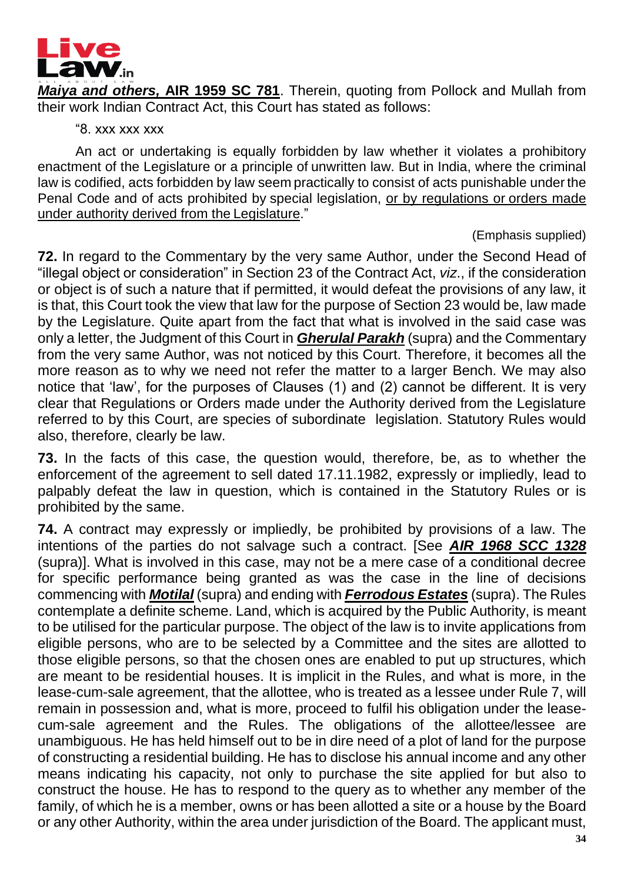***Maiya and others*, AIR 1959 SC 781**. Therein, quoting from Pollock and Mullah from their work Indian Contract Act, this Court has stated as follows:

> "8. xxx xxx xxx
>
> An act or undertaking is equally forbidden by law whether it violates a prohibitory enactment of the Legislature or a principle of unwritten law. But in India, where the criminal law is codified, acts forbidden by law seem practically to consist of acts punishable under the Penal Code and of acts prohibited by special legislation, <u>or by regulations or orders made under authority derived from the Legislature</u>."
>
> (Emphasis supplied)

**72.** In regard to the Commentary by the very same Author, under the Second Head of "illegal object or consideration" in Section 23 of the Contract Act, *viz*., if the consideration or object is of such a nature that if permitted, it would defeat the provisions of any law, it is that, this Court took the view that law for the purpose of Section 23 would be, law made by the Legislature. Quite apart from the fact that what is involved in the said case was only a letter, the Judgment of this Court in ***Gherulal Parakh*** (supra) and the Commentary from the very same Author, was not noticed by this Court. Therefore, it becomes all the more reason as to why we need not refer the matter to a larger Bench. We may also notice that 'law', for the purposes of Clauses (1) and (2) cannot be different. It is very clear that Regulations or Orders made under the Authority derived from the Legislature referred to by this Court, are species of subordinate legislation. Statutory Rules would also, therefore, clearly be law.

**73.** In the facts of this case, the question would, therefore, be, as to whether the enforcement of the agreement to sell dated 17.11.1982, expressly or impliedly, lead to palpably defeat the law in question, which is contained in the Statutory Rules or is prohibited by the same.

**74.** A contract may expressly or impliedly, be prohibited by provisions of a law. The intentions of the parties do not salvage such a contract. [See ***AIR 1968 SCC 1328*** (supra)]. What is involved in this case, may not be a mere case of a conditional decree for specific performance being granted as was the case in the line of decisions commencing with ***Motilal*** (supra) and ending with ***Ferrodous Estates*** (supra). The Rules contemplate a definite scheme. Land, which is acquired by the Public Authority, is meant to be utilised for the particular purpose. The object of the law is to invite applications from eligible persons, who are to be selected by a Committee and the sites are allotted to those eligible persons, so that the chosen ones are enabled to put up structures, which are meant to be residential houses. It is implicit in the Rules, and what is more, in the lease-cum-sale agreement, that the allottee, who is treated as a lessee under Rule 7, will remain in possession and, what is more, proceed to fulfil his obligation under the lease-cum-sale agreement and the Rules. The obligations of the allottee/lessee are unambiguous. He has held himself out to be in dire need of a plot of land for the purpose of constructing a residential building. He has to disclose his annual income and any other means indicating his capacity, not only to purchase the site applied for but also to construct the house. He has to respond to the query as to whether any member of the family, of which he is a member, owns or has been allotted a site or a house by the Board or any other Authority, within the area under jurisdiction of the Board. The applicant must,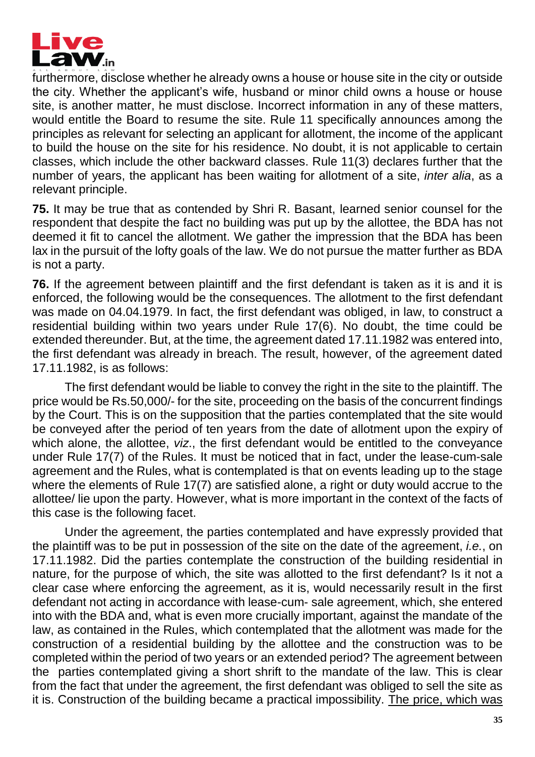furthermore, disclose whether he already owns a house or house site in the city or outside the city. Whether the applicant's wife, husband or minor child owns a house or house site, is another matter, he must disclose. Incorrect information in any of these matters, would entitle the Board to resume the site. Rule 11 specifically announces among the principles as relevant for selecting an applicant for allotment, the income of the applicant to build the house on the site for his residence. No doubt, it is not applicable to certain classes, which include the other backward classes. Rule 11(3) declares further that the number of years, the applicant has been waiting for allotment of a site, *inter alia*, as a relevant principle.

**75.** It may be true that as contended by Shri R. Basant, learned senior counsel for the respondent that despite the fact no building was put up by the allottee, the BDA has not deemed it fit to cancel the allotment. We gather the impression that the BDA has been lax in the pursuit of the lofty goals of the law. We do not pursue the matter further as BDA is not a party.

**76.** If the agreement between plaintiff and the first defendant is taken as it is and it is enforced, the following would be the consequences. The allotment to the first defendant was made on 04.04.1979. In fact, the first defendant was obliged, in law, to construct a residential building within two years under Rule 17(6). No doubt, the time could be extended thereunder. But, at the time, the agreement dated 17.11.1982 was entered into, the first defendant was already in breach. The result, however, of the agreement dated 17.11.1982, is as follows:

The first defendant would be liable to convey the right in the site to the plaintiff. The price would be Rs.50,000/- for the site, proceeding on the basis of the concurrent findings by the Court. This is on the supposition that the parties contemplated that the site would be conveyed after the period of ten years from the date of allotment upon the expiry of which alone, the allottee, *viz*., the first defendant would be entitled to the conveyance under Rule 17(7) of the Rules. It must be noticed that in fact, under the lease-cum-sale agreement and the Rules, what is contemplated is that on events leading up to the stage where the elements of Rule 17(7) are satisfied alone, a right or duty would accrue to the allottee/ lie upon the party. However, what is more important in the context of the facts of this case is the following facet.

Under the agreement, the parties contemplated and have expressly provided that the plaintiff was to be put in possession of the site on the date of the agreement, *i.e.*, on 17.11.1982. Did the parties contemplate the construction of the building residential in nature, for the purpose of which, the site was allotted to the first defendant? Is it not a clear case where enforcing the agreement, as it is, would necessarily result in the first defendant not acting in accordance with lease-cum- sale agreement, which, she entered into with the BDA and, what is even more crucially important, against the mandate of the law, as contained in the Rules, which contemplated that the allotment was made for the construction of a residential building by the allottee and the construction was to be completed within the period of two years or an extended period? The agreement between the parties contemplated giving a short shrift to the mandate of the law. This is clear from the fact that under the agreement, the first defendant was obliged to sell the site as it is. Construction of the building became a practical impossibility. <u>The price, which was</u>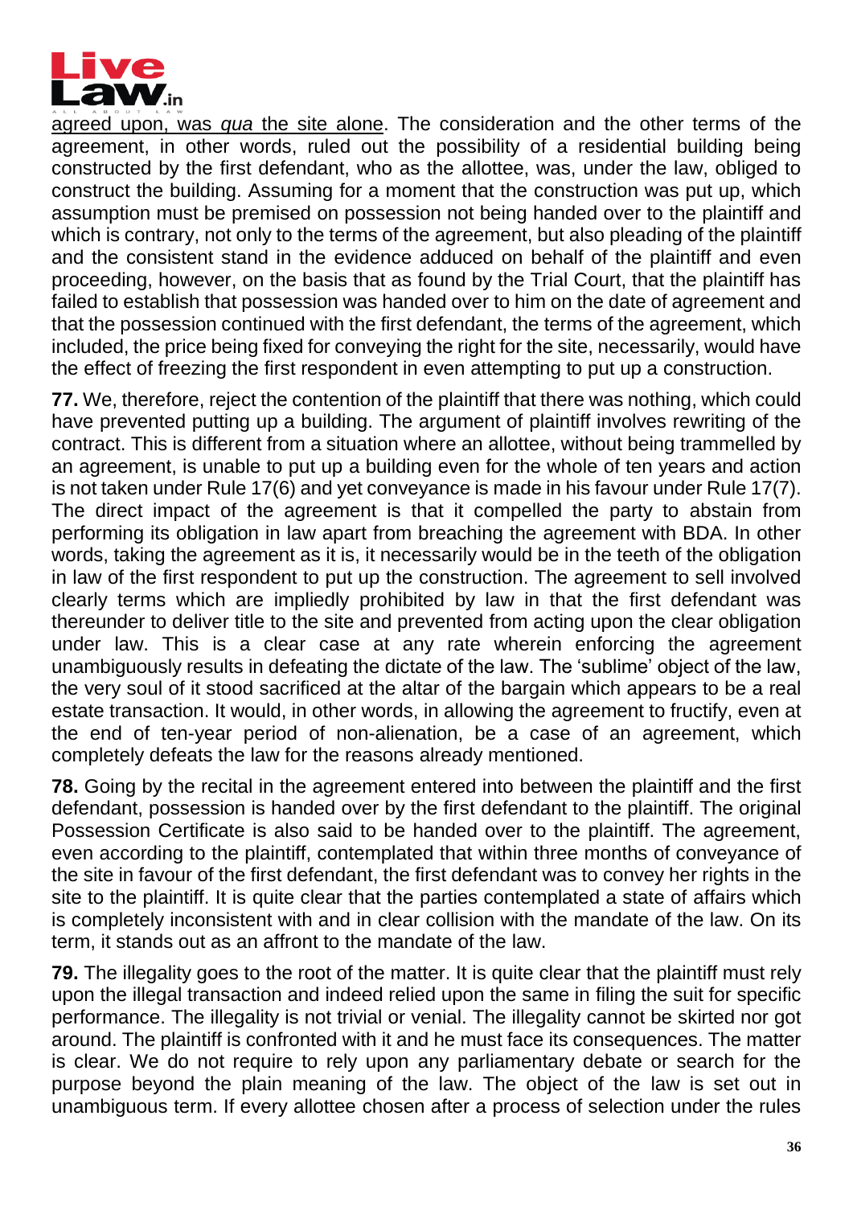agreed upon, was *qua* the site alone. The consideration and the other terms of the agreement, in other words, ruled out the possibility of a residential building being constructed by the first defendant, who as the allottee, was, under the law, obliged to construct the building. Assuming for a moment that the construction was put up, which assumption must be premised on possession not being handed over to the plaintiff and which is contrary, not only to the terms of the agreement, but also pleading of the plaintiff and the consistent stand in the evidence adduced on behalf of the plaintiff and even proceeding, however, on the basis that as found by the Trial Court, that the plaintiff has failed to establish that possession was handed over to him on the date of agreement and that the possession continued with the first defendant, the terms of the agreement, which included, the price being fixed for conveying the right for the site, necessarily, would have the effect of freezing the first respondent in even attempting to put up a construction.

**77.** We, therefore, reject the contention of the plaintiff that there was nothing, which could have prevented putting up a building. The argument of plaintiff involves rewriting of the contract. This is different from a situation where an allottee, without being trammelled by an agreement, is unable to put up a building even for the whole of ten years and action is not taken under Rule 17(6) and yet conveyance is made in his favour under Rule 17(7). The direct impact of the agreement is that it compelled the party to abstain from performing its obligation in law apart from breaching the agreement with BDA. In other words, taking the agreement as it is, it necessarily would be in the teeth of the obligation in law of the first respondent to put up the construction. The agreement to sell involved clearly terms which are impliedly prohibited by law in that the first defendant was thereunder to deliver title to the site and prevented from acting upon the clear obligation under law. This is a clear case at any rate wherein enforcing the agreement unambiguously results in defeating the dictate of the law. The 'sublime' object of the law, the very soul of it stood sacrificed at the altar of the bargain which appears to be a real estate transaction. It would, in other words, in allowing the agreement to fructify, even at the end of ten-year period of non-alienation, be a case of an agreement, which completely defeats the law for the reasons already mentioned.

**78.** Going by the recital in the agreement entered into between the plaintiff and the first defendant, possession is handed over by the first defendant to the plaintiff. The original Possession Certificate is also said to be handed over to the plaintiff. The agreement, even according to the plaintiff, contemplated that within three months of conveyance of the site in favour of the first defendant, the first defendant was to convey her rights in the site to the plaintiff. It is quite clear that the parties contemplated a state of affairs which is completely inconsistent with and in clear collision with the mandate of the law. On its term, it stands out as an affront to the mandate of the law.

**79.** The illegality goes to the root of the matter. It is quite clear that the plaintiff must rely upon the illegal transaction and indeed relied upon the same in filing the suit for specific performance. The illegality is not trivial or venial. The illegality cannot be skirted nor got around. The plaintiff is confronted with it and he must face its consequences. The matter is clear. We do not require to rely upon any parliamentary debate or search for the purpose beyond the plain meaning of the law. The object of the law is set out in unambiguous term. If every allottee chosen after a process of selection under the rules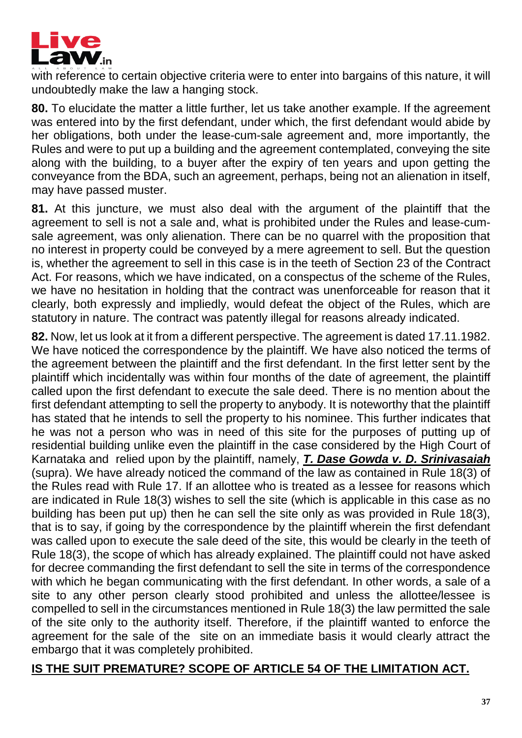with reference to certain objective criteria were to enter into bargains of this nature, it will undoubtedly make the law a hanging stock.

**80.** To elucidate the matter a little further, let us take another example. If the agreement was entered into by the first defendant, under which, the first defendant would abide by her obligations, both under the lease-cum-sale agreement and, more importantly, the Rules and were to put up a building and the agreement contemplated, conveying the site along with the building, to a buyer after the expiry of ten years and upon getting the conveyance from the BDA, such an agreement, perhaps, being not an alienation in itself, may have passed muster.

**81.** At this juncture, we must also deal with the argument of the plaintiff that the agreement to sell is not a sale and, what is prohibited under the Rules and lease-cum-sale agreement, was only alienation. There can be no quarrel with the proposition that no interest in property could be conveyed by a mere agreement to sell. But the question is, whether the agreement to sell in this case is in the teeth of Section 23 of the Contract Act. For reasons, which we have indicated, on a conspectus of the scheme of the Rules, we have no hesitation in holding that the contract was unenforceable for reason that it clearly, both expressly and impliedly, would defeat the object of the Rules, which are statutory in nature. The contract was patently illegal for reasons already indicated.

**82.** Now, let us look at it from a different perspective. The agreement is dated 17.11.1982. We have noticed the correspondence by the plaintiff. We have also noticed the terms of the agreement between the plaintiff and the first defendant. In the first letter sent by the plaintiff which incidentally was within four months of the date of agreement, the plaintiff called upon the first defendant to execute the sale deed. There is no mention about the first defendant attempting to sell the property to anybody. It is noteworthy that the plaintiff has stated that he intends to sell the property to his nominee. This further indicates that he was not a person who was in need of this site for the purposes of putting up of residential building unlike even the plaintiff in the case considered by the High Court of Karnataka and relied upon by the plaintiff, namely, ***T. Dase Gowda v. D. Srinivasaiah*** (supra). We have already noticed the command of the law as contained in Rule 18(3) of the Rules read with Rule 17. If an allottee who is treated as a lessee for reasons which are indicated in Rule 18(3) wishes to sell the site (which is applicable in this case as no building has been put up) then he can sell the site only as was provided in Rule 18(3), that is to say, if going by the correspondence by the plaintiff wherein the first defendant was called upon to execute the sale deed of the site, this would be clearly in the teeth of Rule 18(3), the scope of which has already explained. The plaintiff could not have asked for decree commanding the first defendant to sell the site in terms of the correspondence with which he began communicating with the first defendant. In other words, a sale of a site to any other person clearly stood prohibited and unless the allottee/lessee is compelled to sell in the circumstances mentioned in Rule 18(3) the law permitted the sale of the site only to the authority itself. Therefore, if the plaintiff wanted to enforce the agreement for the sale of the site on an immediate basis it would clearly attract the embargo that it was completely prohibited.

**IS THE SUIT PREMATURE? SCOPE OF ARTICLE 54 OF THE LIMITATION ACT.**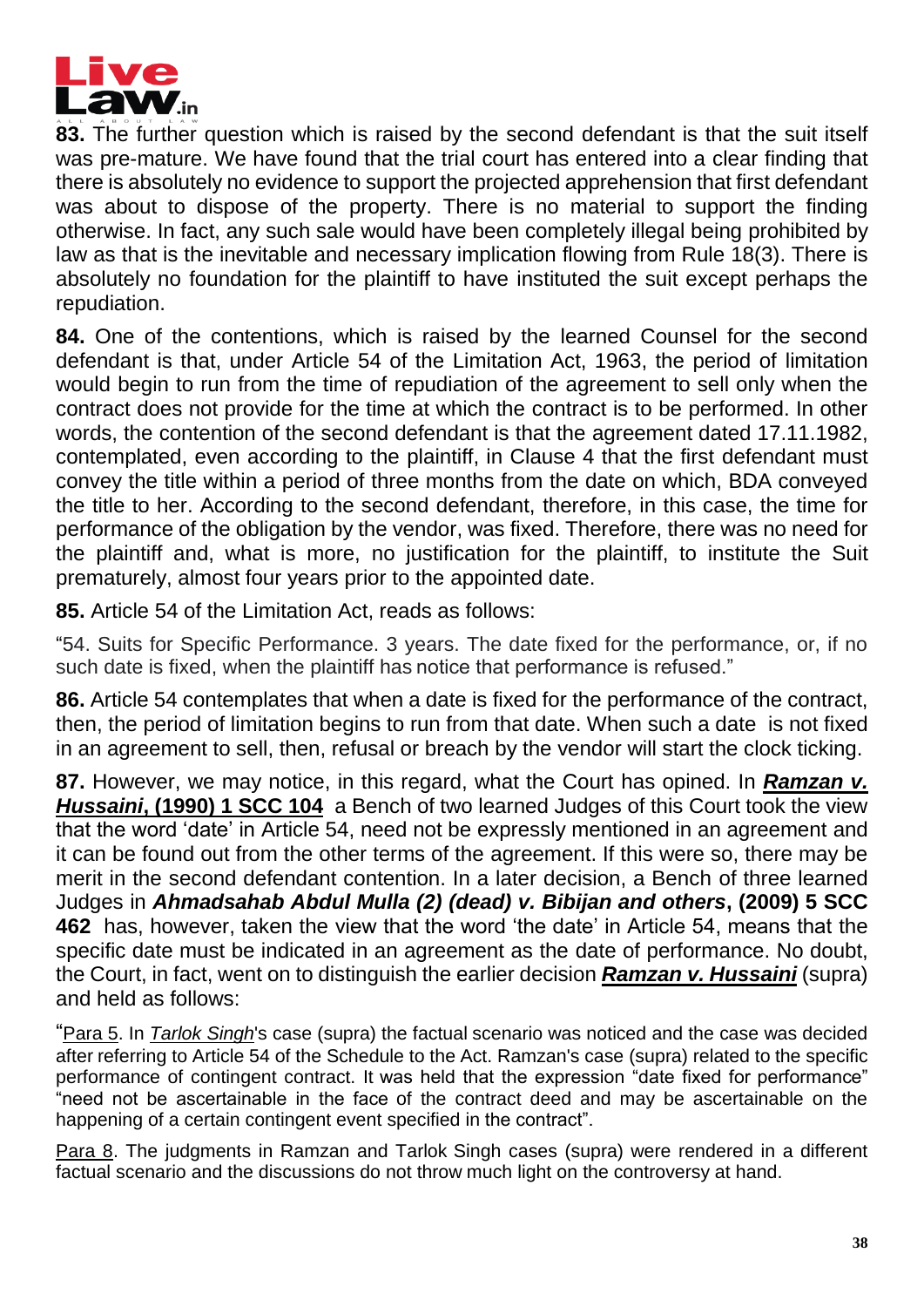**83.** The further question which is raised by the second defendant is that the suit itself was pre-mature. We have found that the trial court has entered into a clear finding that there is absolutely no evidence to support the projected apprehension that first defendant was about to dispose of the property. There is no material to support the finding otherwise. In fact, any such sale would have been completely illegal being prohibited by law as that is the inevitable and necessary implication flowing from Rule 18(3). There is absolutely no foundation for the plaintiff to have instituted the suit except perhaps the repudiation.

**84.** One of the contentions, which is raised by the learned Counsel for the second defendant is that, under Article 54 of the Limitation Act, 1963, the period of limitation would begin to run from the time of repudiation of the agreement to sell only when the contract does not provide for the time at which the contract is to be performed. In other words, the contention of the second defendant is that the agreement dated 17.11.1982, contemplated, even according to the plaintiff, in Clause 4 that the first defendant must convey the title within a period of three months from the date on which, BDA conveyed the title to her. According to the second defendant, therefore, in this case, the time for performance of the obligation by the vendor, was fixed. Therefore, there was no need for the plaintiff and, what is more, no justification for the plaintiff, to institute the Suit prematurely, almost four years prior to the appointed date.

**85.** Article 54 of the Limitation Act, reads as follows:

"54. Suits for Specific Performance. 3 years. The date fixed for the performance, or, if no such date is fixed, when the plaintiff has notice that performance is refused."

**86.** Article 54 contemplates that when a date is fixed for the performance of the contract, then, the period of limitation begins to run from that date. When such a date is not fixed in an agreement to sell, then, refusal or breach by the vendor will start the clock ticking.

**87.** However, we may notice, in this regard, what the Court has opined. In ***Ramzan v. Hussaini*, (1990) 1 SCC 104** a Bench of two learned Judges of this Court took the view that the word 'date' in Article 54, need not be expressly mentioned in an agreement and it can be found out from the other terms of the agreement. If this were so, there may be merit in the second defendant contention. In a later decision, a Bench of three learned Judges in ***Ahmadsahab Abdul Mulla (2) (dead) v. Bibijan and others*, (2009) 5 SCC 462** has, however, taken the view that the word 'the date' in Article 54, means that the specific date must be indicated in an agreement as the date of performance. No doubt, the Court, in fact, went on to distinguish the earlier decision ***Ramzan v. Hussaini*** (supra) and held as follows:

"Para 5. In *Tarlok Singh*'s case (supra) the factual scenario was noticed and the case was decided after referring to Article 54 of the Schedule to the Act. Ramzan's case (supra) related to the specific performance of contingent contract. It was held that the expression "date fixed for performance" "need not be ascertainable in the face of the contract deed and may be ascertainable on the happening of a certain contingent event specified in the contract".

Para 8. The judgments in Ramzan and Tarlok Singh cases (supra) were rendered in a different factual scenario and the discussions do not throw much light on the controversy at hand.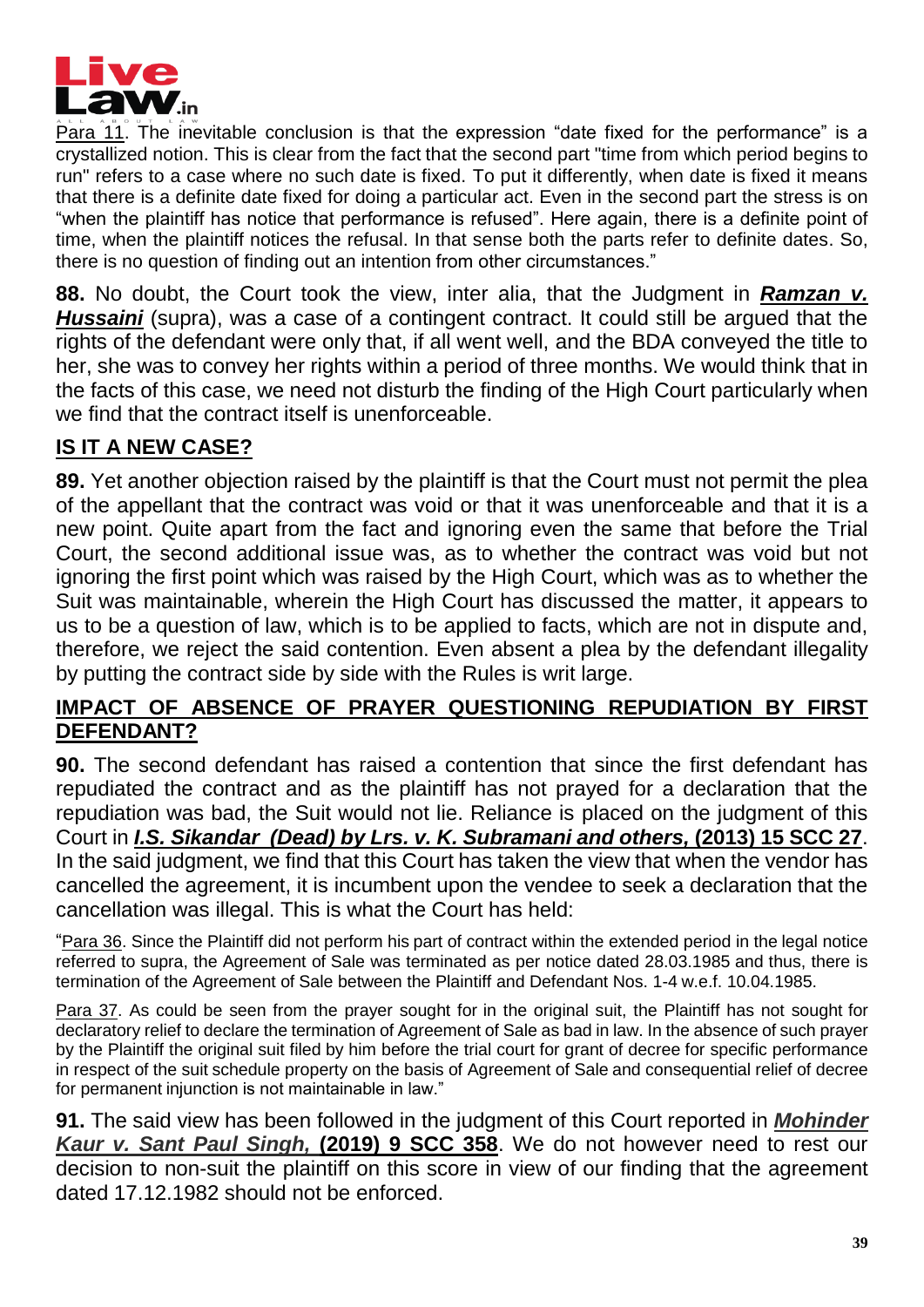Para 11. The inevitable conclusion is that the expression "date fixed for the performance" is a crystallized notion. This is clear from the fact that the second part "time from which period begins to run" refers to a case where no such date is fixed. To put it differently, when date is fixed it means that there is a definite date fixed for doing a particular act. Even in the second part the stress is on "when the plaintiff has notice that performance is refused". Here again, there is a definite point of time, when the plaintiff notices the refusal. In that sense both the parts refer to definite dates. So, there is no question of finding out an intention from other circumstances."

**88.** No doubt, the Court took the view, inter alia, that the Judgment in ***Ramzan v. Hussaini*** (supra), was a case of a contingent contract. It could still be argued that the rights of the defendant were only that, if all went well, and the BDA conveyed the title to her, she was to convey her rights within a period of three months. We would think that in the facts of this case, we need not disturb the finding of the High Court particularly when we find that the contract itself is unenforceable.

## IS IT A NEW CASE?

**89.** Yet another objection raised by the plaintiff is that the Court must not permit the plea of the appellant that the contract was void or that it was unenforceable and that it is a new point. Quite apart from the fact and ignoring even the same that before the Trial Court, the second additional issue was, as to whether the contract was void but not ignoring the first point which was raised by the High Court, which was as to whether the Suit was maintainable, wherein the High Court has discussed the matter, it appears to us to be a question of law, which is to be applied to facts, which are not in dispute and, therefore, we reject the said contention. Even absent a plea by the defendant illegality by putting the contract side by side with the Rules is writ large.

## IMPACT OF ABSENCE OF PRAYER QUESTIONING REPUDIATION BY FIRST DEFENDANT?

**90.** The second defendant has raised a contention that since the first defendant has repudiated the contract and as the plaintiff has not prayed for a declaration that the repudiation was bad, the Suit would not lie. Reliance is placed on the judgment of this Court in ***I.S. Sikandar (Dead) by Lrs. v. K. Subramani and others,* (2013) 15 SCC 27**. In the said judgment, we find that this Court has taken the view that when the vendor has cancelled the agreement, it is incumbent upon the vendee to seek a declaration that the cancellation was illegal. This is what the Court has held:

"Para 36. Since the Plaintiff did not perform his part of contract within the extended period in the legal notice referred to supra, the Agreement of Sale was terminated as per notice dated 28.03.1985 and thus, there is termination of the Agreement of Sale between the Plaintiff and Defendant Nos. 1-4 w.e.f. 10.04.1985.

Para 37. As could be seen from the prayer sought for in the original suit, the Plaintiff has not sought for declaratory relief to declare the termination of Agreement of Sale as bad in law. In the absence of such prayer by the Plaintiff the original suit filed by him before the trial court for grant of decree for specific performance in respect of the suit schedule property on the basis of Agreement of Sale and consequential relief of decree for permanent injunction is not maintainable in law."

**91.** The said view has been followed in the judgment of this Court reported in ***Mohinder Kaur v. Sant Paul Singh,* (2019) 9 SCC 358**. We do not however need to rest our decision to non-suit the plaintiff on this score in view of our finding that the agreement dated 17.12.1982 should not be enforced.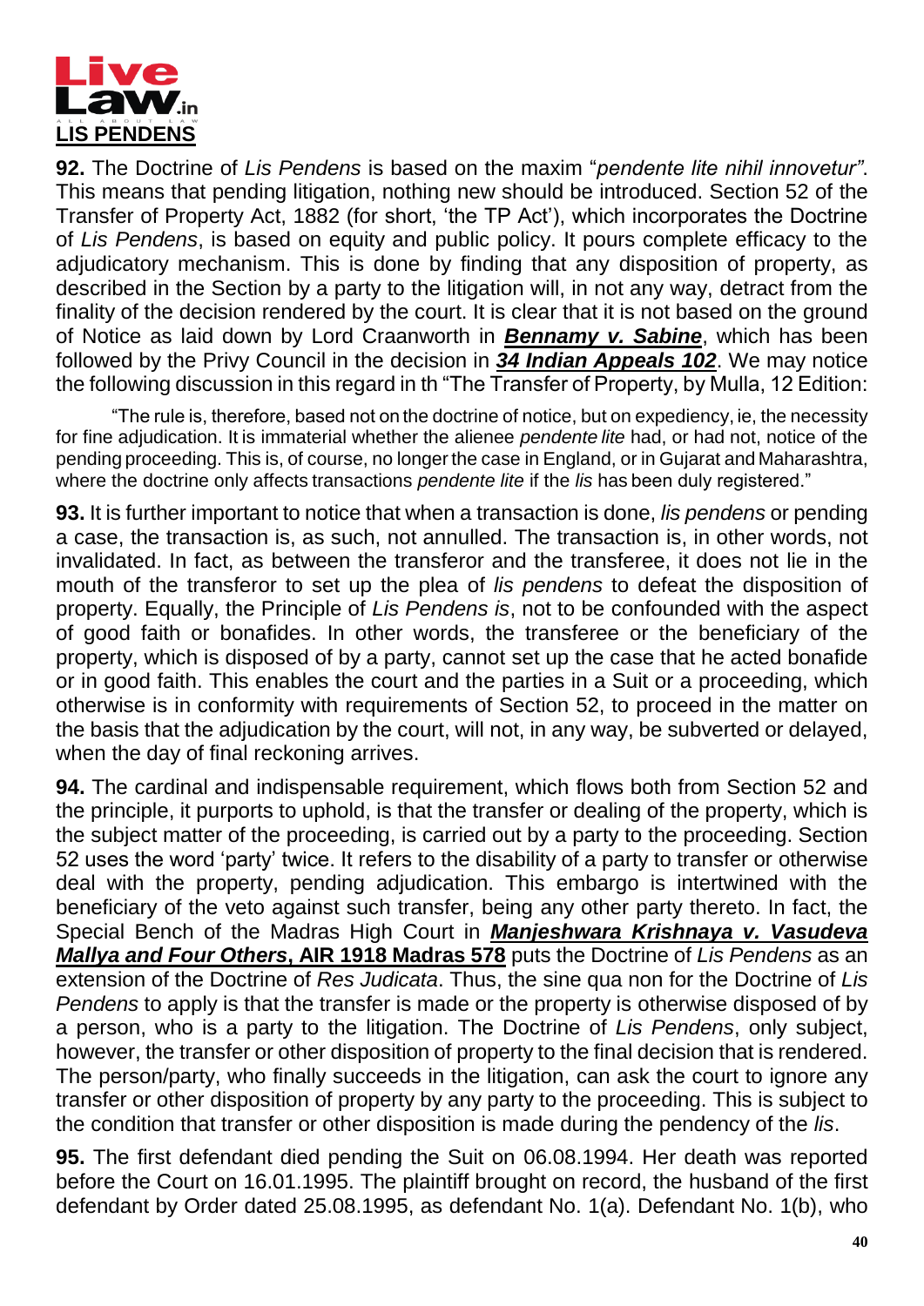## LIS PENDENS

**92.** The Doctrine of *Lis Pendens* is based on the maxim "*pendente lite nihil innovetur"*. This means that pending litigation, nothing new should be introduced. Section 52 of the Transfer of Property Act, 1882 (for short, 'the TP Act'), which incorporates the Doctrine of *Lis Pendens*, is based on equity and public policy. It pours complete efficacy to the adjudicatory mechanism. This is done by finding that any disposition of property, as described in the Section by a party to the litigation will, in not any way, detract from the finality of the decision rendered by the court. It is clear that it is not based on the ground of Notice as laid down by Lord Craanworth in ***Bennamy v. Sabine***, which has been followed by the Privy Council in the decision in ***34 Indian Appeals 102***. We may notice the following discussion in this regard in th "The Transfer of Property, by Mulla, 12 Edition:

> "The rule is, therefore, based not on the doctrine of notice, but on expediency, ie, the necessity for fine adjudication. It is immaterial whether the alienee *pendente lite* had, or had not, notice of the pending proceeding. This is, of course, no longer the case in England, or in Gujarat and Maharashtra, where the doctrine only affects transactions *pendente lite* if the *lis* has been duly registered."

**93.** It is further important to notice that when a transaction is done, *lis pendens* or pending a case, the transaction is, as such, not annulled. The transaction is, in other words, not invalidated. In fact, as between the transferor and the transferee, it does not lie in the mouth of the transferor to set up the plea of *lis pendens* to defeat the disposition of property. Equally, the Principle of *Lis Pendens is*, not to be confounded with the aspect of good faith or bonafides. In other words, the transferee or the beneficiary of the property, which is disposed of by a party, cannot set up the case that he acted bonafide or in good faith. This enables the court and the parties in a Suit or a proceeding, which otherwise is in conformity with requirements of Section 52, to proceed in the matter on the basis that the adjudication by the court, will not, in any way, be subverted or delayed, when the day of final reckoning arrives.

**94.** The cardinal and indispensable requirement, which flows both from Section 52 and the principle, it purports to uphold, is that the transfer or dealing of the property, which is the subject matter of the proceeding, is carried out by a party to the proceeding. Section 52 uses the word 'party' twice. It refers to the disability of a party to transfer or otherwise deal with the property, pending adjudication. This embargo is intertwined with the beneficiary of the veto against such transfer, being any other party thereto. In fact, the Special Bench of the Madras High Court in ***Manjeshwara Krishnaya v. Vasudeva Mallya and Four Others*, AIR 1918 Madras 578** puts the Doctrine of *Lis Pendens* as an extension of the Doctrine of *Res Judicata*. Thus, the sine qua non for the Doctrine of *Lis Pendens* to apply is that the transfer is made or the property is otherwise disposed of by a person, who is a party to the litigation. The Doctrine of *Lis Pendens*, only subject, however, the transfer or other disposition of property to the final decision that is rendered. The person/party, who finally succeeds in the litigation, can ask the court to ignore any transfer or other disposition of property by any party to the proceeding. This is subject to the condition that transfer or other disposition is made during the pendency of the *lis*.

**95.** The first defendant died pending the Suit on 06.08.1994. Her death was reported before the Court on 16.01.1995. The plaintiff brought on record, the husband of the first defendant by Order dated 25.08.1995, as defendant No. 1(a). Defendant No. 1(b), who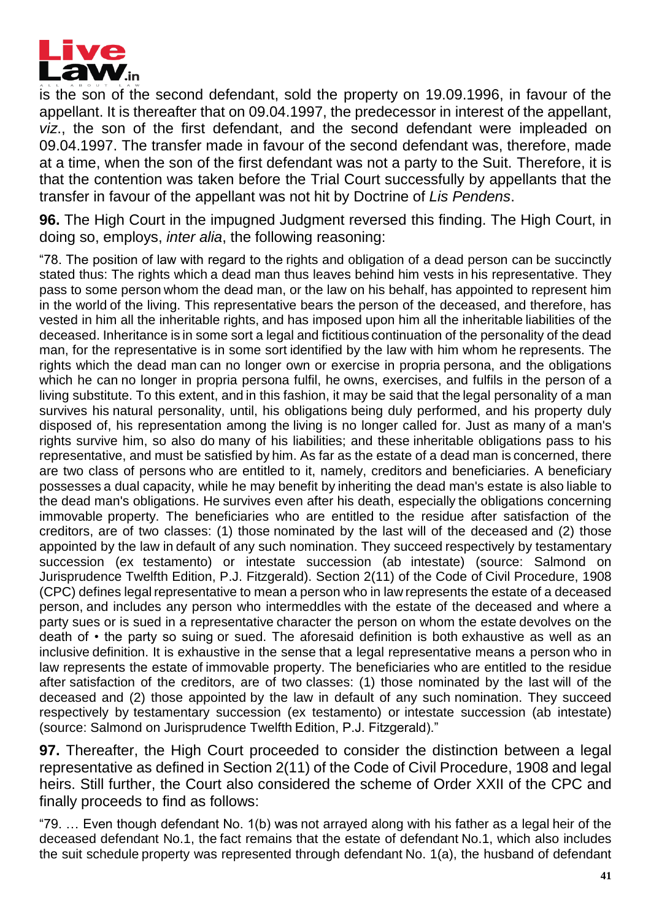is the son of the second defendant, sold the property on 19.09.1996, in favour of the appellant. It is thereafter that on 09.04.1997, the predecessor in interest of the appellant, *viz*., the son of the first defendant, and the second defendant were impleaded on 09.04.1997. The transfer made in favour of the second defendant was, therefore, made at a time, when the son of the first defendant was not a party to the Suit. Therefore, it is that the contention was taken before the Trial Court successfully by appellants that the transfer in favour of the appellant was not hit by Doctrine of *Lis Pendens*.

**96.** The High Court in the impugned Judgment reversed this finding. The High Court, in doing so, employs, *inter alia*, the following reasoning:

"78. The position of law with regard to the rights and obligation of a dead person can be succinctly stated thus: The rights which a dead man thus leaves behind him vests in his representative. They pass to some person whom the dead man, or the law on his behalf, has appointed to represent him in the world of the living. This representative bears the person of the deceased, and therefore, has vested in him all the inheritable rights, and has imposed upon him all the inheritable liabilities of the deceased. Inheritance is in some sort a legal and fictitious continuation of the personality of the dead man, for the representative is in some sort identified by the law with him whom he represents. The rights which the dead man can no longer own or exercise in propria persona, and the obligations which he can no longer in propria persona fulfil, he owns, exercises, and fulfils in the person of a living substitute. To this extent, and in this fashion, it may be said that the legal personality of a man survives his natural personality, until, his obligations being duly performed, and his property duly disposed of, his representation among the living is no longer called for. Just as many of a man's rights survive him, so also do many of his liabilities; and these inheritable obligations pass to his representative, and must be satisfied by him. As far as the estate of a dead man is concerned, there are two class of persons who are entitled to it, namely, creditors and beneficiaries. A beneficiary possesses a dual capacity, while he may benefit by inheriting the dead man's estate is also liable to the dead man's obligations. He survives even after his death, especially the obligations concerning immovable property. The beneficiaries who are entitled to the residue after satisfaction of the creditors, are of two classes: (1) those nominated by the last will of the deceased and (2) those appointed by the law in default of any such nomination. They succeed respectively by testamentary succession (ex testamento) or intestate succession (ab intestate) (source: Salmond on Jurisprudence Twelfth Edition, P.J. Fitzgerald). Section 2(11) of the Code of Civil Procedure, 1908 (CPC) defines legal representative to mean a person who in law represents the estate of a deceased person, and includes any person who intermeddles with the estate of the deceased and where a party sues or is sued in a representative character the person on whom the estate devolves on the death of • the party so suing or sued. The aforesaid definition is both exhaustive as well as an inclusive definition. It is exhaustive in the sense that a legal representative means a person who in law represents the estate of immovable property. The beneficiaries who are entitled to the residue after satisfaction of the creditors, are of two classes: (1) those nominated by the last will of the deceased and (2) those appointed by the law in default of any such nomination. They succeed respectively by testamentary succession (ex testamento) or intestate succession (ab intestate) (source: Salmond on Jurisprudence Twelfth Edition, P.J. Fitzgerald)."

**97.** Thereafter, the High Court proceeded to consider the distinction between a legal representative as defined in Section 2(11) of the Code of Civil Procedure, 1908 and legal heirs. Still further, the Court also considered the scheme of Order XXII of the CPC and finally proceeds to find as follows:

"79. … Even though defendant No. 1(b) was not arrayed along with his father as a legal heir of the deceased defendant No.1, the fact remains that the estate of defendant No.1, which also includes the suit schedule property was represented through defendant No. 1(a), the husband of defendant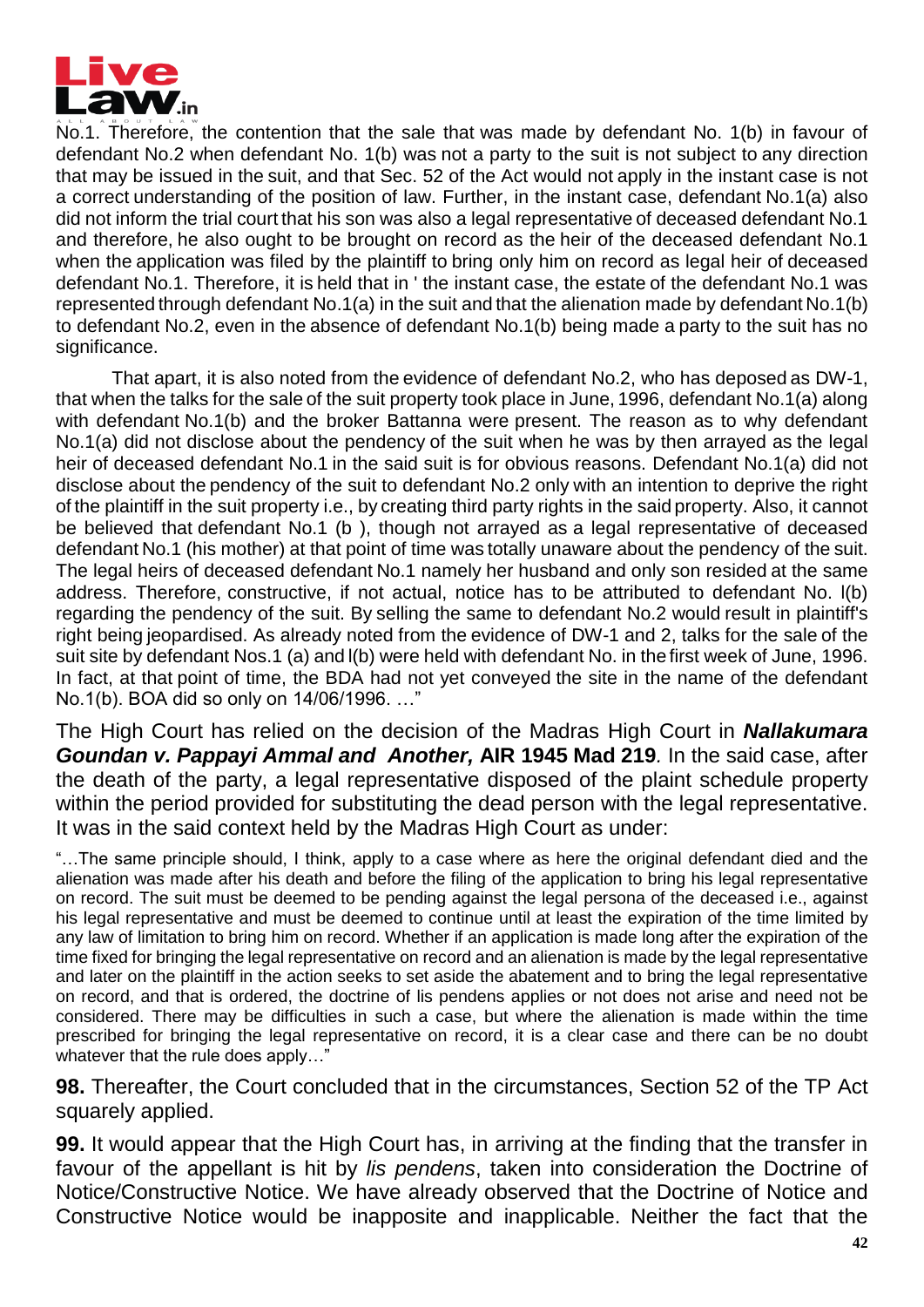No.1. Therefore, the contention that the sale that was made by defendant No. 1(b) in favour of defendant No.2 when defendant No. 1(b) was not a party to the suit is not subject to any direction that may be issued in the suit, and that Sec. 52 of the Act would not apply in the instant case is not a correct understanding of the position of law. Further, in the instant case, defendant No.1(a) also did not inform the trial court that his son was also a legal representative of deceased defendant No.1 and therefore, he also ought to be brought on record as the heir of the deceased defendant No.1 when the application was filed by the plaintiff to bring only him on record as legal heir of deceased defendant No.1. Therefore, it is held that in ' the instant case, the estate of the defendant No.1 was represented through defendant No.1(a) in the suit and that the alienation made by defendant No.1(b) to defendant No.2, even in the absence of defendant No.1(b) being made a party to the suit has no significance.

That apart, it is also noted from the evidence of defendant No.2, who has deposed as DW-1, that when the talks for the sale of the suit property took place in June, 1996, defendant No.1(a) along with defendant No.1(b) and the broker Battanna were present. The reason as to why defendant No.1(a) did not disclose about the pendency of the suit when he was by then arrayed as the legal heir of deceased defendant No.1 in the said suit is for obvious reasons. Defendant No.1(a) did not disclose about the pendency of the suit to defendant No.2 only with an intention to deprive the right of the plaintiff in the suit property i.e., by creating third party rights in the said property. Also, it cannot be believed that defendant No.1 (b ), though not arrayed as a legal representative of deceased defendant No.1 (his mother) at that point of time was totally unaware about the pendency of the suit. The legal heirs of deceased defendant No.1 namely her husband and only son resided at the same address. Therefore, constructive, if not actual, notice has to be attributed to defendant No. l(b) regarding the pendency of the suit. By selling the same to defendant No.2 would result in plaintiff's right being jeopardised. As already noted from the evidence of DW-1 and 2, talks for the sale of the suit site by defendant Nos.1 (a) and l(b) were held with defendant No. in the first week of June, 1996. In fact, at that point of time, the BDA had not yet conveyed the site in the name of the defendant No.1(b). BOA did so only on 14/06/1996. …"

The High Court has relied on the decision of the Madras High Court in ***Nallakumara Goundan v. Pappayi Ammal and Another,*** **AIR 1945 Mad 219**. In the said case, after the death of the party, a legal representative disposed of the plaint schedule property within the period provided for substituting the dead person with the legal representative. It was in the said context held by the Madras High Court as under:

"…The same principle should, I think, apply to a case where as here the original defendant died and the alienation was made after his death and before the filing of the application to bring his legal representative on record. The suit must be deemed to be pending against the legal persona of the deceased i.e., against his legal representative and must be deemed to continue until at least the expiration of the time limited by any law of limitation to bring him on record. Whether if an application is made long after the expiration of the time fixed for bringing the legal representative on record and an alienation is made by the legal representative and later on the plaintiff in the action seeks to set aside the abatement and to bring the legal representative on record, and that is ordered, the doctrine of lis pendens applies or not does not arise and need not be considered. There may be difficulties in such a case, but where the alienation is made within the time prescribed for bringing the legal representative on record, it is a clear case and there can be no doubt whatever that the rule does apply…"

**98.** Thereafter, the Court concluded that in the circumstances, Section 52 of the TP Act squarely applied.

**99.** It would appear that the High Court has, in arriving at the finding that the transfer in favour of the appellant is hit by *lis pendens*, taken into consideration the Doctrine of Notice/Constructive Notice. We have already observed that the Doctrine of Notice and Constructive Notice would be inapposite and inapplicable. Neither the fact that the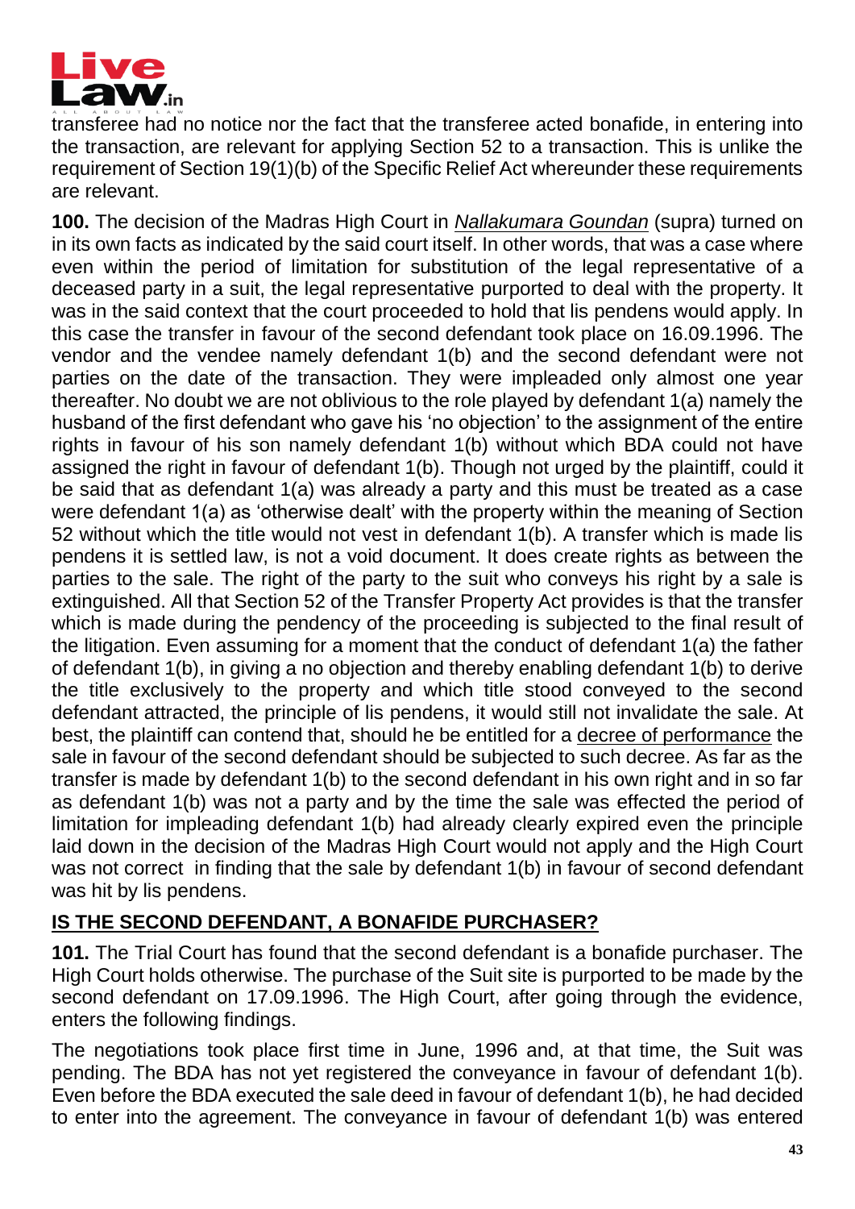transferee had no notice nor the fact that the transferee acted bonafide, in entering into the transaction, are relevant for applying Section 52 to a transaction. This is unlike the requirement of Section 19(1)(b) of the Specific Relief Act whereunder these requirements are relevant.

**100.** The decision of the Madras High Court in *Nallakumara Goundan* (supra) turned on in its own facts as indicated by the said court itself. In other words, that was a case where even within the period of limitation for substitution of the legal representative of a deceased party in a suit, the legal representative purported to deal with the property. It was in the said context that the court proceeded to hold that lis pendens would apply. In this case the transfer in favour of the second defendant took place on 16.09.1996. The vendor and the vendee namely defendant 1(b) and the second defendant were not parties on the date of the transaction. They were impleaded only almost one year thereafter. No doubt we are not oblivious to the role played by defendant 1(a) namely the husband of the first defendant who gave his 'no objection' to the assignment of the entire rights in favour of his son namely defendant 1(b) without which BDA could not have assigned the right in favour of defendant 1(b). Though not urged by the plaintiff, could it be said that as defendant 1(a) was already a party and this must be treated as a case were defendant 1(a) as 'otherwise dealt' with the property within the meaning of Section 52 without which the title would not vest in defendant 1(b). A transfer which is made lis pendens it is settled law, is not a void document. It does create rights as between the parties to the sale. The right of the party to the suit who conveys his right by a sale is extinguished. All that Section 52 of the Transfer Property Act provides is that the transfer which is made during the pendency of the proceeding is subjected to the final result of the litigation. Even assuming for a moment that the conduct of defendant 1(a) the father of defendant 1(b), in giving a no objection and thereby enabling defendant 1(b) to derive the title exclusively to the property and which title stood conveyed to the second defendant attracted, the principle of lis pendens, it would still not invalidate the sale. At best, the plaintiff can contend that, should he be entitled for a decree of performance the sale in favour of the second defendant should be subjected to such decree. As far as the transfer is made by defendant 1(b) to the second defendant in his own right and in so far as defendant 1(b) was not a party and by the time the sale was effected the period of limitation for impleading defendant 1(b) had already clearly expired even the principle laid down in the decision of the Madras High Court would not apply and the High Court was not correct in finding that the sale by defendant 1(b) in favour of second defendant was hit by lis pendens.

## IS THE SECOND DEFENDANT, A BONAFIDE PURCHASER?

**101.** The Trial Court has found that the second defendant is a bonafide purchaser. The High Court holds otherwise. The purchase of the Suit site is purported to be made by the second defendant on 17.09.1996. The High Court, after going through the evidence, enters the following findings.

The negotiations took place first time in June, 1996 and, at that time, the Suit was pending. The BDA has not yet registered the conveyance in favour of defendant 1(b). Even before the BDA executed the sale deed in favour of defendant 1(b), he had decided to enter into the agreement. The conveyance in favour of defendant 1(b) was entered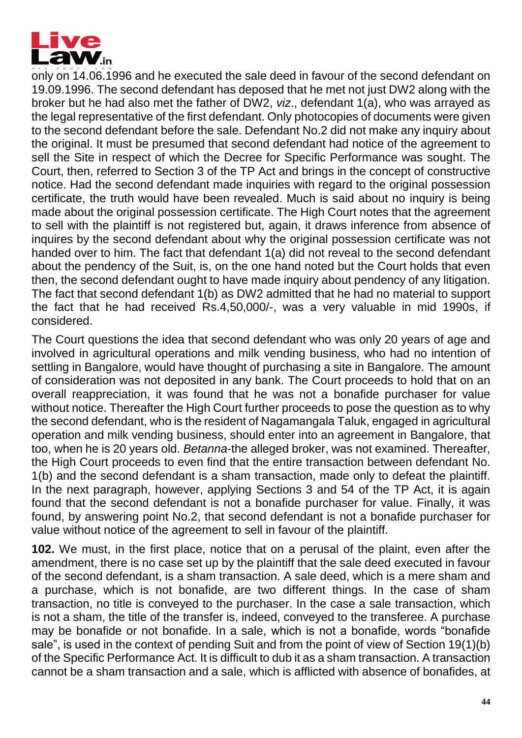only on 14.06.1996 and he executed the sale deed in favour of the second defendant on 19.09.1996. The second defendant has deposed that he met not just DW2 along with the broker but he had also met the father of DW2, *viz*., defendant 1(a), who was arrayed as the legal representative of the first defendant. Only photocopies of documents were given to the second defendant before the sale. Defendant No.2 did not make any inquiry about the original. It must be presumed that second defendant had notice of the agreement to sell the Site in respect of which the Decree for Specific Performance was sought. The Court, then, referred to Section 3 of the TP Act and brings in the concept of constructive notice. Had the second defendant made inquiries with regard to the original possession certificate, the truth would have been revealed. Much is said about no inquiry is being made about the original possession certificate. The High Court notes that the agreement to sell with the plaintiff is not registered but, again, it draws inference from absence of inquires by the second defendant about why the original possession certificate was not handed over to him. The fact that defendant 1(a) did not reveal to the second defendant about the pendency of the Suit, is, on the one hand noted but the Court holds that even then, the second defendant ought to have made inquiry about pendency of any litigation. The fact that second defendant 1(b) as DW2 admitted that he had no material to support the fact that he had received Rs.4,50,000/-, was a very valuable in mid 1990s, if considered.

The Court questions the idea that second defendant who was only 20 years of age and involved in agricultural operations and milk vending business, who had no intention of settling in Bangalore, would have thought of purchasing a site in Bangalore. The amount of consideration was not deposited in any bank. The Court proceeds to hold that on an overall reappreciation, it was found that he was not a bonafide purchaser for value without notice. Thereafter the High Court further proceeds to pose the question as to why the second defendant, who is the resident of Nagamangala Taluk, engaged in agricultural operation and milk vending business, should enter into an agreement in Bangalore, that too, when he is 20 years old. *Betanna*-the alleged broker, was not examined. Thereafter, the High Court proceeds to even find that the entire transaction between defendant No. 1(b) and the second defendant is a sham transaction, made only to defeat the plaintiff. In the next paragraph, however, applying Sections 3 and 54 of the TP Act, it is again found that the second defendant is not a bonafide purchaser for value. Finally, it was found, by answering point No.2, that second defendant is not a bonafide purchaser for value without notice of the agreement to sell in favour of the plaintiff.

**102.** We must, in the first place, notice that on a perusal of the plaint, even after the amendment, there is no case set up by the plaintiff that the sale deed executed in favour of the second defendant, is a sham transaction. A sale deed, which is a mere sham and a purchase, which is not bonafide, are two different things. In the case of sham transaction, no title is conveyed to the purchaser. In the case a sale transaction, which is not a sham, the title of the transfer is, indeed, conveyed to the transferee. A purchase may be bonafide or not bonafide. In a sale, which is not a bonafide, words "bonafide sale", is used in the context of pending Suit and from the point of view of Section 19(1)(b) of the Specific Performance Act. It is difficult to dub it as a sham transaction. A transaction cannot be a sham transaction and a sale, which is afflicted with absence of bonafides, at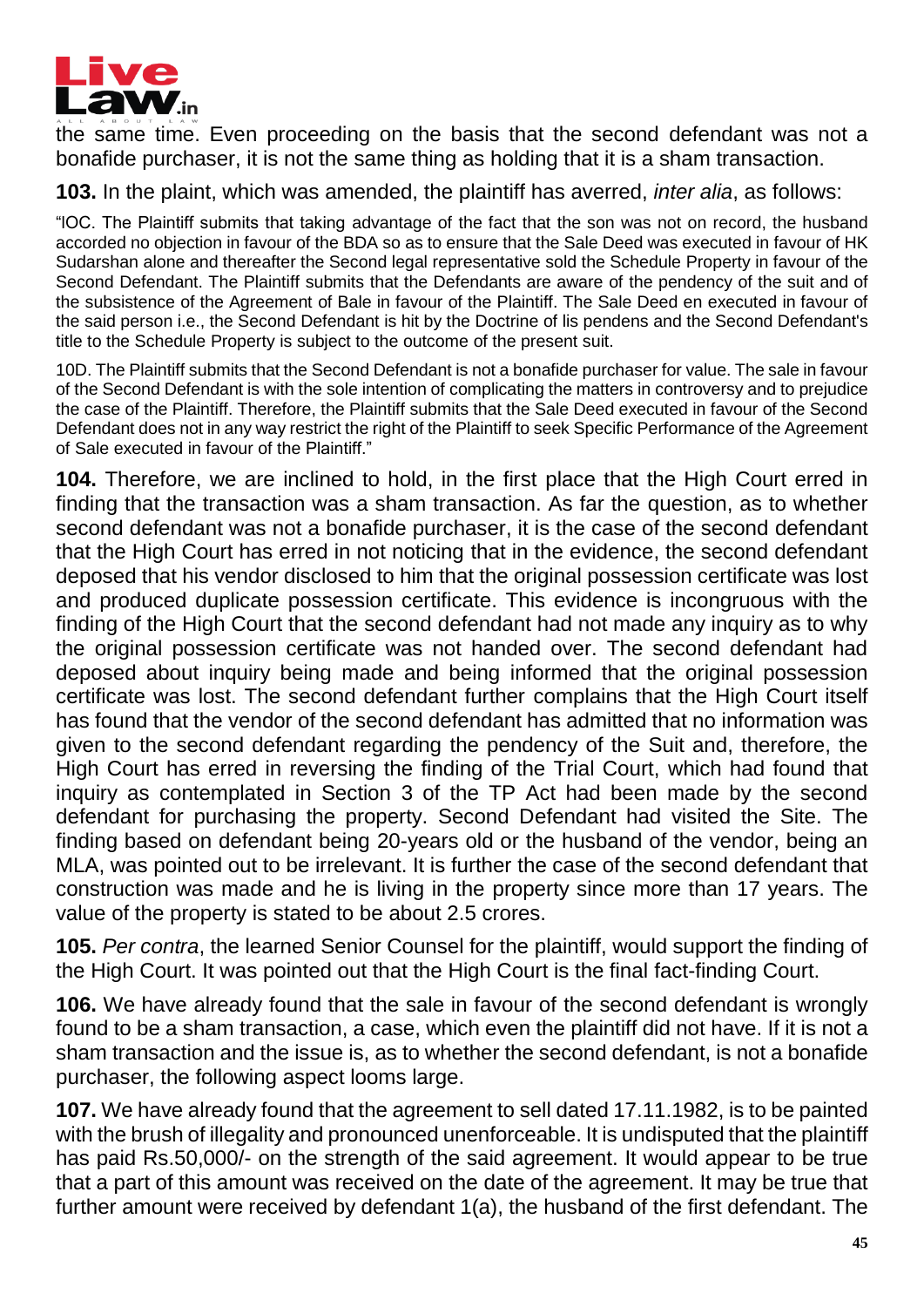the same time. Even proceeding on the basis that the second defendant was not a bonafide purchaser, it is not the same thing as holding that it is a sham transaction.

**103.** In the plaint, which was amended, the plaintiff has averred, *inter alia*, as follows:

"lOC. The Plaintiff submits that taking advantage of the fact that the son was not on record, the husband accorded no objection in favour of the BDA so as to ensure that the Sale Deed was executed in favour of HK Sudarshan alone and thereafter the Second legal representative sold the Schedule Property in favour of the Second Defendant. The Plaintiff submits that the Defendants are aware of the pendency of the suit and of the subsistence of the Agreement of Bale in favour of the Plaintiff. The Sale Deed en executed in favour of the said person i.e., the Second Defendant is hit by the Doctrine of lis pendens and the Second Defendant's title to the Schedule Property is subject to the outcome of the present suit.

10D. The Plaintiff submits that the Second Defendant is not a bonafide purchaser for value. The sale in favour of the Second Defendant is with the sole intention of complicating the matters in controversy and to prejudice the case of the Plaintiff. Therefore, the Plaintiff submits that the Sale Deed executed in favour of the Second Defendant does not in any way restrict the right of the Plaintiff to seek Specific Performance of the Agreement of Sale executed in favour of the Plaintiff."

**104.** Therefore, we are inclined to hold, in the first place that the High Court erred in finding that the transaction was a sham transaction. As far the question, as to whether second defendant was not a bonafide purchaser, it is the case of the second defendant that the High Court has erred in not noticing that in the evidence, the second defendant deposed that his vendor disclosed to him that the original possession certificate was lost and produced duplicate possession certificate. This evidence is incongruous with the finding of the High Court that the second defendant had not made any inquiry as to why the original possession certificate was not handed over. The second defendant had deposed about inquiry being made and being informed that the original possession certificate was lost. The second defendant further complains that the High Court itself has found that the vendor of the second defendant has admitted that no information was given to the second defendant regarding the pendency of the Suit and, therefore, the High Court has erred in reversing the finding of the Trial Court, which had found that inquiry as contemplated in Section 3 of the TP Act had been made by the second defendant for purchasing the property. Second Defendant had visited the Site. The finding based on defendant being 20-years old or the husband of the vendor, being an MLA, was pointed out to be irrelevant. It is further the case of the second defendant that construction was made and he is living in the property since more than 17 years. The value of the property is stated to be about 2.5 crores.

**105.** *Per contra*, the learned Senior Counsel for the plaintiff, would support the finding of the High Court. It was pointed out that the High Court is the final fact-finding Court.

**106.** We have already found that the sale in favour of the second defendant is wrongly found to be a sham transaction, a case, which even the plaintiff did not have. If it is not a sham transaction and the issue is, as to whether the second defendant, is not a bonafide purchaser, the following aspect looms large.

**107.** We have already found that the agreement to sell dated 17.11.1982, is to be painted with the brush of illegality and pronounced unenforceable. It is undisputed that the plaintiff has paid Rs.50,000/- on the strength of the said agreement. It would appear to be true that a part of this amount was received on the date of the agreement. It may be true that further amount were received by defendant 1(a), the husband of the first defendant. The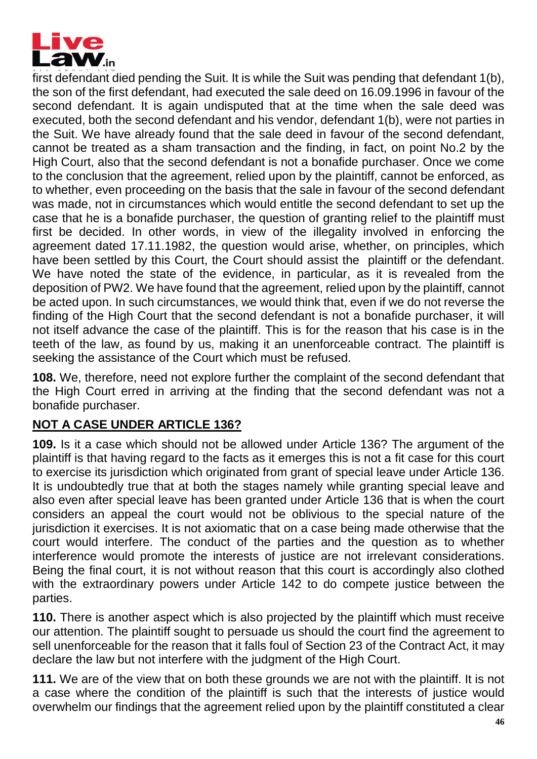first defendant died pending the Suit. It is while the Suit was pending that defendant 1(b), the son of the first defendant, had executed the sale deed on 16.09.1996 in favour of the second defendant. It is again undisputed that at the time when the sale deed was executed, both the second defendant and his vendor, defendant 1(b), were not parties in the Suit. We have already found that the sale deed in favour of the second defendant, cannot be treated as a sham transaction and the finding, in fact, on point No.2 by the High Court, also that the second defendant is not a bonafide purchaser. Once we come to the conclusion that the agreement, relied upon by the plaintiff, cannot be enforced, as to whether, even proceeding on the basis that the sale in favour of the second defendant was made, not in circumstances which would entitle the second defendant to set up the case that he is a bonafide purchaser, the question of granting relief to the plaintiff must first be decided. In other words, in view of the illegality involved in enforcing the agreement dated 17.11.1982, the question would arise, whether, on principles, which have been settled by this Court, the Court should assist the plaintiff or the defendant. We have noted the state of the evidence, in particular, as it is revealed from the deposition of PW2. We have found that the agreement, relied upon by the plaintiff, cannot be acted upon. In such circumstances, we would think that, even if we do not reverse the finding of the High Court that the second defendant is not a bonafide purchaser, it will not itself advance the case of the plaintiff. This is for the reason that his case is in the teeth of the law, as found by us, making it an unenforceable contract. The plaintiff is seeking the assistance of the Court which must be refused.

**108.** We, therefore, need not explore further the complaint of the second defendant that the High Court erred in arriving at the finding that the second defendant was not a bonafide purchaser.

## NOT A CASE UNDER ARTICLE 136?

**109.** Is it a case which should not be allowed under Article 136? The argument of the plaintiff is that having regard to the facts as it emerges this is not a fit case for this court to exercise its jurisdiction which originated from grant of special leave under Article 136. It is undoubtedly true that at both the stages namely while granting special leave and also even after special leave has been granted under Article 136 that is when the court considers an appeal the court would not be oblivious to the special nature of the jurisdiction it exercises. It is not axiomatic that on a case being made otherwise that the court would interfere. The conduct of the parties and the question as to whether interference would promote the interests of justice are not irrelevant considerations. Being the final court, it is not without reason that this court is accordingly also clothed with the extraordinary powers under Article 142 to do compete justice between the parties.

**110.** There is another aspect which is also projected by the plaintiff which must receive our attention. The plaintiff sought to persuade us should the court find the agreement to sell unenforceable for the reason that it falls foul of Section 23 of the Contract Act, it may declare the law but not interfere with the judgment of the High Court.

**111.** We are of the view that on both these grounds we are not with the plaintiff. It is not a case where the condition of the plaintiff is such that the interests of justice would overwhelm our findings that the agreement relied upon by the plaintiff constituted a clear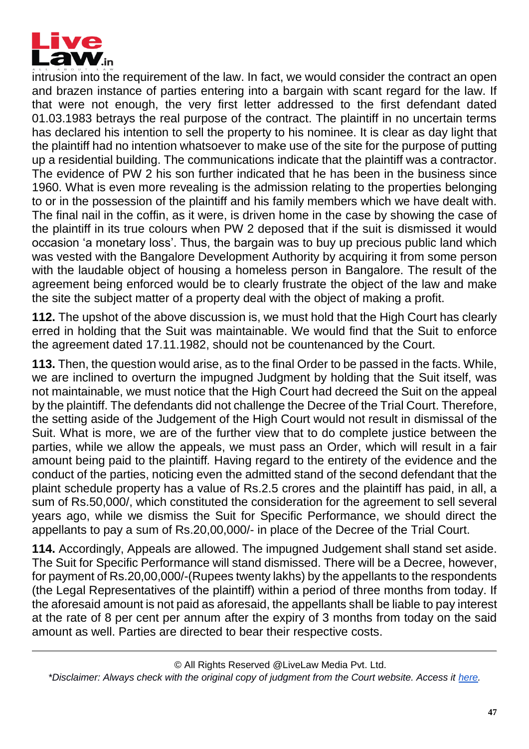intrusion into the requirement of the law. In fact, we would consider the contract an open and brazen instance of parties entering into a bargain with scant regard for the law. If that were not enough, the very first letter addressed to the first defendant dated 01.03.1983 betrays the real purpose of the contract. The plaintiff in no uncertain terms has declared his intention to sell the property to his nominee. It is clear as day light that the plaintiff had no intention whatsoever to make use of the site for the purpose of putting up a residential building. The communications indicate that the plaintiff was a contractor. The evidence of PW 2 his son further indicated that he has been in the business since 1960. What is even more revealing is the admission relating to the properties belonging to or in the possession of the plaintiff and his family members which we have dealt with. The final nail in the coffin, as it were, is driven home in the case by showing the case of the plaintiff in its true colours when PW 2 deposed that if the suit is dismissed it would occasion 'a monetary loss'. Thus, the bargain was to buy up precious public land which was vested with the Bangalore Development Authority by acquiring it from some person with the laudable object of housing a homeless person in Bangalore. The result of the agreement being enforced would be to clearly frustrate the object of the law and make the site the subject matter of a property deal with the object of making a profit.

**112.** The upshot of the above discussion is, we must hold that the High Court has clearly erred in holding that the Suit was maintainable. We would find that the Suit to enforce the agreement dated 17.11.1982, should not be countenanced by the Court.

**113.** Then, the question would arise, as to the final Order to be passed in the facts. While, we are inclined to overturn the impugned Judgment by holding that the Suit itself, was not maintainable, we must notice that the High Court had decreed the Suit on the appeal by the plaintiff. The defendants did not challenge the Decree of the Trial Court. Therefore, the setting aside of the Judgement of the High Court would not result in dismissal of the Suit. What is more, we are of the further view that to do complete justice between the parties, while we allow the appeals, we must pass an Order, which will result in a fair amount being paid to the plaintiff. Having regard to the entirety of the evidence and the conduct of the parties, noticing even the admitted stand of the second defendant that the plaint schedule property has a value of Rs.2.5 crores and the plaintiff has paid, in all, a sum of Rs.50,000/, which constituted the consideration for the agreement to sell several years ago, while we dismiss the Suit for Specific Performance, we should direct the appellants to pay a sum of Rs.20,00,000/- in place of the Decree of the Trial Court.

**114.** Accordingly, Appeals are allowed. The impugned Judgement shall stand set aside. The Suit for Specific Performance will stand dismissed. There will be a Decree, however, for payment of Rs.20,00,000/-(Rupees twenty lakhs) by the appellants to the respondents (the Legal Representatives of the plaintiff) within a period of three months from today. If the aforesaid amount is not paid as aforesaid, the appellants shall be liable to pay interest at the rate of 8 per cent per annum after the expiry of 3 months from today on the said amount as well. Parties are directed to bear their respective costs.